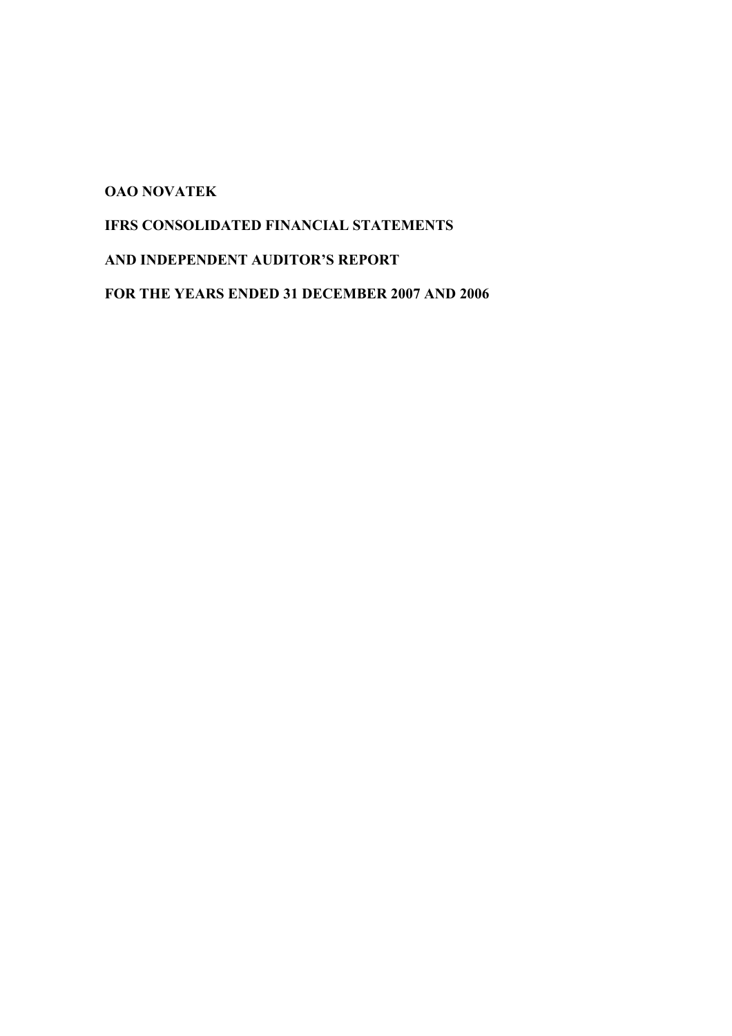**OAO NOVATEK**

**IFRS CONSOLIDATED FINANCIAL STATEMENTS**

**AND INDEPENDENT AUDITOR'S REPORT**

**FOR THE YEARS ENDED 31 DECEMBER 2007 AND 2006**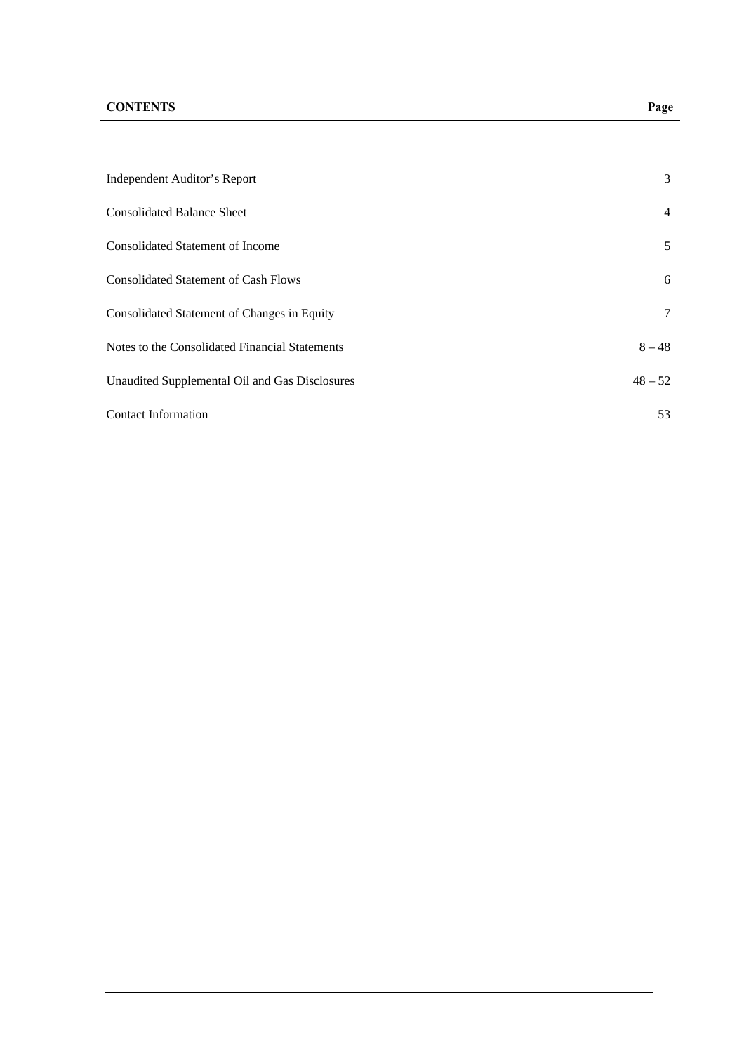| **CONTENTS** | **Page** |
| --- | --- |
| Independent Auditor's Report | 3 |
| Consolidated Balance Sheet | 4 |
| Consolidated Statement of Income | 5 |
| Consolidated Statement of Cash Flows | 6 |
| Consolidated Statement of Changes in Equity | 7 |
| Notes to the Consolidated Financial Statements | 8 – 48 |
| Unaudited Supplemental Oil and Gas Disclosures | 48 – 52 |
| Contact Information | 53 |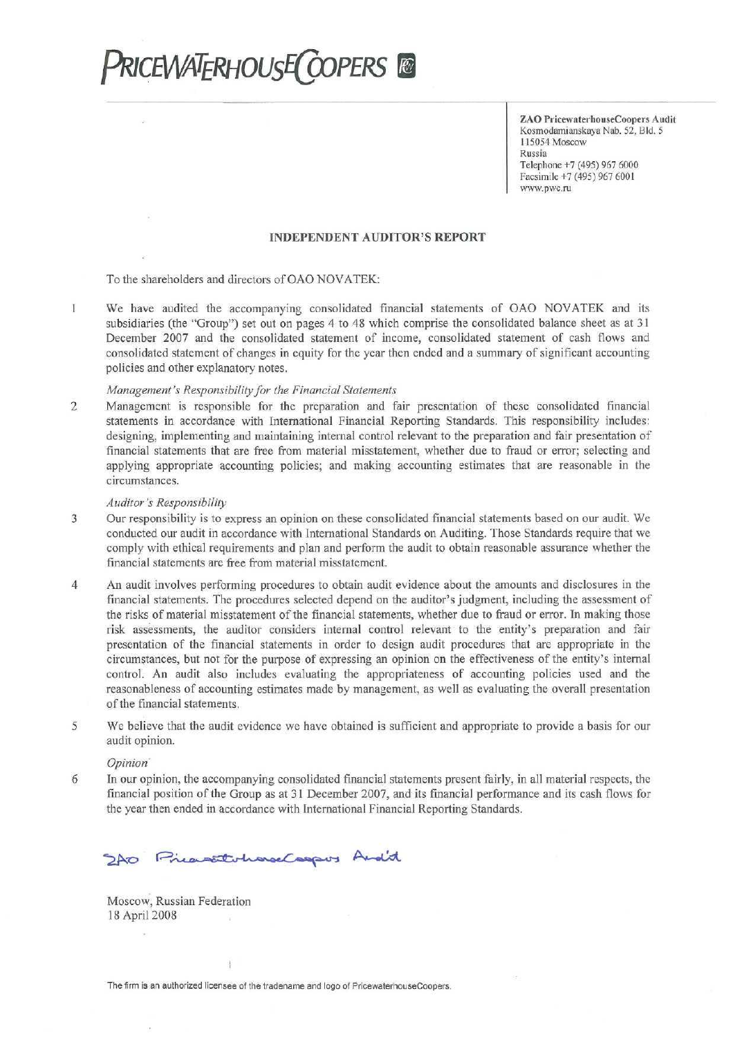# PRICEWATERHOUSECOOPERS

**ZAO PricewaterhouseCoopers Audit**
Kosmodamianskaya Nab. 52, Bld. 5
115054 Moscow
Russia
Telephone +7 (495) 967 6000
Facsimile +7 (495) 967 6001
www.pwc.ru

## INDEPENDENT AUDITOR'S REPORT

To the shareholders and directors of OAO NOVATEK:

1 We have audited the accompanying consolidated financial statements of OAO NOVATEK and its subsidiaries (the "Group") set out on pages 4 to 48 which comprise the consolidated balance sheet as at 31 December 2007 and the consolidated statement of income, consolidated statement of cash flows and consolidated statement of changes in equity for the year then ended and a summary of significant accounting policies and other explanatory notes.

*Management's Responsibility for the Financial Statements*

2 Management is responsible for the preparation and fair presentation of these consolidated financial statements in accordance with International Financial Reporting Standards. This responsibility includes: designing, implementing and maintaining internal control relevant to the preparation and fair presentation of financial statements that are free from material misstatement, whether due to fraud or error; selecting and applying appropriate accounting policies; and making accounting estimates that are reasonable in the circumstances.

*Auditor's Responsibility*

3 Our responsibility is to express an opinion on these consolidated financial statements based on our audit. We conducted our audit in accordance with International Standards on Auditing. Those Standards require that we comply with ethical requirements and plan and perform the audit to obtain reasonable assurance whether the financial statements are free from material misstatement.

4 An audit involves performing procedures to obtain audit evidence about the amounts and disclosures in the financial statements. The procedures selected depend on the auditor's judgment, including the assessment of the risks of material misstatement of the financial statements, whether due to fraud or error. In making those risk assessments, the auditor considers internal control relevant to the entity's preparation and fair presentation of the financial statements in order to design audit procedures that are appropriate in the circumstances, but not for the purpose of expressing an opinion on the effectiveness of the entity's internal control. An audit also includes evaluating the appropriateness of accounting policies used and the reasonableness of accounting estimates made by management, as well as evaluating the overall presentation of the financial statements.

5 We believe that the audit evidence we have obtained is sufficient and appropriate to provide a basis for our audit opinion.

*Opinion*

6 In our opinion, the accompanying consolidated financial statements present fairly, in all material respects, the financial position of the Group as at 31 December 2007, and its financial performance and its cash flows for the year then ended in accordance with International Financial Reporting Standards.

ZAO PricewaterhouseCoopers Audit

Moscow, Russian Federation
18 April 2008

The firm is an authorized licensee of the tradename and logo of PricewaterhouseCoopers.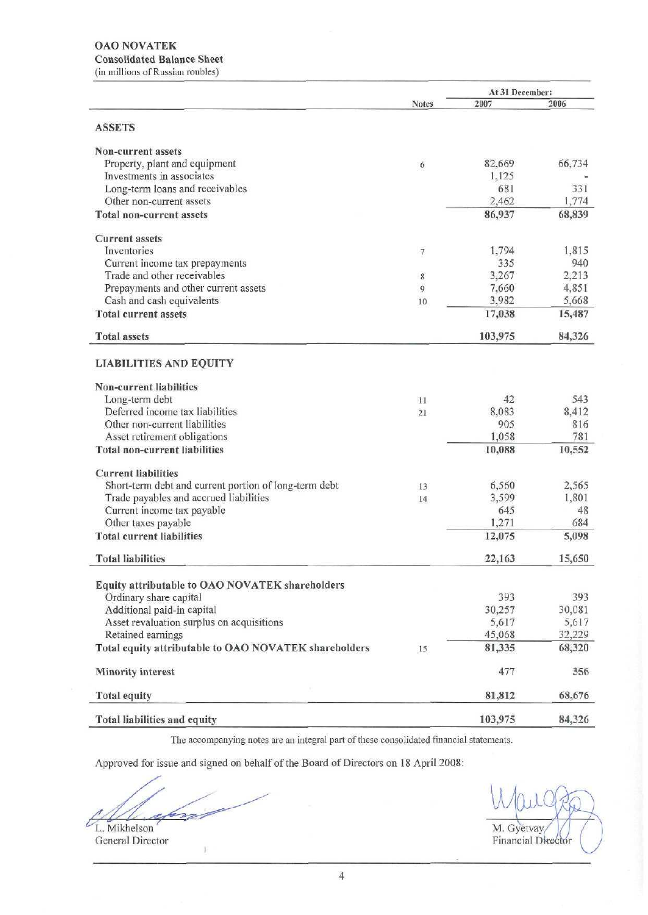# OAO NOVATEK

## Consolidated Balance Sheet

(in millions of Russian roubles)

| | Notes | At 31 December: 2007 | 2006 |
|---|---|---|---|
| **ASSETS** | | | |
| **Non-current assets** | | | |
| Property, plant and equipment | 6 | 82,669 | 66,734 |
| Investments in associates | | 1,125 | - |
| Long-term loans and receivables | | 681 | 331 |
| Other non-current assets | | 2,462 | 1,774 |
| **Total non-current assets** | | **86,937** | **68,839** |
| **Current assets** | | | |
| Inventories | 7 | 1,794 | 1,815 |
| Current income tax prepayments | | 335 | 940 |
| Trade and other receivables | 8 | 3,267 | 2,213 |
| Prepayments and other current assets | 9 | 7,660 | 4,851 |
| Cash and cash equivalents | 10 | 3,982 | 5,668 |
| **Total current assets** | | **17,038** | **15,487** |
| **Total assets** | | **103,975** | **84,326** |
| **LIABILITIES AND EQUITY** | | | |
| **Non-current liabilities** | | | |
| Long-term debt | 11 | 42 | 543 |
| Deferred income tax liabilities | 21 | 8,083 | 8,412 |
| Other non-current liabilities | | 905 | 816 |
| Asset retirement obligations | | 1,058 | 781 |
| **Total non-current liabilities** | | **10,088** | **10,552** |
| **Current liabilities** | | | |
| Short-term debt and current portion of long-term debt | 13 | 6,560 | 2,565 |
| Trade payables and accrued liabilities | 14 | 3,599 | 1,801 |
| Current income tax payable | | 645 | 48 |
| Other taxes payable | | 1,271 | 684 |
| **Total current liabilities** | | **12,075** | **5,098** |
| **Total liabilities** | | **22,163** | **15,650** |
| **Equity attributable to OAO NOVATEK shareholders** | | | |
| Ordinary share capital | | 393 | 393 |
| Additional paid-in capital | | 30,257 | 30,081 |
| Asset revaluation surplus on acquisitions | | 5,617 | 5,617 |
| Retained earnings | | 45,068 | 32,229 |
| **Total equity attributable to OAO NOVATEK shareholders** | 15 | **81,335** | **68,320** |
| **Minority interest** | | 477 | 356 |
| **Total equity** | | **81,812** | **68,676** |
| **Total liabilities and equity** | | **103,975** | **84,326** |

The accompanying notes are an integral part of these consolidated financial statements.

Approved for issue and signed on behalf of the Board of Directors on 18 April 2008:

L. Mikhelson
General Director

M. Gyetvay
Financial Director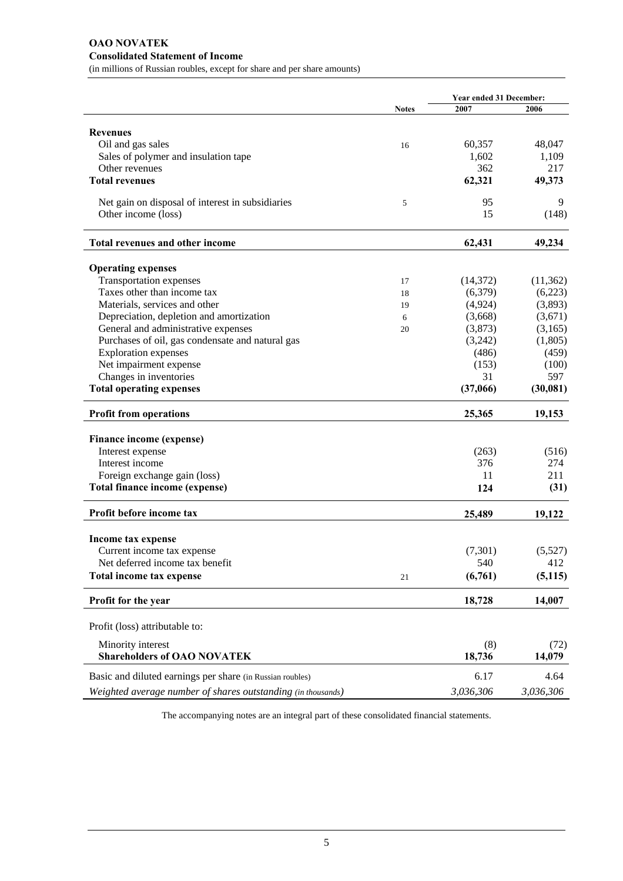**OAO NOVATEK**
**Consolidated Statement of Income**
(in millions of Russian roubles, except for share and per share amounts)

| | Notes | Year ended 31 December: 2007 | 2006 |
|---|---|---|---|
| **Revenues** | | | |
| Oil and gas sales | 16 | 60,357 | 48,047 |
| Sales of polymer and insulation tape | | 1,602 | 1,109 |
| Other revenues | | 362 | 217 |
| **Total revenues** | | **62,321** | **49,373** |
| Net gain on disposal of interest in subsidiaries | 5 | 95 | 9 |
| Other income (loss) | | 15 | (148) |
| **Total revenues and other income** | | **62,431** | **49,234** |
| **Operating expenses** | | | |
| Transportation expenses | 17 | (14,372) | (11,362) |
| Taxes other than income tax | 18 | (6,379) | (6,223) |
| Materials, services and other | 19 | (4,924) | (3,893) |
| Depreciation, depletion and amortization | 6 | (3,668) | (3,671) |
| General and administrative expenses | 20 | (3,873) | (3,165) |
| Purchases of oil, gas condensate and natural gas | | (3,242) | (1,805) |
| Exploration expenses | | (486) | (459) |
| Net impairment expense | | (153) | (100) |
| Changes in inventories | | 31 | 597 |
| **Total operating expenses** | | **(37,066)** | **(30,081)** |
| **Profit from operations** | | **25,365** | **19,153** |
| **Finance income (expense)** | | | |
| Interest expense | | (263) | (516) |
| Interest income | | 376 | 274 |
| Foreign exchange gain (loss) | | 11 | 211 |
| **Total finance income (expense)** | | **124** | **(31)** |
| **Profit before income tax** | | **25,489** | **19,122** |
| **Income tax expense** | | | |
| Current income tax expense | | (7,301) | (5,527) |
| Net deferred income tax benefit | | 540 | 412 |
| **Total income tax expense** | 21 | **(6,761)** | **(5,115)** |
| **Profit for the year** | | **18,728** | **14,007** |
| Profit (loss) attributable to: | | | |
| Minority interest | | (8) | (72) |
| **Shareholders of OAO NOVATEK** | | **18,736** | **14,079** |
| Basic and diluted earnings per share (in Russian roubles) | | 6.17 | 4.64 |
| *Weighted average number of shares outstanding (in thousands)* | | *3,036,306* | *3,036,306* |

The accompanying notes are an integral part of these consolidated financial statements.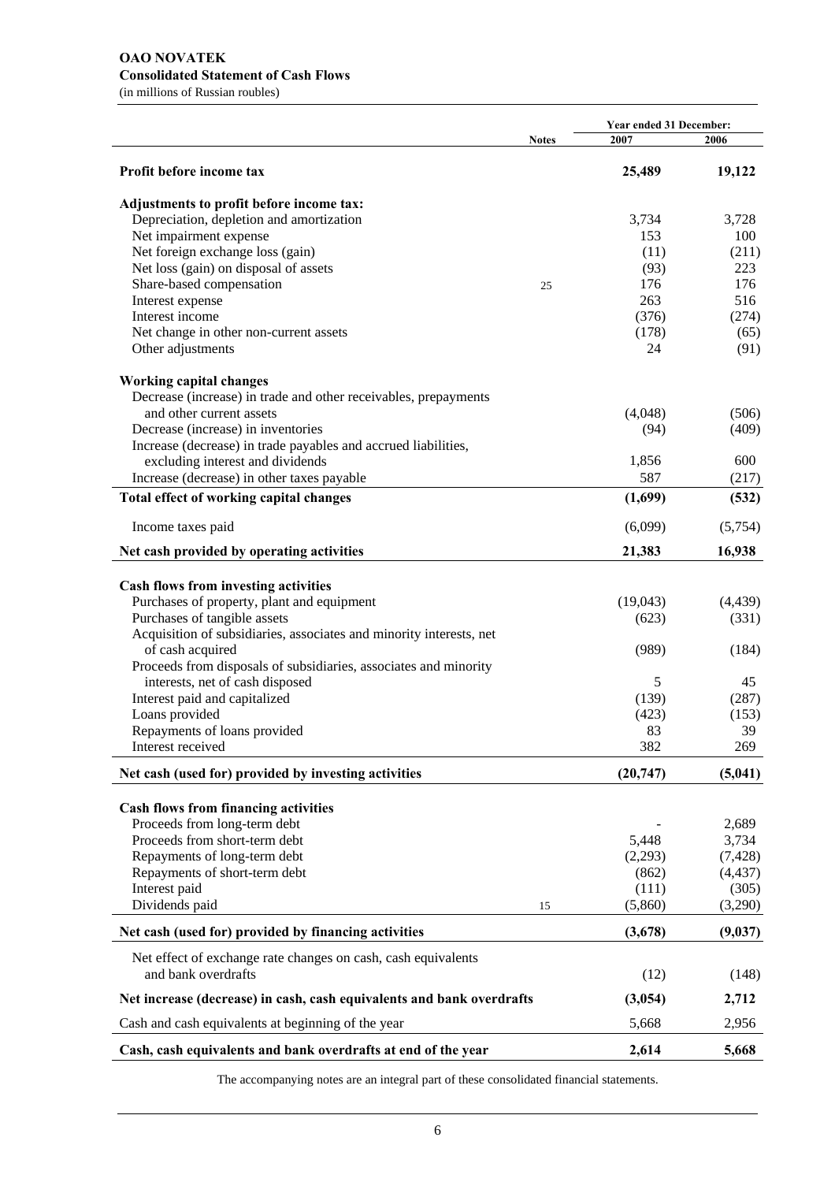**OAO NOVATEK**
**Consolidated Statement of Cash Flows**
(in millions of Russian roubles)

| | Notes | Year ended 31 December: 2007 | 2006 |
|---|---|---|---|
| **Profit before income tax** | | **25,489** | **19,122** |
| **Adjustments to profit before income tax:** | | | |
| Depreciation, depletion and amortization | | 3,734 | 3,728 |
| Net impairment expense | | 153 | 100 |
| Net foreign exchange loss (gain) | | (11) | (211) |
| Net loss (gain) on disposal of assets | | (93) | 223 |
| Share-based compensation | 25 | 176 | 176 |
| Interest expense | | 263 | 516 |
| Interest income | | (376) | (274) |
| Net change in other non-current assets | | (178) | (65) |
| Other adjustments | | 24 | (91) |
| **Working capital changes** | | | |
| Decrease (increase) in trade and other receivables, prepayments and other current assets | | (4,048) | (506) |
| Decrease (increase) in inventories | | (94) | (409) |
| Increase (decrease) in trade payables and accrued liabilities, excluding interest and dividends | | 1,856 | 600 |
| Increase (decrease) in other taxes payable | | 587 | (217) |
| **Total effect of working capital changes** | | **(1,699)** | **(532)** |
| Income taxes paid | | (6,099) | (5,754) |
| **Net cash provided by operating activities** | | **21,383** | **16,938** |
| **Cash flows from investing activities** | | | |
| Purchases of property, plant and equipment | | (19,043) | (4,439) |
| Purchases of tangible assets | | (623) | (331) |
| Acquisition of subsidiaries, associates and minority interests, net of cash acquired | | (989) | (184) |
| Proceeds from disposals of subsidiaries, associates and minority interests, net of cash disposed | | 5 | 45 |
| Interest paid and capitalized | | (139) | (287) |
| Loans provided | | (423) | (153) |
| Repayments of loans provided | | 83 | 39 |
| Interest received | | 382 | 269 |
| **Net cash (used for) provided by investing activities** | | **(20,747)** | **(5,041)** |
| **Cash flows from financing activities** | | | |
| Proceeds from long-term debt | | - | 2,689 |
| Proceeds from short-term debt | | 5,448 | 3,734 |
| Repayments of long-term debt | | (2,293) | (7,428) |
| Repayments of short-term debt | | (862) | (4,437) |
| Interest paid | | (111) | (305) |
| Dividends paid | 15 | (5,860) | (3,290) |
| **Net cash (used for) provided by financing activities** | | **(3,678)** | **(9,037)** |
| Net effect of exchange rate changes on cash, cash equivalents and bank overdrafts | | (12) | (148) |
| **Net increase (decrease) in cash, cash equivalents and bank overdrafts** | | **(3,054)** | **2,712** |
| Cash and cash equivalents at beginning of the year | | 5,668 | 2,956 |
| **Cash, cash equivalents and bank overdrafts at end of the year** | | **2,614** | **5,668** |

The accompanying notes are an integral part of these consolidated financial statements.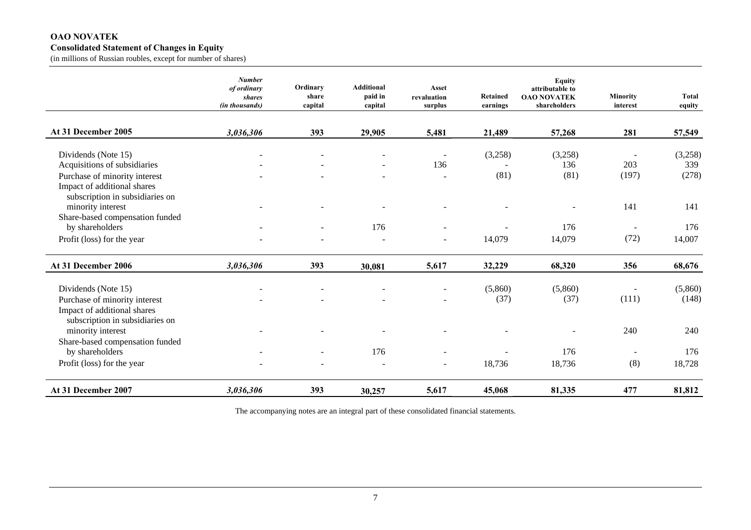**OAO NOVATEK**
**Consolidated Statement of Changes in Equity**
(in millions of Russian roubles, except for number of shares)

| | *Number of ordinary shares (in thousands)* | Ordinary share capital | Additional paid in capital | Asset revaluation surplus | Retained earnings | Equity attributable to OAO NOVATEK shareholders | Minority interest | Total equity |
|---|---|---|---|---|---|---|---|---|
| **At 31 December 2005** | ***3,036,306*** | **393** | **29,905** | **5,481** | **21,489** | **57,268** | **281** | **57,549** |
| Dividends (Note 15) | - | - | - | - | (3,258) | (3,258) | - | (3,258) |
| Acquisitions of subsidiaries | - | - | - | 136 | - | 136 | 203 | 339 |
| Purchase of minority interest | - | - | - | - | (81) | (81) | (197) | (278) |
| Impact of additional shares subscription in subsidiaries on minority interest | - | - | - | - | - | - | 141 | 141 |
| Share-based compensation funded by shareholders | - | - | 176 | - | - | 176 | - | 176 |
| Profit (loss) for the year | - | - | - | - | 14,079 | 14,079 | (72) | 14,007 |
| **At 31 December 2006** | ***3,036,306*** | **393** | **30,081** | **5,617** | **32,229** | **68,320** | **356** | **68,676** |
| Dividends (Note 15) | - | - | - | - | (5,860) | (5,860) | - | (5,860) |
| Purchase of minority interest | - | - | - | - | (37) | (37) | (111) | (148) |
| Impact of additional shares subscription in subsidiaries on minority interest | - | - | - | - | - | - | 240 | 240 |
| Share-based compensation funded by shareholders | - | - | 176 | - | - | 176 | - | 176 |
| Profit (loss) for the year | - | - | - | - | 18,736 | 18,736 | (8) | 18,728 |
| **At 31 December 2007** | ***3,036,306*** | **393** | **30,257** | **5,617** | **45,068** | **81,335** | **477** | **81,812** |

The accompanying notes are an integral part of these consolidated financial statements.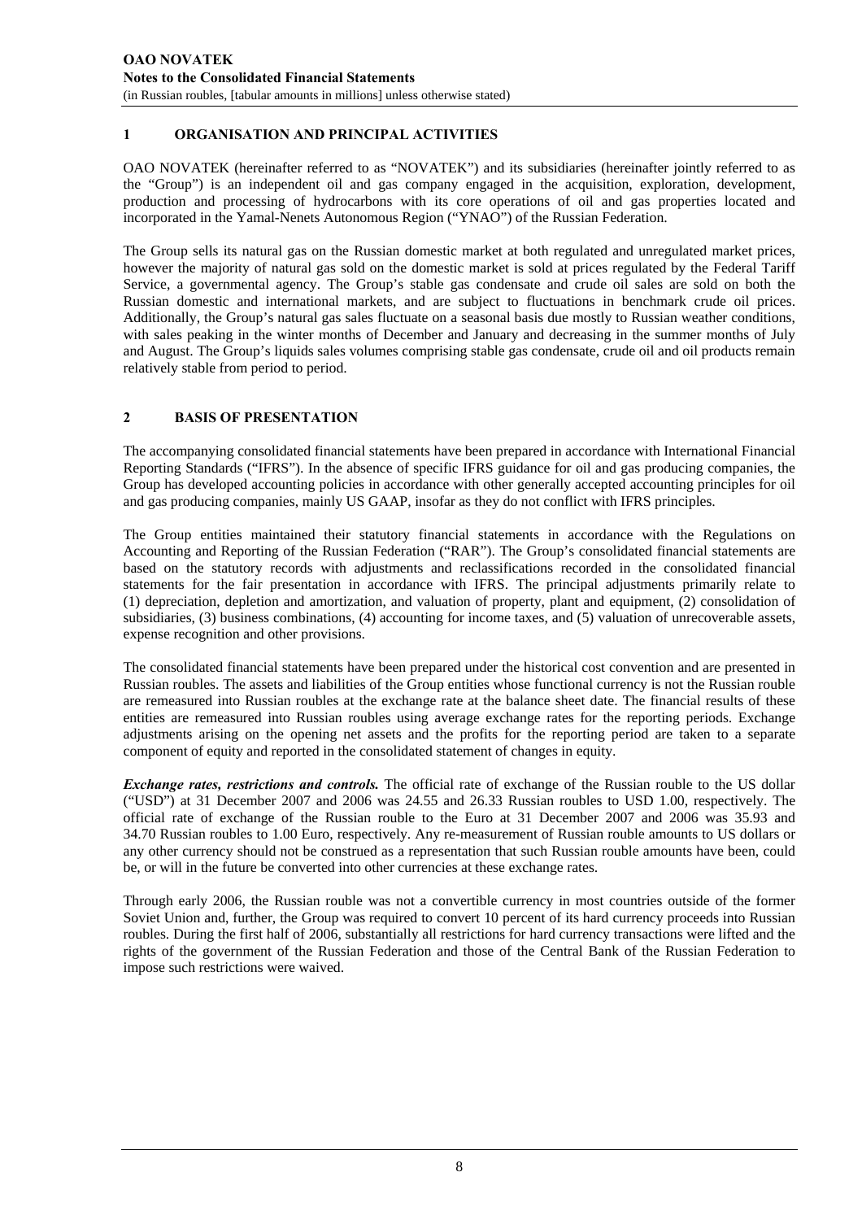## 1 ORGANISATION AND PRINCIPAL ACTIVITIES

OAO NOVATEK (hereinafter referred to as "NOVATEK") and its subsidiaries (hereinafter jointly referred to as the "Group") is an independent oil and gas company engaged in the acquisition, exploration, development, production and processing of hydrocarbons with its core operations of oil and gas properties located and incorporated in the Yamal-Nenets Autonomous Region ("YNAO") of the Russian Federation.

The Group sells its natural gas on the Russian domestic market at both regulated and unregulated market prices, however the majority of natural gas sold on the domestic market is sold at prices regulated by the Federal Tariff Service, a governmental agency. The Group's stable gas condensate and crude oil sales are sold on both the Russian domestic and international markets, and are subject to fluctuations in benchmark crude oil prices. Additionally, the Group's natural gas sales fluctuate on a seasonal basis due mostly to Russian weather conditions, with sales peaking in the winter months of December and January and decreasing in the summer months of July and August. The Group's liquids sales volumes comprising stable gas condensate, crude oil and oil products remain relatively stable from period to period.

## 2 BASIS OF PRESENTATION

The accompanying consolidated financial statements have been prepared in accordance with International Financial Reporting Standards ("IFRS"). In the absence of specific IFRS guidance for oil and gas producing companies, the Group has developed accounting policies in accordance with other generally accepted accounting principles for oil and gas producing companies, mainly US GAAP, insofar as they do not conflict with IFRS principles.

The Group entities maintained their statutory financial statements in accordance with the Regulations on Accounting and Reporting of the Russian Federation ("RAR"). The Group's consolidated financial statements are based on the statutory records with adjustments and reclassifications recorded in the consolidated financial statements for the fair presentation in accordance with IFRS. The principal adjustments primarily relate to (1) depreciation, depletion and amortization, and valuation of property, plant and equipment, (2) consolidation of subsidiaries, (3) business combinations, (4) accounting for income taxes, and (5) valuation of unrecoverable assets, expense recognition and other provisions.

The consolidated financial statements have been prepared under the historical cost convention and are presented in Russian roubles. The assets and liabilities of the Group entities whose functional currency is not the Russian rouble are remeasured into Russian roubles at the exchange rate at the balance sheet date. The financial results of these entities are remeasured into Russian roubles using average exchange rates for the reporting periods. Exchange adjustments arising on the opening net assets and the profits for the reporting period are taken to a separate component of equity and reported in the consolidated statement of changes in equity.

***Exchange rates, restrictions and controls.*** The official rate of exchange of the Russian rouble to the US dollar ("USD") at 31 December 2007 and 2006 was 24.55 and 26.33 Russian roubles to USD 1.00, respectively. The official rate of exchange of the Russian rouble to the Euro at 31 December 2007 and 2006 was 35.93 and 34.70 Russian roubles to 1.00 Euro, respectively. Any re-measurement of Russian rouble amounts to US dollars or any other currency should not be construed as a representation that such Russian rouble amounts have been, could be, or will in the future be converted into other currencies at these exchange rates.

Through early 2006, the Russian rouble was not a convertible currency in most countries outside of the former Soviet Union and, further, the Group was required to convert 10 percent of its hard currency proceeds into Russian roubles. During the first half of 2006, substantially all restrictions for hard currency transactions were lifted and the rights of the government of the Russian Federation and those of the Central Bank of the Russian Federation to impose such restrictions were waived.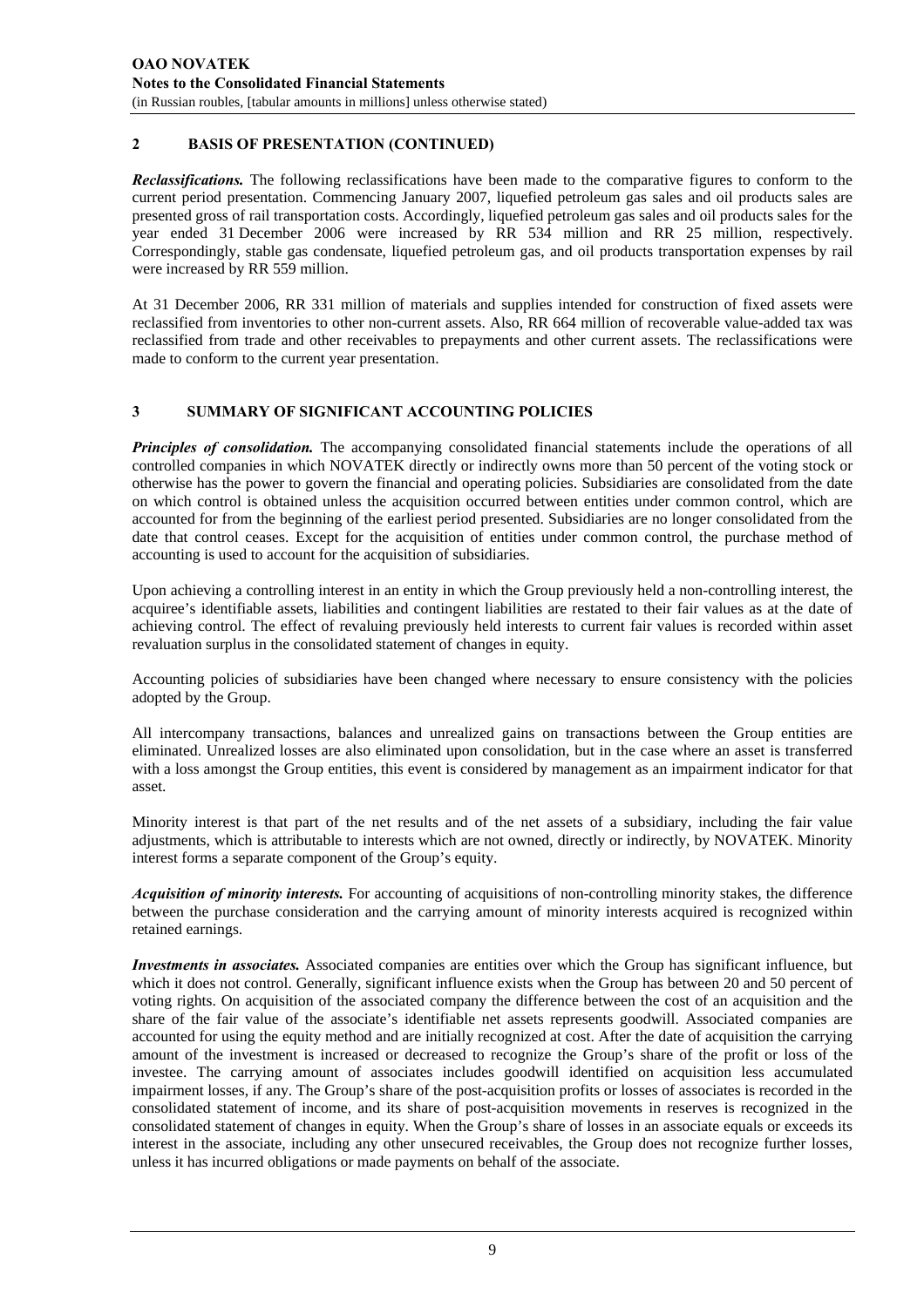## 2 BASIS OF PRESENTATION (CONTINUED)

***Reclassifications.*** The following reclassifications have been made to the comparative figures to conform to the current period presentation. Commencing January 2007, liquefied petroleum gas sales and oil products sales are presented gross of rail transportation costs. Accordingly, liquefied petroleum gas sales and oil products sales for the year ended 31 December 2006 were increased by RR 534 million and RR 25 million, respectively. Correspondingly, stable gas condensate, liquefied petroleum gas, and oil products transportation expenses by rail were increased by RR 559 million.

At 31 December 2006, RR 331 million of materials and supplies intended for construction of fixed assets were reclassified from inventories to other non-current assets. Also, RR 664 million of recoverable value-added tax was reclassified from trade and other receivables to prepayments and other current assets. The reclassifications were made to conform to the current year presentation.

## 3 SUMMARY OF SIGNIFICANT ACCOUNTING POLICIES

***Principles of consolidation.*** The accompanying consolidated financial statements include the operations of all controlled companies in which NOVATEK directly or indirectly owns more than 50 percent of the voting stock or otherwise has the power to govern the financial and operating policies. Subsidiaries are consolidated from the date on which control is obtained unless the acquisition occurred between entities under common control, which are accounted for from the beginning of the earliest period presented. Subsidiaries are no longer consolidated from the date that control ceases. Except for the acquisition of entities under common control, the purchase method of accounting is used to account for the acquisition of subsidiaries.

Upon achieving a controlling interest in an entity in which the Group previously held a non-controlling interest, the acquiree's identifiable assets, liabilities and contingent liabilities are restated to their fair values as at the date of achieving control. The effect of revaluing previously held interests to current fair values is recorded within asset revaluation surplus in the consolidated statement of changes in equity.

Accounting policies of subsidiaries have been changed where necessary to ensure consistency with the policies adopted by the Group.

All intercompany transactions, balances and unrealized gains on transactions between the Group entities are eliminated. Unrealized losses are also eliminated upon consolidation, but in the case where an asset is transferred with a loss amongst the Group entities, this event is considered by management as an impairment indicator for that asset.

Minority interest is that part of the net results and of the net assets of a subsidiary, including the fair value adjustments, which is attributable to interests which are not owned, directly or indirectly, by NOVATEK. Minority interest forms a separate component of the Group's equity.

***Acquisition of minority interests.*** For accounting of acquisitions of non-controlling minority stakes, the difference between the purchase consideration and the carrying amount of minority interests acquired is recognized within retained earnings.

***Investments in associates.*** Associated companies are entities over which the Group has significant influence, but which it does not control. Generally, significant influence exists when the Group has between 20 and 50 percent of voting rights. On acquisition of the associated company the difference between the cost of an acquisition and the share of the fair value of the associate's identifiable net assets represents goodwill. Associated companies are accounted for using the equity method and are initially recognized at cost. After the date of acquisition the carrying amount of the investment is increased or decreased to recognize the Group's share of the profit or loss of the investee. The carrying amount of associates includes goodwill identified on acquisition less accumulated impairment losses, if any. The Group's share of the post-acquisition profits or losses of associates is recorded in the consolidated statement of income, and its share of post-acquisition movements in reserves is recognized in the consolidated statement of changes in equity. When the Group's share of losses in an associate equals or exceeds its interest in the associate, including any other unsecured receivables, the Group does not recognize further losses, unless it has incurred obligations or made payments on behalf of the associate.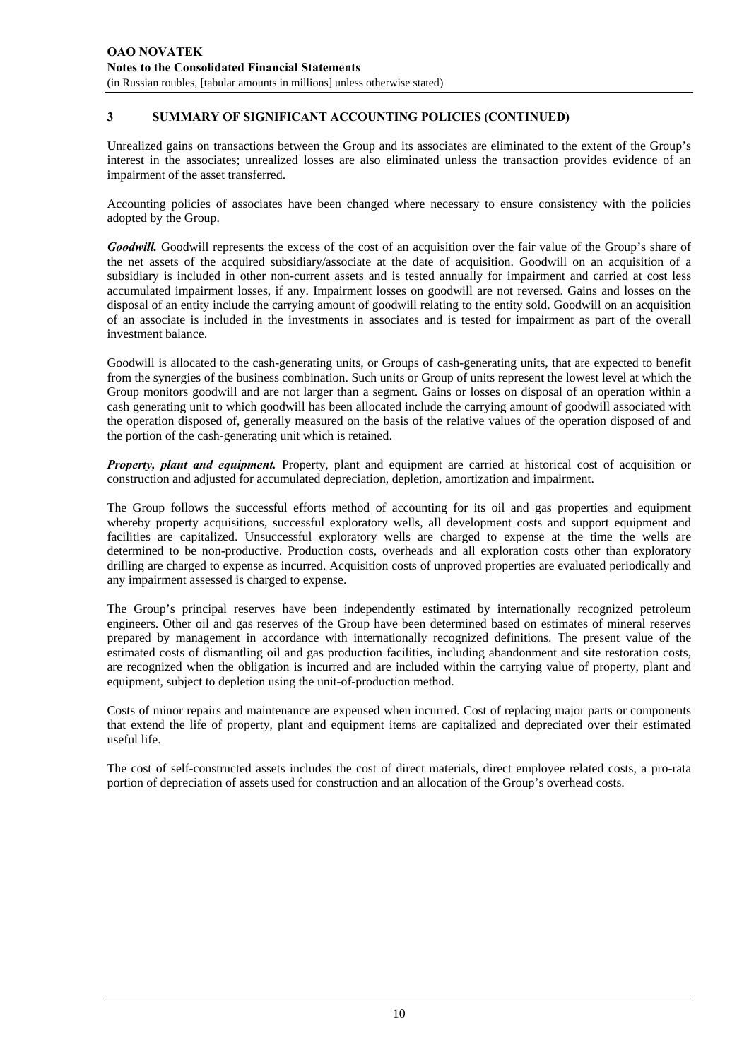## 3 SUMMARY OF SIGNIFICANT ACCOUNTING POLICIES (CONTINUED)

Unrealized gains on transactions between the Group and its associates are eliminated to the extent of the Group's interest in the associates; unrealized losses are also eliminated unless the transaction provides evidence of an impairment of the asset transferred.

Accounting policies of associates have been changed where necessary to ensure consistency with the policies adopted by the Group.

***Goodwill.*** Goodwill represents the excess of the cost of an acquisition over the fair value of the Group's share of the net assets of the acquired subsidiary/associate at the date of acquisition. Goodwill on an acquisition of a subsidiary is included in other non-current assets and is tested annually for impairment and carried at cost less accumulated impairment losses, if any. Impairment losses on goodwill are not reversed. Gains and losses on the disposal of an entity include the carrying amount of goodwill relating to the entity sold. Goodwill on an acquisition of an associate is included in the investments in associates and is tested for impairment as part of the overall investment balance.

Goodwill is allocated to the cash-generating units, or Groups of cash-generating units, that are expected to benefit from the synergies of the business combination. Such units or Group of units represent the lowest level at which the Group monitors goodwill and are not larger than a segment. Gains or losses on disposal of an operation within a cash generating unit to which goodwill has been allocated include the carrying amount of goodwill associated with the operation disposed of, generally measured on the basis of the relative values of the operation disposed of and the portion of the cash-generating unit which is retained.

***Property, plant and equipment.*** Property, plant and equipment are carried at historical cost of acquisition or construction and adjusted for accumulated depreciation, depletion, amortization and impairment.

The Group follows the successful efforts method of accounting for its oil and gas properties and equipment whereby property acquisitions, successful exploratory wells, all development costs and support equipment and facilities are capitalized. Unsuccessful exploratory wells are charged to expense at the time the wells are determined to be non-productive. Production costs, overheads and all exploration costs other than exploratory drilling are charged to expense as incurred. Acquisition costs of unproved properties are evaluated periodically and any impairment assessed is charged to expense.

The Group's principal reserves have been independently estimated by internationally recognized petroleum engineers. Other oil and gas reserves of the Group have been determined based on estimates of mineral reserves prepared by management in accordance with internationally recognized definitions. The present value of the estimated costs of dismantling oil and gas production facilities, including abandonment and site restoration costs, are recognized when the obligation is incurred and are included within the carrying value of property, plant and equipment, subject to depletion using the unit-of-production method.

Costs of minor repairs and maintenance are expensed when incurred. Cost of replacing major parts or components that extend the life of property, plant and equipment items are capitalized and depreciated over their estimated useful life.

The cost of self-constructed assets includes the cost of direct materials, direct employee related costs, a pro-rata portion of depreciation of assets used for construction and an allocation of the Group's overhead costs.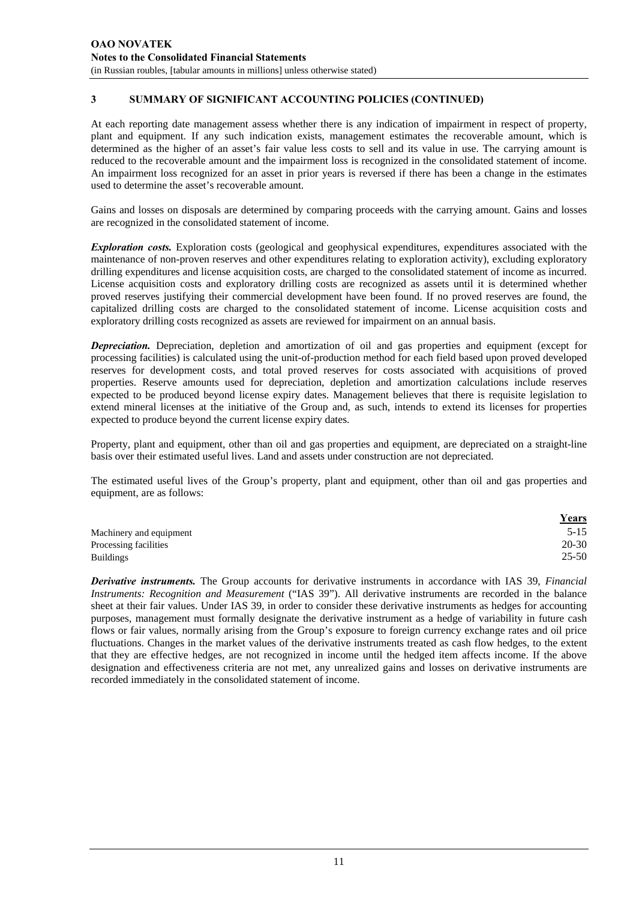## 3 SUMMARY OF SIGNIFICANT ACCOUNTING POLICIES (CONTINUED)

At each reporting date management assess whether there is any indication of impairment in respect of property, plant and equipment. If any such indication exists, management estimates the recoverable amount, which is determined as the higher of an asset's fair value less costs to sell and its value in use. The carrying amount is reduced to the recoverable amount and the impairment loss is recognized in the consolidated statement of income. An impairment loss recognized for an asset in prior years is reversed if there has been a change in the estimates used to determine the asset's recoverable amount.

Gains and losses on disposals are determined by comparing proceeds with the carrying amount. Gains and losses are recognized in the consolidated statement of income.

***Exploration costs.*** Exploration costs (geological and geophysical expenditures, expenditures associated with the maintenance of non-proven reserves and other expenditures relating to exploration activity), excluding exploratory drilling expenditures and license acquisition costs, are charged to the consolidated statement of income as incurred. License acquisition costs and exploratory drilling costs are recognized as assets until it is determined whether proved reserves justifying their commercial development have been found. If no proved reserves are found, the capitalized drilling costs are charged to the consolidated statement of income. License acquisition costs and exploratory drilling costs recognized as assets are reviewed for impairment on an annual basis.

***Depreciation.*** Depreciation, depletion and amortization of oil and gas properties and equipment (except for processing facilities) is calculated using the unit-of-production method for each field based upon proved developed reserves for development costs, and total proved reserves for costs associated with acquisitions of proved properties. Reserve amounts used for depreciation, depletion and amortization calculations include reserves expected to be produced beyond license expiry dates. Management believes that there is requisite legislation to extend mineral licenses at the initiative of the Group and, as such, intends to extend its licenses for properties expected to produce beyond the current license expiry dates.

Property, plant and equipment, other than oil and gas properties and equipment, are depreciated on a straight-line basis over their estimated useful lives. Land and assets under construction are not depreciated.

The estimated useful lives of the Group's property, plant and equipment, other than oil and gas properties and equipment, are as follows:

| | Years |
|---|---|
| Machinery and equipment | 5-15 |
| Processing facilities | 20-30 |
| Buildings | 25-50 |

***Derivative instruments.*** The Group accounts for derivative instruments in accordance with IAS 39, *Financial Instruments: Recognition and Measurement* ("IAS 39"). All derivative instruments are recorded in the balance sheet at their fair values. Under IAS 39, in order to consider these derivative instruments as hedges for accounting purposes, management must formally designate the derivative instrument as a hedge of variability in future cash flows or fair values, normally arising from the Group's exposure to foreign currency exchange rates and oil price fluctuations. Changes in the market values of the derivative instruments treated as cash flow hedges, to the extent that they are effective hedges, are not recognized in income until the hedged item affects income. If the above designation and effectiveness criteria are not met, any unrealized gains and losses on derivative instruments are recorded immediately in the consolidated statement of income.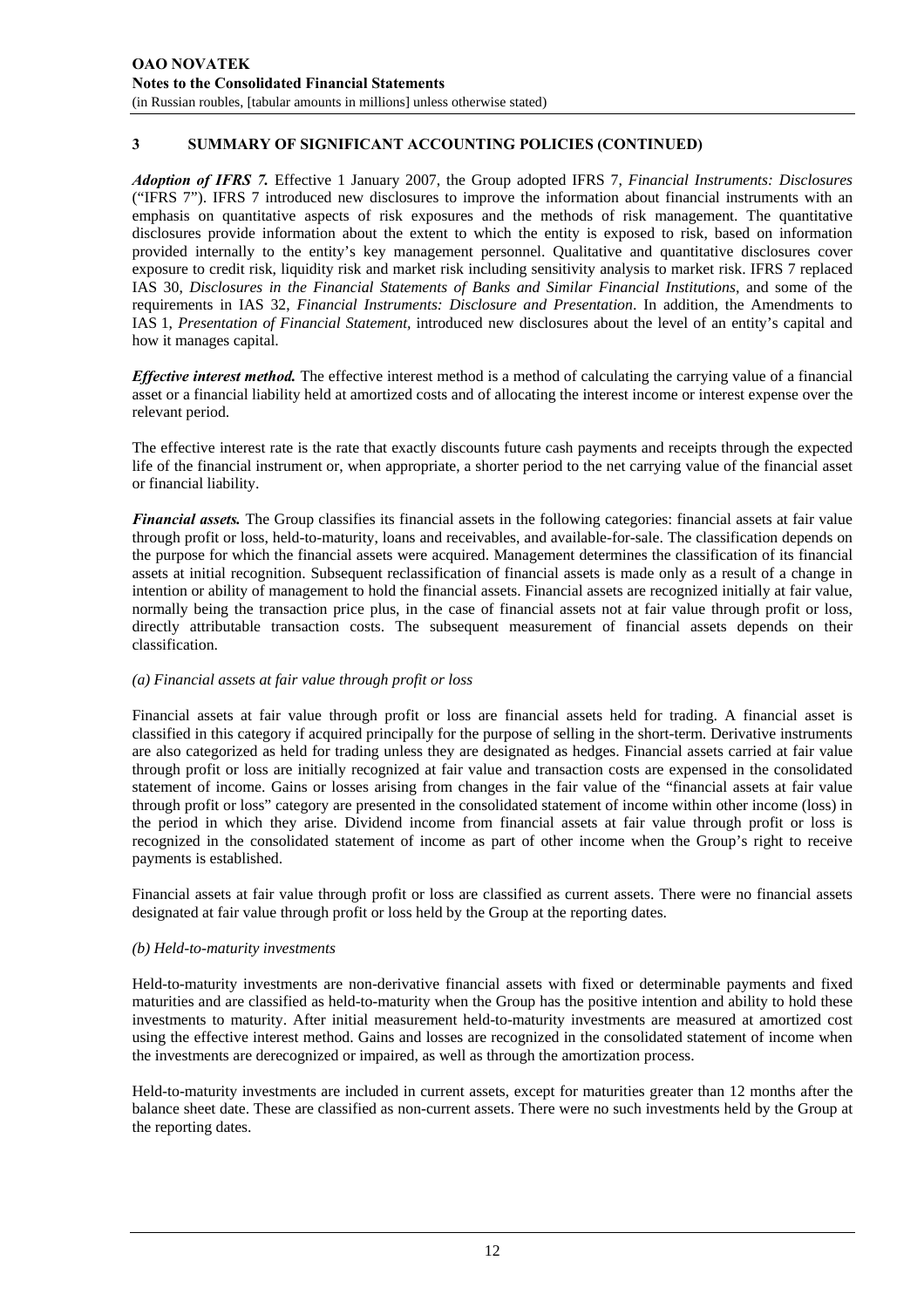## 3 SUMMARY OF SIGNIFICANT ACCOUNTING POLICIES (CONTINUED)

***Adoption of IFRS 7.*** Effective 1 January 2007, the Group adopted IFRS 7, *Financial Instruments: Disclosures* ("IFRS 7"). IFRS 7 introduced new disclosures to improve the information about financial instruments with an emphasis on quantitative aspects of risk exposures and the methods of risk management. The quantitative disclosures provide information about the extent to which the entity is exposed to risk, based on information provided internally to the entity's key management personnel. Qualitative and quantitative disclosures cover exposure to credit risk, liquidity risk and market risk including sensitivity analysis to market risk. IFRS 7 replaced IAS 30, *Disclosures in the Financial Statements of Banks and Similar Financial Institutions*, and some of the requirements in IAS 32, *Financial Instruments: Disclosure and Presentation*. In addition, the Amendments to IAS 1, *Presentation of Financial Statement*, introduced new disclosures about the level of an entity's capital and how it manages capital.

***Effective interest method.*** The effective interest method is a method of calculating the carrying value of a financial asset or a financial liability held at amortized costs and of allocating the interest income or interest expense over the relevant period.

The effective interest rate is the rate that exactly discounts future cash payments and receipts through the expected life of the financial instrument or, when appropriate, a shorter period to the net carrying value of the financial asset or financial liability.

***Financial assets.*** The Group classifies its financial assets in the following categories: financial assets at fair value through profit or loss, held-to-maturity, loans and receivables, and available-for-sale. The classification depends on the purpose for which the financial assets were acquired. Management determines the classification of its financial assets at initial recognition. Subsequent reclassification of financial assets is made only as a result of a change in intention or ability of management to hold the financial assets. Financial assets are recognized initially at fair value, normally being the transaction price plus, in the case of financial assets not at fair value through profit or loss, directly attributable transaction costs. The subsequent measurement of financial assets depends on their classification.

*(a) Financial assets at fair value through profit or loss*

Financial assets at fair value through profit or loss are financial assets held for trading. A financial asset is classified in this category if acquired principally for the purpose of selling in the short-term. Derivative instruments are also categorized as held for trading unless they are designated as hedges. Financial assets carried at fair value through profit or loss are initially recognized at fair value and transaction costs are expensed in the consolidated statement of income. Gains or losses arising from changes in the fair value of the "financial assets at fair value through profit or loss" category are presented in the consolidated statement of income within other income (loss) in the period in which they arise. Dividend income from financial assets at fair value through profit or loss is recognized in the consolidated statement of income as part of other income when the Group's right to receive payments is established.

Financial assets at fair value through profit or loss are classified as current assets. There were no financial assets designated at fair value through profit or loss held by the Group at the reporting dates.

*(b) Held-to-maturity investments*

Held-to-maturity investments are non-derivative financial assets with fixed or determinable payments and fixed maturities and are classified as held-to-maturity when the Group has the positive intention and ability to hold these investments to maturity. After initial measurement held-to-maturity investments are measured at amortized cost using the effective interest method. Gains and losses are recognized in the consolidated statement of income when the investments are derecognized or impaired, as well as through the amortization process.

Held-to-maturity investments are included in current assets, except for maturities greater than 12 months after the balance sheet date. These are classified as non-current assets. There were no such investments held by the Group at the reporting dates.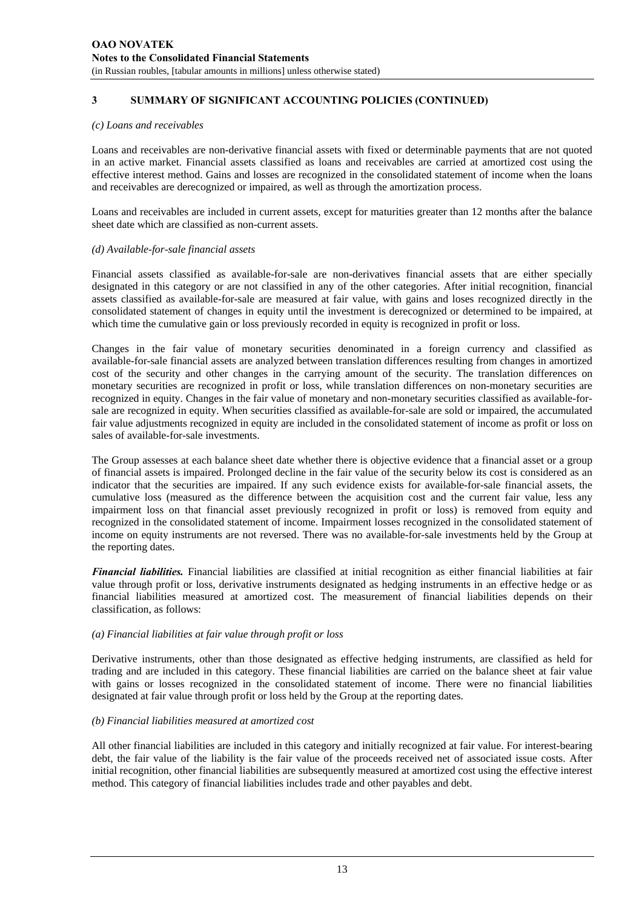## 3 SUMMARY OF SIGNIFICANT ACCOUNTING POLICIES (CONTINUED)

*(c) Loans and receivables*

Loans and receivables are non-derivative financial assets with fixed or determinable payments that are not quoted in an active market. Financial assets classified as loans and receivables are carried at amortized cost using the effective interest method. Gains and losses are recognized in the consolidated statement of income when the loans and receivables are derecognized or impaired, as well as through the amortization process.

Loans and receivables are included in current assets, except for maturities greater than 12 months after the balance sheet date which are classified as non-current assets.

*(d) Available-for-sale financial assets*

Financial assets classified as available-for-sale are non-derivatives financial assets that are either specially designated in this category or are not classified in any of the other categories. After initial recognition, financial assets classified as available-for-sale are measured at fair value, with gains and loses recognized directly in the consolidated statement of changes in equity until the investment is derecognized or determined to be impaired, at which time the cumulative gain or loss previously recorded in equity is recognized in profit or loss.

Changes in the fair value of monetary securities denominated in a foreign currency and classified as available-for-sale financial assets are analyzed between translation differences resulting from changes in amortized cost of the security and other changes in the carrying amount of the security. The translation differences on monetary securities are recognized in profit or loss, while translation differences on non-monetary securities are recognized in equity. Changes in the fair value of monetary and non-monetary securities classified as available-for-sale are recognized in equity. When securities classified as available-for-sale are sold or impaired, the accumulated fair value adjustments recognized in equity are included in the consolidated statement of income as profit or loss on sales of available-for-sale investments.

The Group assesses at each balance sheet date whether there is objective evidence that a financial asset or a group of financial assets is impaired. Prolonged decline in the fair value of the security below its cost is considered as an indicator that the securities are impaired. If any such evidence exists for available-for-sale financial assets, the cumulative loss (measured as the difference between the acquisition cost and the current fair value, less any impairment loss on that financial asset previously recognized in profit or loss) is removed from equity and recognized in the consolidated statement of income. Impairment losses recognized in the consolidated statement of income on equity instruments are not reversed. There was no available-for-sale investments held by the Group at the reporting dates.

***Financial liabilities.*** Financial liabilities are classified at initial recognition as either financial liabilities at fair value through profit or loss, derivative instruments designated as hedging instruments in an effective hedge or as financial liabilities measured at amortized cost. The measurement of financial liabilities depends on their classification, as follows:

*(a) Financial liabilities at fair value through profit or loss*

Derivative instruments, other than those designated as effective hedging instruments, are classified as held for trading and are included in this category. These financial liabilities are carried on the balance sheet at fair value with gains or losses recognized in the consolidated statement of income. There were no financial liabilities designated at fair value through profit or loss held by the Group at the reporting dates.

*(b) Financial liabilities measured at amortized cost*

All other financial liabilities are included in this category and initially recognized at fair value. For interest-bearing debt, the fair value of the liability is the fair value of the proceeds received net of associated issue costs. After initial recognition, other financial liabilities are subsequently measured at amortized cost using the effective interest method. This category of financial liabilities includes trade and other payables and debt.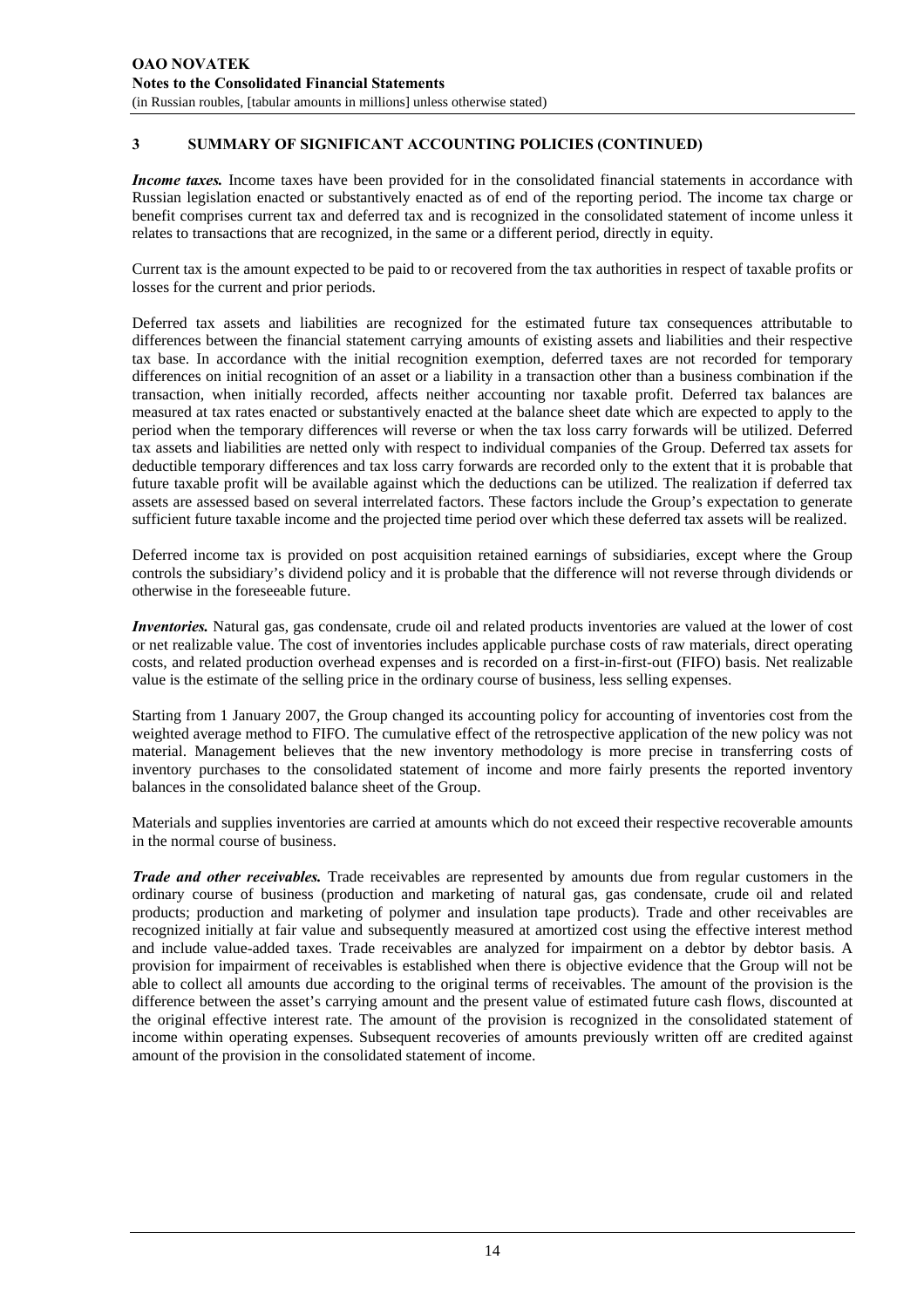## 3 SUMMARY OF SIGNIFICANT ACCOUNTING POLICIES (CONTINUED)

***Income taxes.*** Income taxes have been provided for in the consolidated financial statements in accordance with Russian legislation enacted or substantively enacted as of end of the reporting period. The income tax charge or benefit comprises current tax and deferred tax and is recognized in the consolidated statement of income unless it relates to transactions that are recognized, in the same or a different period, directly in equity.

Current tax is the amount expected to be paid to or recovered from the tax authorities in respect of taxable profits or losses for the current and prior periods.

Deferred tax assets and liabilities are recognized for the estimated future tax consequences attributable to differences between the financial statement carrying amounts of existing assets and liabilities and their respective tax base. In accordance with the initial recognition exemption, deferred taxes are not recorded for temporary differences on initial recognition of an asset or a liability in a transaction other than a business combination if the transaction, when initially recorded, affects neither accounting nor taxable profit. Deferred tax balances are measured at tax rates enacted or substantively enacted at the balance sheet date which are expected to apply to the period when the temporary differences will reverse or when the tax loss carry forwards will be utilized. Deferred tax assets and liabilities are netted only with respect to individual companies of the Group. Deferred tax assets for deductible temporary differences and tax loss carry forwards are recorded only to the extent that it is probable that future taxable profit will be available against which the deductions can be utilized. The realization if deferred tax assets are assessed based on several interrelated factors. These factors include the Group's expectation to generate sufficient future taxable income and the projected time period over which these deferred tax assets will be realized.

Deferred income tax is provided on post acquisition retained earnings of subsidiaries, except where the Group controls the subsidiary's dividend policy and it is probable that the difference will not reverse through dividends or otherwise in the foreseeable future.

***Inventories.*** Natural gas, gas condensate, crude oil and related products inventories are valued at the lower of cost or net realizable value. The cost of inventories includes applicable purchase costs of raw materials, direct operating costs, and related production overhead expenses and is recorded on a first-in-first-out (FIFO) basis. Net realizable value is the estimate of the selling price in the ordinary course of business, less selling expenses.

Starting from 1 January 2007, the Group changed its accounting policy for accounting of inventories cost from the weighted average method to FIFO. The cumulative effect of the retrospective application of the new policy was not material. Management believes that the new inventory methodology is more precise in transferring costs of inventory purchases to the consolidated statement of income and more fairly presents the reported inventory balances in the consolidated balance sheet of the Group.

Materials and supplies inventories are carried at amounts which do not exceed their respective recoverable amounts in the normal course of business.

***Trade and other receivables.*** Trade receivables are represented by amounts due from regular customers in the ordinary course of business (production and marketing of natural gas, gas condensate, crude oil and related products; production and marketing of polymer and insulation tape products). Trade and other receivables are recognized initially at fair value and subsequently measured at amortized cost using the effective interest method and include value-added taxes. Trade receivables are analyzed for impairment on a debtor by debtor basis. A provision for impairment of receivables is established when there is objective evidence that the Group will not be able to collect all amounts due according to the original terms of receivables. The amount of the provision is the difference between the asset's carrying amount and the present value of estimated future cash flows, discounted at the original effective interest rate. The amount of the provision is recognized in the consolidated statement of income within operating expenses. Subsequent recoveries of amounts previously written off are credited against amount of the provision in the consolidated statement of income.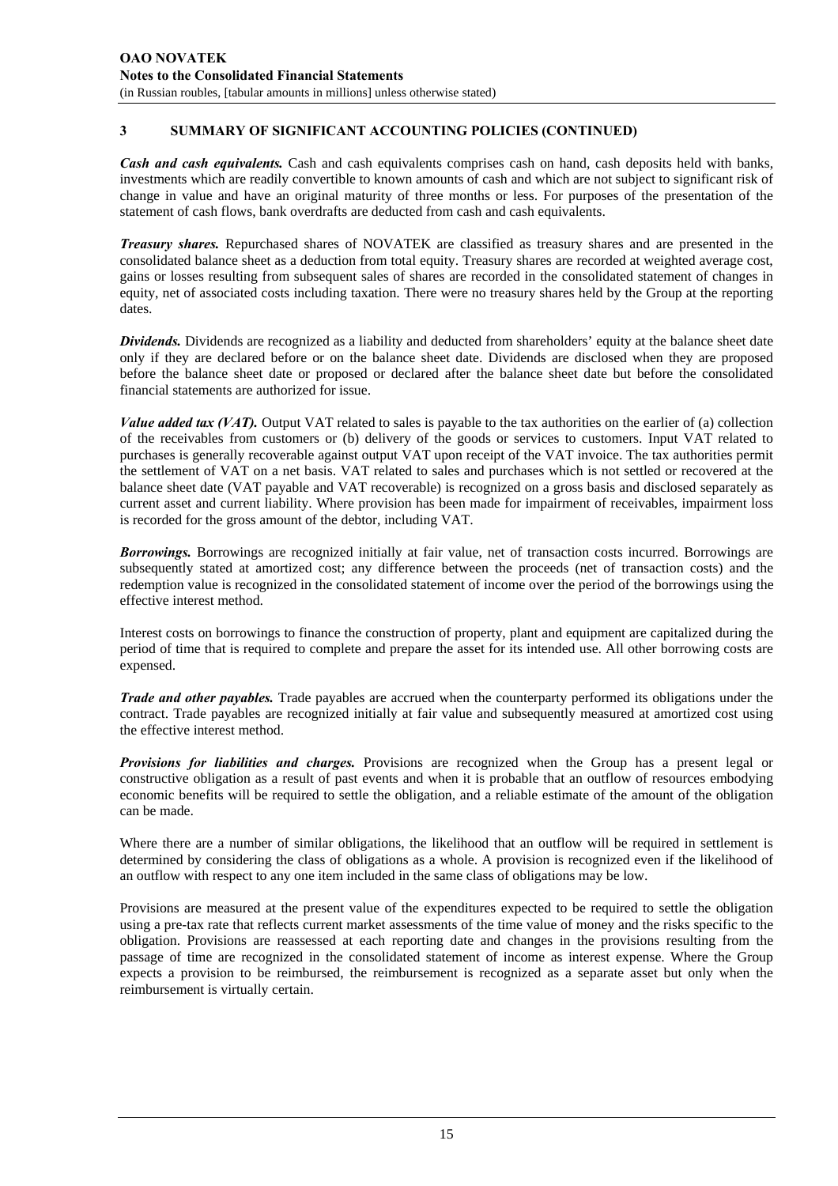## 3 SUMMARY OF SIGNIFICANT ACCOUNTING POLICIES (CONTINUED)

***Cash and cash equivalents.*** Cash and cash equivalents comprises cash on hand, cash deposits held with banks, investments which are readily convertible to known amounts of cash and which are not subject to significant risk of change in value and have an original maturity of three months or less. For purposes of the presentation of the statement of cash flows, bank overdrafts are deducted from cash and cash equivalents.

***Treasury shares.*** Repurchased shares of NOVATEK are classified as treasury shares and are presented in the consolidated balance sheet as a deduction from total equity. Treasury shares are recorded at weighted average cost, gains or losses resulting from subsequent sales of shares are recorded in the consolidated statement of changes in equity, net of associated costs including taxation. There were no treasury shares held by the Group at the reporting dates.

***Dividends.*** Dividends are recognized as a liability and deducted from shareholders' equity at the balance sheet date only if they are declared before or on the balance sheet date. Dividends are disclosed when they are proposed before the balance sheet date or proposed or declared after the balance sheet date but before the consolidated financial statements are authorized for issue.

***Value added tax (VAT).*** Output VAT related to sales is payable to the tax authorities on the earlier of (a) collection of the receivables from customers or (b) delivery of the goods or services to customers. Input VAT related to purchases is generally recoverable against output VAT upon receipt of the VAT invoice. The tax authorities permit the settlement of VAT on a net basis. VAT related to sales and purchases which is not settled or recovered at the balance sheet date (VAT payable and VAT recoverable) is recognized on a gross basis and disclosed separately as current asset and current liability. Where provision has been made for impairment of receivables, impairment loss is recorded for the gross amount of the debtor, including VAT.

***Borrowings.*** Borrowings are recognized initially at fair value, net of transaction costs incurred. Borrowings are subsequently stated at amortized cost; any difference between the proceeds (net of transaction costs) and the redemption value is recognized in the consolidated statement of income over the period of the borrowings using the effective interest method.

Interest costs on borrowings to finance the construction of property, plant and equipment are capitalized during the period of time that is required to complete and prepare the asset for its intended use. All other borrowing costs are expensed.

***Trade and other payables.*** Trade payables are accrued when the counterparty performed its obligations under the contract. Trade payables are recognized initially at fair value and subsequently measured at amortized cost using the effective interest method.

***Provisions for liabilities and charges.*** Provisions are recognized when the Group has a present legal or constructive obligation as a result of past events and when it is probable that an outflow of resources embodying economic benefits will be required to settle the obligation, and a reliable estimate of the amount of the obligation can be made.

Where there are a number of similar obligations, the likelihood that an outflow will be required in settlement is determined by considering the class of obligations as a whole. A provision is recognized even if the likelihood of an outflow with respect to any one item included in the same class of obligations may be low.

Provisions are measured at the present value of the expenditures expected to be required to settle the obligation using a pre-tax rate that reflects current market assessments of the time value of money and the risks specific to the obligation. Provisions are reassessed at each reporting date and changes in the provisions resulting from the passage of time are recognized in the consolidated statement of income as interest expense. Where the Group expects a provision to be reimbursed, the reimbursement is recognized as a separate asset but only when the reimbursement is virtually certain.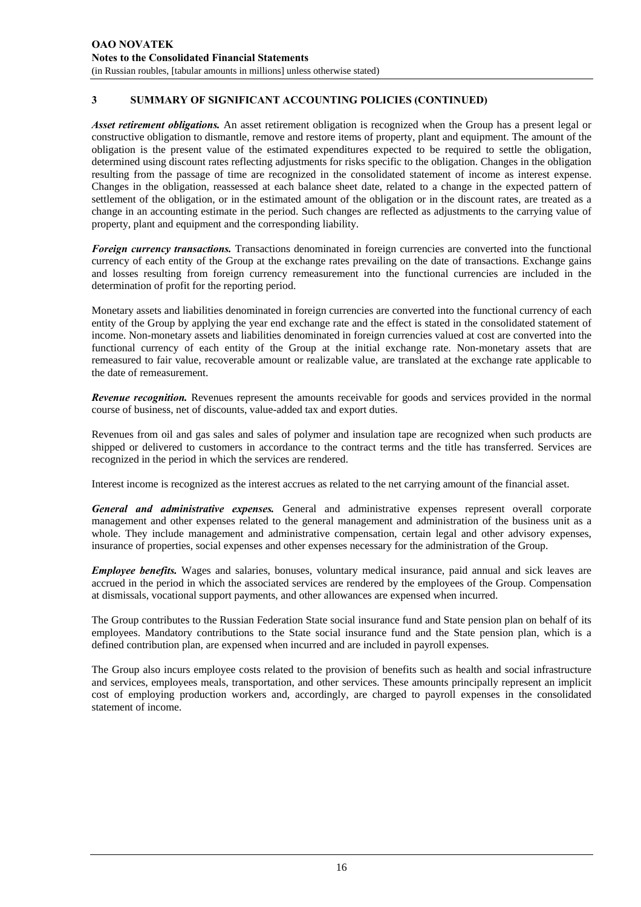## 3 SUMMARY OF SIGNIFICANT ACCOUNTING POLICIES (CONTINUED)

***Asset retirement obligations.*** An asset retirement obligation is recognized when the Group has a present legal or constructive obligation to dismantle, remove and restore items of property, plant and equipment. The amount of the obligation is the present value of the estimated expenditures expected to be required to settle the obligation, determined using discount rates reflecting adjustments for risks specific to the obligation. Changes in the obligation resulting from the passage of time are recognized in the consolidated statement of income as interest expense. Changes in the obligation, reassessed at each balance sheet date, related to a change in the expected pattern of settlement of the obligation, or in the estimated amount of the obligation or in the discount rates, are treated as a change in an accounting estimate in the period. Such changes are reflected as adjustments to the carrying value of property, plant and equipment and the corresponding liability.

***Foreign currency transactions.*** Transactions denominated in foreign currencies are converted into the functional currency of each entity of the Group at the exchange rates prevailing on the date of transactions. Exchange gains and losses resulting from foreign currency remeasurement into the functional currencies are included in the determination of profit for the reporting period.

Monetary assets and liabilities denominated in foreign currencies are converted into the functional currency of each entity of the Group by applying the year end exchange rate and the effect is stated in the consolidated statement of income. Non-monetary assets and liabilities denominated in foreign currencies valued at cost are converted into the functional currency of each entity of the Group at the initial exchange rate. Non-monetary assets that are remeasured to fair value, recoverable amount or realizable value, are translated at the exchange rate applicable to the date of remeasurement.

***Revenue recognition.*** Revenues represent the amounts receivable for goods and services provided in the normal course of business, net of discounts, value-added tax and export duties.

Revenues from oil and gas sales and sales of polymer and insulation tape are recognized when such products are shipped or delivered to customers in accordance to the contract terms and the title has transferred. Services are recognized in the period in which the services are rendered.

Interest income is recognized as the interest accrues as related to the net carrying amount of the financial asset.

***General and administrative expenses.*** General and administrative expenses represent overall corporate management and other expenses related to the general management and administration of the business unit as a whole. They include management and administrative compensation, certain legal and other advisory expenses, insurance of properties, social expenses and other expenses necessary for the administration of the Group.

***Employee benefits.*** Wages and salaries, bonuses, voluntary medical insurance, paid annual and sick leaves are accrued in the period in which the associated services are rendered by the employees of the Group. Compensation at dismissals, vocational support payments, and other allowances are expensed when incurred.

The Group contributes to the Russian Federation State social insurance fund and State pension plan on behalf of its employees. Mandatory contributions to the State social insurance fund and the State pension plan, which is a defined contribution plan, are expensed when incurred and are included in payroll expenses.

The Group also incurs employee costs related to the provision of benefits such as health and social infrastructure and services, employees meals, transportation, and other services. These amounts principally represent an implicit cost of employing production workers and, accordingly, are charged to payroll expenses in the consolidated statement of income.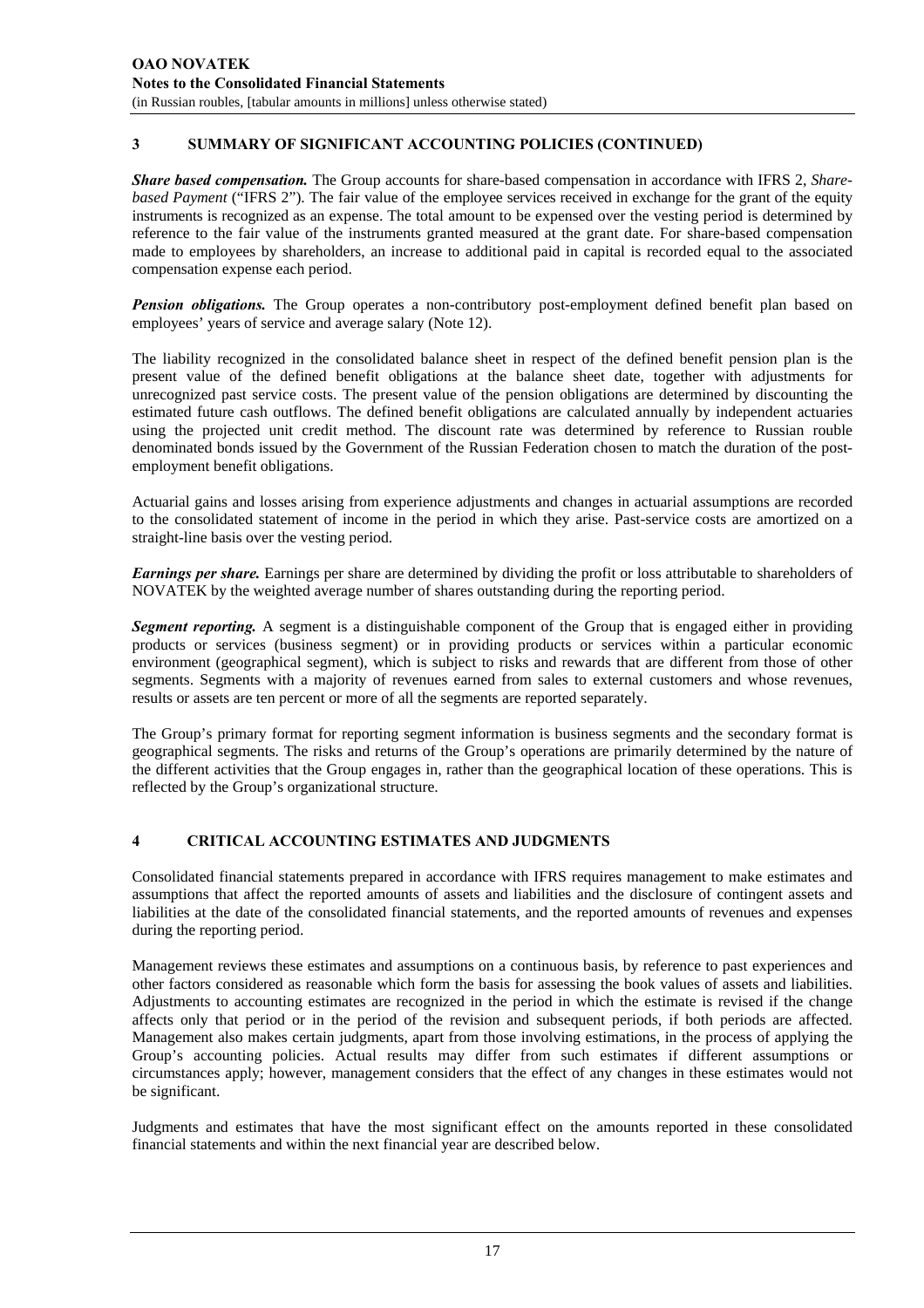## 3 SUMMARY OF SIGNIFICANT ACCOUNTING POLICIES (CONTINUED)

***Share based compensation.*** The Group accounts for share-based compensation in accordance with IFRS 2, *Share-based Payment* ("IFRS 2"). The fair value of the employee services received in exchange for the grant of the equity instruments is recognized as an expense. The total amount to be expensed over the vesting period is determined by reference to the fair value of the instruments granted measured at the grant date. For share-based compensation made to employees by shareholders, an increase to additional paid in capital is recorded equal to the associated compensation expense each period.

***Pension obligations.*** The Group operates a non-contributory post-employment defined benefit plan based on employees' years of service and average salary (Note 12).

The liability recognized in the consolidated balance sheet in respect of the defined benefit pension plan is the present value of the defined benefit obligations at the balance sheet date, together with adjustments for unrecognized past service costs. The present value of the pension obligations are determined by discounting the estimated future cash outflows. The defined benefit obligations are calculated annually by independent actuaries using the projected unit credit method. The discount rate was determined by reference to Russian rouble denominated bonds issued by the Government of the Russian Federation chosen to match the duration of the post-employment benefit obligations.

Actuarial gains and losses arising from experience adjustments and changes in actuarial assumptions are recorded to the consolidated statement of income in the period in which they arise. Past-service costs are amortized on a straight-line basis over the vesting period.

***Earnings per share.*** Earnings per share are determined by dividing the profit or loss attributable to shareholders of NOVATEK by the weighted average number of shares outstanding during the reporting period.

***Segment reporting.*** A segment is a distinguishable component of the Group that is engaged either in providing products or services (business segment) or in providing products or services within a particular economic environment (geographical segment), which is subject to risks and rewards that are different from those of other segments. Segments with a majority of revenues earned from sales to external customers and whose revenues, results or assets are ten percent or more of all the segments are reported separately.

The Group's primary format for reporting segment information is business segments and the secondary format is geographical segments. The risks and returns of the Group's operations are primarily determined by the nature of the different activities that the Group engages in, rather than the geographical location of these operations. This is reflected by the Group's organizational structure.

## 4 CRITICAL ACCOUNTING ESTIMATES AND JUDGMENTS

Consolidated financial statements prepared in accordance with IFRS requires management to make estimates and assumptions that affect the reported amounts of assets and liabilities and the disclosure of contingent assets and liabilities at the date of the consolidated financial statements, and the reported amounts of revenues and expenses during the reporting period.

Management reviews these estimates and assumptions on a continuous basis, by reference to past experiences and other factors considered as reasonable which form the basis for assessing the book values of assets and liabilities. Adjustments to accounting estimates are recognized in the period in which the estimate is revised if the change affects only that period or in the period of the revision and subsequent periods, if both periods are affected. Management also makes certain judgments, apart from those involving estimations, in the process of applying the Group's accounting policies. Actual results may differ from such estimates if different assumptions or circumstances apply; however, management considers that the effect of any changes in these estimates would not be significant.

Judgments and estimates that have the most significant effect on the amounts reported in these consolidated financial statements and within the next financial year are described below.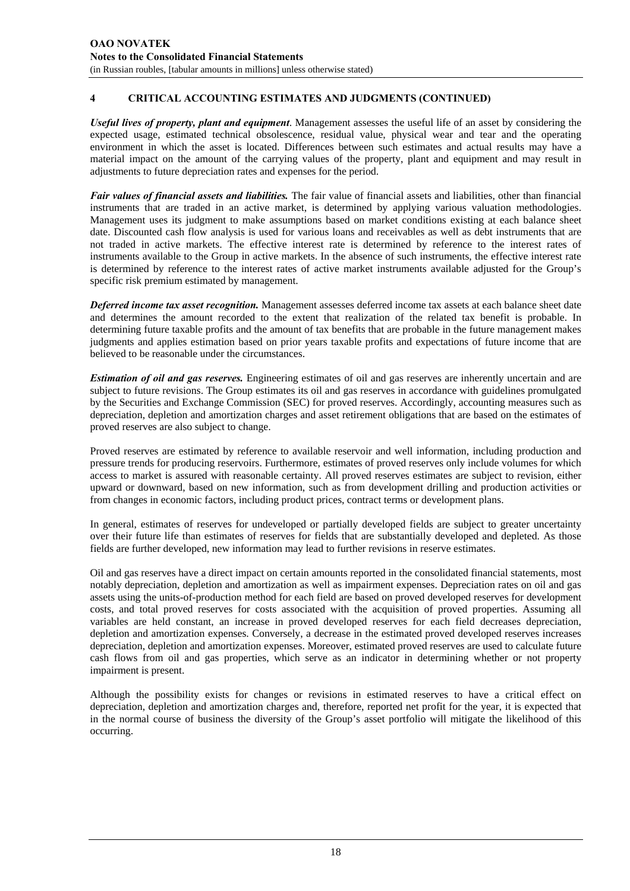## 4 CRITICAL ACCOUNTING ESTIMATES AND JUDGMENTS (CONTINUED)

***Useful lives of property, plant and equipment***. Management assesses the useful life of an asset by considering the expected usage, estimated technical obsolescence, residual value, physical wear and tear and the operating environment in which the asset is located. Differences between such estimates and actual results may have a material impact on the amount of the carrying values of the property, plant and equipment and may result in adjustments to future depreciation rates and expenses for the period.

***Fair values of financial assets and liabilities.*** The fair value of financial assets and liabilities, other than financial instruments that are traded in an active market, is determined by applying various valuation methodologies. Management uses its judgment to make assumptions based on market conditions existing at each balance sheet date. Discounted cash flow analysis is used for various loans and receivables as well as debt instruments that are not traded in active markets. The effective interest rate is determined by reference to the interest rates of instruments available to the Group in active markets. In the absence of such instruments, the effective interest rate is determined by reference to the interest rates of active market instruments available adjusted for the Group's specific risk premium estimated by management.

***Deferred income tax asset recognition.*** Management assesses deferred income tax assets at each balance sheet date and determines the amount recorded to the extent that realization of the related tax benefit is probable. In determining future taxable profits and the amount of tax benefits that are probable in the future management makes judgments and applies estimation based on prior years taxable profits and expectations of future income that are believed to be reasonable under the circumstances.

***Estimation of oil and gas reserves.*** Engineering estimates of oil and gas reserves are inherently uncertain and are subject to future revisions. The Group estimates its oil and gas reserves in accordance with guidelines promulgated by the Securities and Exchange Commission (SEC) for proved reserves. Accordingly, accounting measures such as depreciation, depletion and amortization charges and asset retirement obligations that are based on the estimates of proved reserves are also subject to change.

Proved reserves are estimated by reference to available reservoir and well information, including production and pressure trends for producing reservoirs. Furthermore, estimates of proved reserves only include volumes for which access to market is assured with reasonable certainty. All proved reserves estimates are subject to revision, either upward or downward, based on new information, such as from development drilling and production activities or from changes in economic factors, including product prices, contract terms or development plans.

In general, estimates of reserves for undeveloped or partially developed fields are subject to greater uncertainty over their future life than estimates of reserves for fields that are substantially developed and depleted. As those fields are further developed, new information may lead to further revisions in reserve estimates.

Oil and gas reserves have a direct impact on certain amounts reported in the consolidated financial statements, most notably depreciation, depletion and amortization as well as impairment expenses. Depreciation rates on oil and gas assets using the units-of-production method for each field are based on proved developed reserves for development costs, and total proved reserves for costs associated with the acquisition of proved properties. Assuming all variables are held constant, an increase in proved developed reserves for each field decreases depreciation, depletion and amortization expenses. Conversely, a decrease in the estimated proved developed reserves increases depreciation, depletion and amortization expenses. Moreover, estimated proved reserves are used to calculate future cash flows from oil and gas properties, which serve as an indicator in determining whether or not property impairment is present.

Although the possibility exists for changes or revisions in estimated reserves to have a critical effect on depreciation, depletion and amortization charges and, therefore, reported net profit for the year, it is expected that in the normal course of business the diversity of the Group's asset portfolio will mitigate the likelihood of this occurring.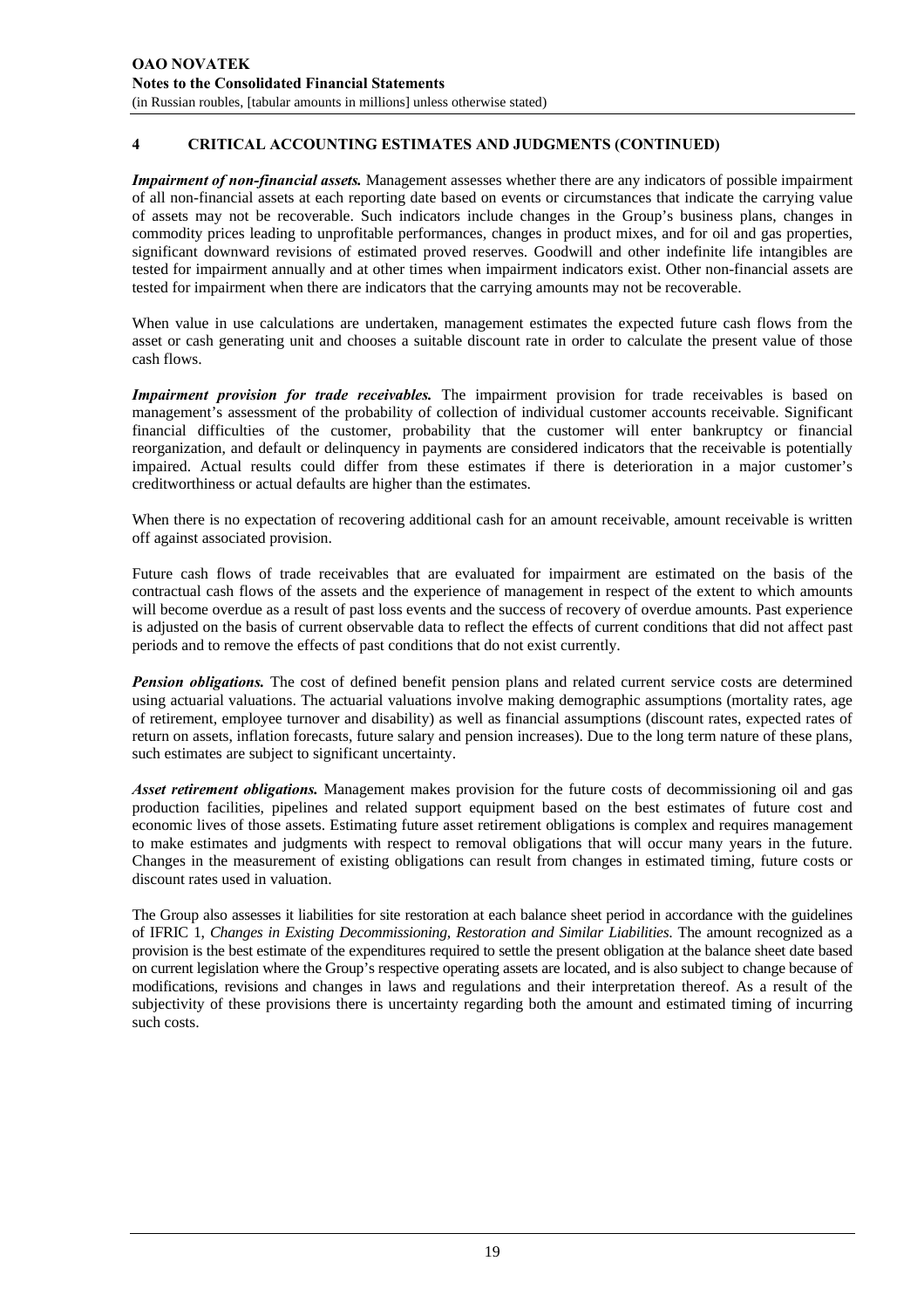## 4 CRITICAL ACCOUNTING ESTIMATES AND JUDGMENTS (CONTINUED)

***Impairment of non-financial assets.*** Management assesses whether there are any indicators of possible impairment of all non-financial assets at each reporting date based on events or circumstances that indicate the carrying value of assets may not be recoverable. Such indicators include changes in the Group's business plans, changes in commodity prices leading to unprofitable performances, changes in product mixes, and for oil and gas properties, significant downward revisions of estimated proved reserves. Goodwill and other indefinite life intangibles are tested for impairment annually and at other times when impairment indicators exist. Other non-financial assets are tested for impairment when there are indicators that the carrying amounts may not be recoverable.

When value in use calculations are undertaken, management estimates the expected future cash flows from the asset or cash generating unit and chooses a suitable discount rate in order to calculate the present value of those cash flows.

***Impairment provision for trade receivables.*** The impairment provision for trade receivables is based on management's assessment of the probability of collection of individual customer accounts receivable. Significant financial difficulties of the customer, probability that the customer will enter bankruptcy or financial reorganization, and default or delinquency in payments are considered indicators that the receivable is potentially impaired. Actual results could differ from these estimates if there is deterioration in a major customer's creditworthiness or actual defaults are higher than the estimates.

When there is no expectation of recovering additional cash for an amount receivable, amount receivable is written off against associated provision.

Future cash flows of trade receivables that are evaluated for impairment are estimated on the basis of the contractual cash flows of the assets and the experience of management in respect of the extent to which amounts will become overdue as a result of past loss events and the success of recovery of overdue amounts. Past experience is adjusted on the basis of current observable data to reflect the effects of current conditions that did not affect past periods and to remove the effects of past conditions that do not exist currently.

***Pension obligations.*** The cost of defined benefit pension plans and related current service costs are determined using actuarial valuations. The actuarial valuations involve making demographic assumptions (mortality rates, age of retirement, employee turnover and disability) as well as financial assumptions (discount rates, expected rates of return on assets, inflation forecasts, future salary and pension increases). Due to the long term nature of these plans, such estimates are subject to significant uncertainty.

***Asset retirement obligations.*** Management makes provision for the future costs of decommissioning oil and gas production facilities, pipelines and related support equipment based on the best estimates of future cost and economic lives of those assets. Estimating future asset retirement obligations is complex and requires management to make estimates and judgments with respect to removal obligations that will occur many years in the future. Changes in the measurement of existing obligations can result from changes in estimated timing, future costs or discount rates used in valuation.

The Group also assesses it liabilities for site restoration at each balance sheet period in accordance with the guidelines of IFRIC 1, *Changes in Existing Decommissioning, Restoration and Similar Liabilities.* The amount recognized as a provision is the best estimate of the expenditures required to settle the present obligation at the balance sheet date based on current legislation where the Group's respective operating assets are located, and is also subject to change because of modifications, revisions and changes in laws and regulations and their interpretation thereof. As a result of the subjectivity of these provisions there is uncertainty regarding both the amount and estimated timing of incurring such costs.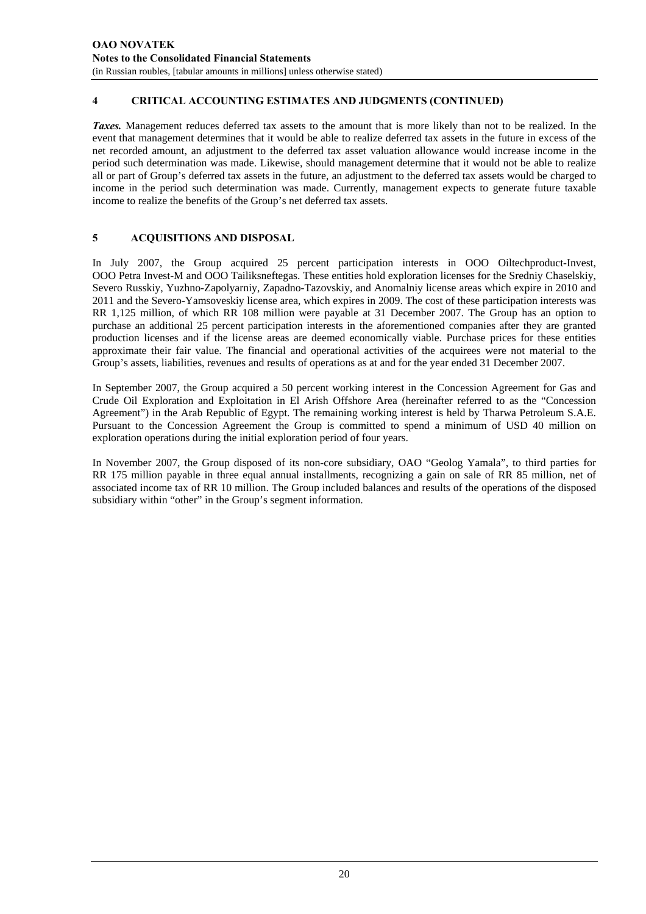## 4 CRITICAL ACCOUNTING ESTIMATES AND JUDGMENTS (CONTINUED)

***Taxes.*** Management reduces deferred tax assets to the amount that is more likely than not to be realized. In the event that management determines that it would be able to realize deferred tax assets in the future in excess of the net recorded amount, an adjustment to the deferred tax asset valuation allowance would increase income in the period such determination was made. Likewise, should management determine that it would not be able to realize all or part of Group's deferred tax assets in the future, an adjustment to the deferred tax assets would be charged to income in the period such determination was made. Currently, management expects to generate future taxable income to realize the benefits of the Group's net deferred tax assets.

## 5 ACQUISITIONS AND DISPOSAL

In July 2007, the Group acquired 25 percent participation interests in OOO Oiltechproduct-Invest, OOO Petra Invest-M and OOO Tailiksneftegas. These entities hold exploration licenses for the Sredniy Chaselskiy, Severo Russkiy, Yuzhno-Zapolyarniy, Zapadno-Tazovskiy, and Anomalniy license areas which expire in 2010 and 2011 and the Severo-Yamsoveskiy license area, which expires in 2009. The cost of these participation interests was RR 1,125 million, of which RR 108 million were payable at 31 December 2007. The Group has an option to purchase an additional 25 percent participation interests in the aforementioned companies after they are granted production licenses and if the license areas are deemed economically viable. Purchase prices for these entities approximate their fair value. The financial and operational activities of the acquirees were not material to the Group's assets, liabilities, revenues and results of operations as at and for the year ended 31 December 2007.

In September 2007, the Group acquired a 50 percent working interest in the Concession Agreement for Gas and Crude Oil Exploration and Exploitation in El Arish Offshore Area (hereinafter referred to as the "Concession Agreement") in the Arab Republic of Egypt. The remaining working interest is held by Tharwa Petroleum S.A.E. Pursuant to the Concession Agreement the Group is committed to spend a minimum of USD 40 million on exploration operations during the initial exploration period of four years.

In November 2007, the Group disposed of its non-core subsidiary, OAO "Geolog Yamala", to third parties for RR 175 million payable in three equal annual installments, recognizing a gain on sale of RR 85 million, net of associated income tax of RR 10 million. The Group included balances and results of the operations of the disposed subsidiary within "other" in the Group's segment information.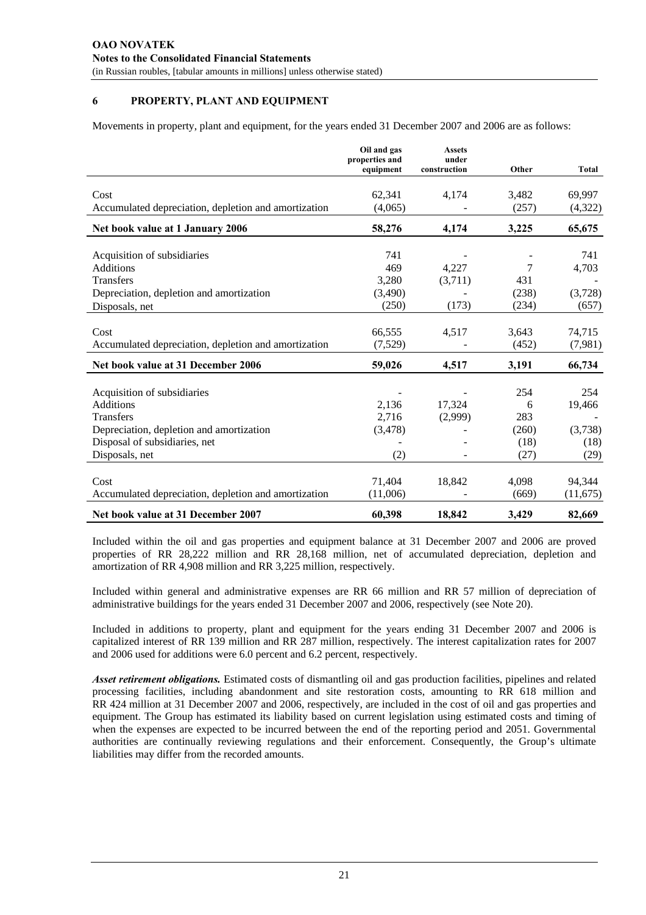## 6 PROPERTY, PLANT AND EQUIPMENT

Movements in property, plant and equipment, for the years ended 31 December 2007 and 2006 are as follows:

| | Oil and gas properties and equipment | Assets under construction | Other | Total |
|---|---|---|---|---|
| Cost | 62,341 | 4,174 | 3,482 | 69,997 |
| Accumulated depreciation, depletion and amortization | (4,065) | - | (257) | (4,322) |
| **Net book value at 1 January 2006** | **58,276** | **4,174** | **3,225** | **65,675** |
| Acquisition of subsidiaries | 741 | - | - | 741 |
| Additions | 469 | 4,227 | 7 | 4,703 |
| Transfers | 3,280 | (3,711) | 431 | - |
| Depreciation, depletion and amortization | (3,490) | - | (238) | (3,728) |
| Disposals, net | (250) | (173) | (234) | (657) |
| Cost | 66,555 | 4,517 | 3,643 | 74,715 |
| Accumulated depreciation, depletion and amortization | (7,529) | - | (452) | (7,981) |
| **Net book value at 31 December 2006** | **59,026** | **4,517** | **3,191** | **66,734** |
| Acquisition of subsidiaries | - | - | 254 | 254 |
| Additions | 2,136 | 17,324 | 6 | 19,466 |
| Transfers | 2,716 | (2,999) | 283 | - |
| Depreciation, depletion and amortization | (3,478) | - | (260) | (3,738) |
| Disposal of subsidiaries, net | - | - | (18) | (18) |
| Disposals, net | (2) | - | (27) | (29) |
| Cost | 71,404 | 18,842 | 4,098 | 94,344 |
| Accumulated depreciation, depletion and amortization | (11,006) | - | (669) | (11,675) |
| **Net book value at 31 December 2007** | **60,398** | **18,842** | **3,429** | **82,669** |

Included within the oil and gas properties and equipment balance at 31 December 2007 and 2006 are proved properties of RR 28,222 million and RR 28,168 million, net of accumulated depreciation, depletion and amortization of RR 4,908 million and RR 3,225 million, respectively.

Included within general and administrative expenses are RR 66 million and RR 57 million of depreciation of administrative buildings for the years ended 31 December 2007 and 2006, respectively (see Note 20).

Included in additions to property, plant and equipment for the years ending 31 December 2007 and 2006 is capitalized interest of RR 139 million and RR 287 million, respectively. The interest capitalization rates for 2007 and 2006 used for additions were 6.0 percent and 6.2 percent, respectively.

***Asset retirement obligations.*** Estimated costs of dismantling oil and gas production facilities, pipelines and related processing facilities, including abandonment and site restoration costs, amounting to RR 618 million and RR 424 million at 31 December 2007 and 2006, respectively, are included in the cost of oil and gas properties and equipment. The Group has estimated its liability based on current legislation using estimated costs and timing of when the expenses are expected to be incurred between the end of the reporting period and 2051. Governmental authorities are continually reviewing regulations and their enforcement. Consequently, the Group's ultimate liabilities may differ from the recorded amounts.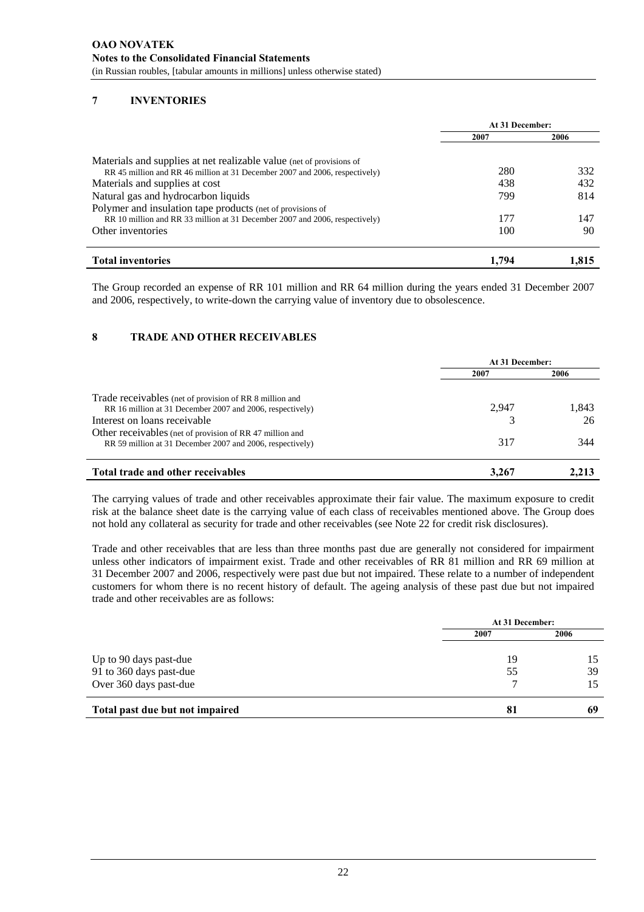## 7 INVENTORIES

| | At 31 December: | |
|---|---|---|
| | 2007 | 2006 |
| Materials and supplies at net realizable value (net of provisions of RR 45 million and RR 46 million at 31 December 2007 and 2006, respectively) | 280 | 332 |
| Materials and supplies at cost | 438 | 432 |
| Natural gas and hydrocarbon liquids | 799 | 814 |
| Polymer and insulation tape products (net of provisions of RR 10 million and RR 33 million at 31 December 2007 and 2006, respectively) | 177 | 147 |
| Other inventories | 100 | 90 |
| **Total inventories** | **1,794** | **1,815** |

The Group recorded an expense of RR 101 million and RR 64 million during the years ended 31 December 2007 and 2006, respectively, to write-down the carrying value of inventory due to obsolescence.

## 8 TRADE AND OTHER RECEIVABLES

| | At 31 December: | |
|---|---|---|
| | 2007 | 2006 |
| Trade receivables (net of provision of RR 8 million and RR 16 million at 31 December 2007 and 2006, respectively) | 2,947 | 1,843 |
| Interest on loans receivable | 3 | 26 |
| Other receivables (net of provision of RR 47 million and RR 59 million at 31 December 2007 and 2006, respectively) | 317 | 344 |
| **Total trade and other receivables** | **3,267** | **2,213** |

The carrying values of trade and other receivables approximate their fair value. The maximum exposure to credit risk at the balance sheet date is the carrying value of each class of receivables mentioned above. The Group does not hold any collateral as security for trade and other receivables (see Note 22 for credit risk disclosures).

Trade and other receivables that are less than three months past due are generally not considered for impairment unless other indicators of impairment exist. Trade and other receivables of RR 81 million and RR 69 million at 31 December 2007 and 2006, respectively were past due but not impaired. These relate to a number of independent customers for whom there is no recent history of default. The ageing analysis of these past due but not impaired trade and other receivables are as follows:

| | At 31 December: | |
|---|---|---|
| | 2007 | 2006 |
| Up to 90 days past-due | 19 | 15 |
| 91 to 360 days past-due | 55 | 39 |
| Over 360 days past-due | 7 | 15 |
| **Total past due but not impaired** | **81** | **69** |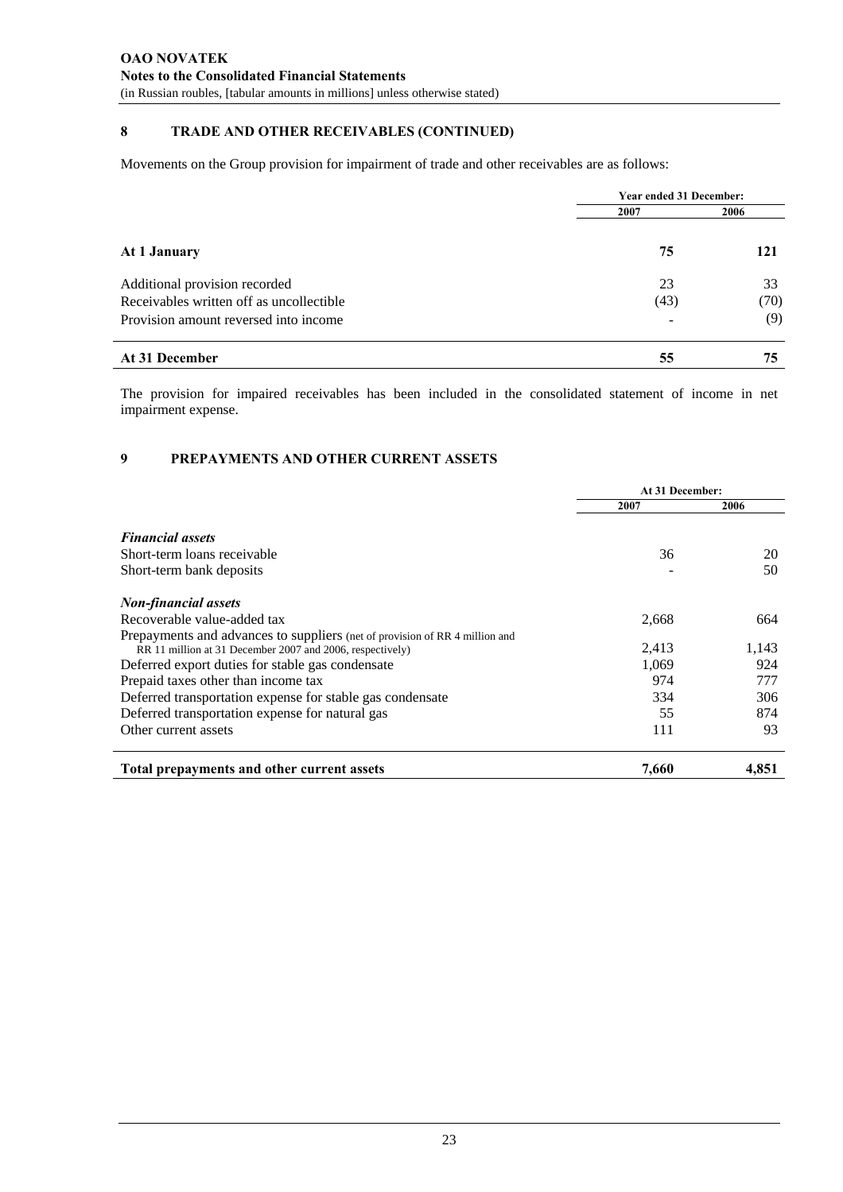## 8 TRADE AND OTHER RECEIVABLES (CONTINUED)

Movements on the Group provision for impairment of trade and other receivables are as follows:

| | Year ended 31 December: | |
|---|---|---|
| | 2007 | 2006 |
| **At 1 January** | **75** | **121** |
| Additional provision recorded | 23 | 33 |
| Receivables written off as uncollectible | (43) | (70) |
| Provision amount reversed into income | - | (9) |
| **At 31 December** | **55** | **75** |

The provision for impaired receivables has been included in the consolidated statement of income in net impairment expense.

## 9 PREPAYMENTS AND OTHER CURRENT ASSETS

| | At 31 December: | |
|---|---|---|
| | 2007 | 2006 |
| ***Financial assets*** | | |
| Short-term loans receivable | 36 | 20 |
| Short-term bank deposits | - | 50 |
| ***Non-financial assets*** | | |
| Recoverable value-added tax | 2,668 | 664 |
| Prepayments and advances to suppliers (net of provision of RR 4 million and RR 11 million at 31 December 2007 and 2006, respectively) | 2,413 | 1,143 |
| Deferred export duties for stable gas condensate | 1,069 | 924 |
| Prepaid taxes other than income tax | 974 | 777 |
| Deferred transportation expense for stable gas condensate | 334 | 306 |
| Deferred transportation expense for natural gas | 55 | 874 |
| Other current assets | 111 | 93 |
| **Total prepayments and other current assets** | **7,660** | **4,851** |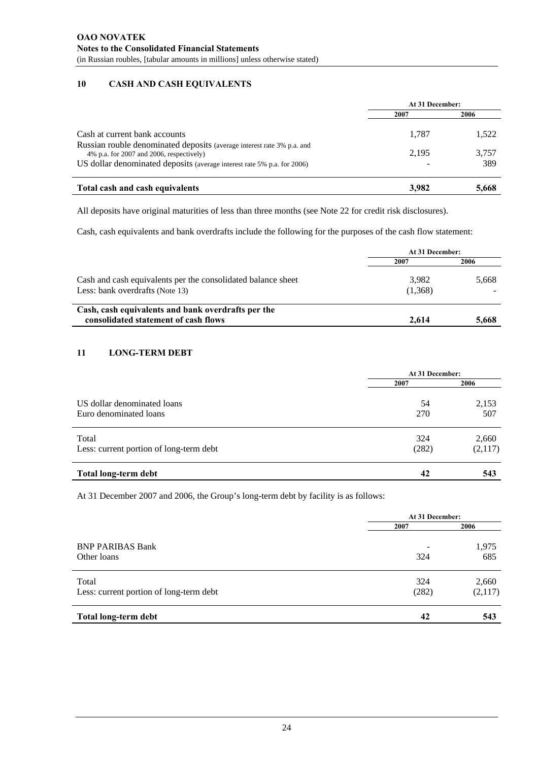## 10 CASH AND CASH EQUIVALENTS

| | At 31 December: | |
|---|---|---|
| | 2007 | 2006 |
| Cash at current bank accounts | 1,787 | 1,522 |
| Russian rouble denominated deposits (average interest rate 3% p.a. and 4% p.a. for 2007 and 2006, respectively) | 2,195 | 3,757 |
| US dollar denominated deposits (average interest rate 5% p.a. for 2006) | - | 389 |
| **Total cash and cash equivalents** | **3,982** | **5,668** |

All deposits have original maturities of less than three months (see Note 22 for credit risk disclosures).

Cash, cash equivalents and bank overdrafts include the following for the purposes of the cash flow statement:

| | At 31 December: | |
|---|---|---|
| | 2007 | 2006 |
| Cash and cash equivalents per the consolidated balance sheet | 3,982 | 5,668 |
| Less: bank overdrafts (Note 13) | (1,368) | - |
| **Cash, cash equivalents and bank overdrafts per the consolidated statement of cash flows** | **2,614** | **5,668** |

## 11 LONG-TERM DEBT

| | At 31 December: | |
|---|---|---|
| | 2007 | 2006 |
| US dollar denominated loans | 54 | 2,153 |
| Euro denominated loans | 270 | 507 |
| Total | 324 | 2,660 |
| Less: current portion of long-term debt | (282) | (2,117) |
| **Total long-term debt** | **42** | **543** |

At 31 December 2007 and 2006, the Group's long-term debt by facility is as follows:

| | At 31 December: | |
|---|---|---|
| | 2007 | 2006 |
| BNP PARIBAS Bank | - | 1,975 |
| Other loans | 324 | 685 |
| Total | 324 | 2,660 |
| Less: current portion of long-term debt | (282) | (2,117) |
| **Total long-term debt** | **42** | **543** |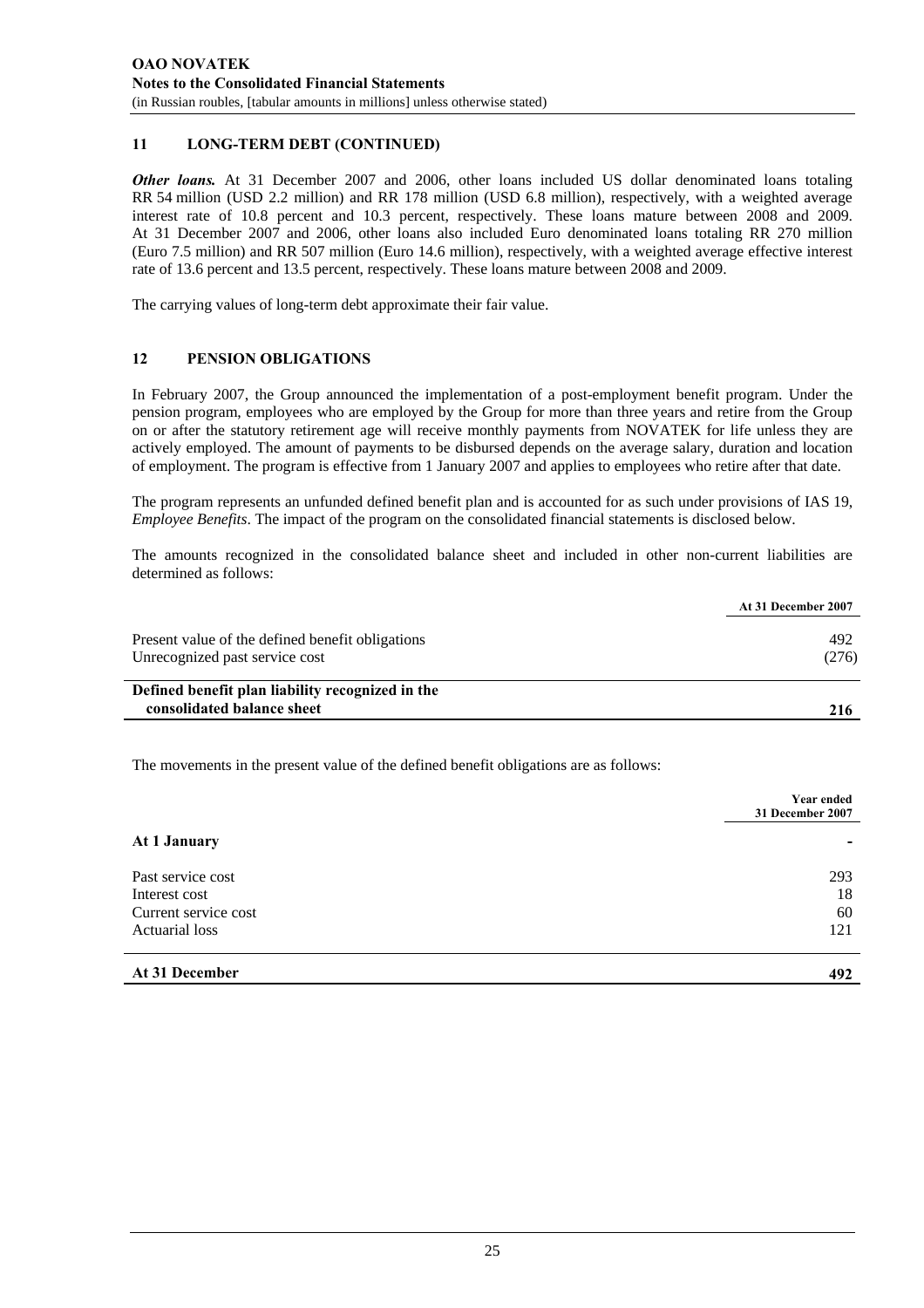## 11 LONG-TERM DEBT (CONTINUED)

***Other loans.*** At 31 December 2007 and 2006, other loans included US dollar denominated loans totaling RR 54 million (USD 2.2 million) and RR 178 million (USD 6.8 million), respectively, with a weighted average interest rate of 10.8 percent and 10.3 percent, respectively. These loans mature between 2008 and 2009. At 31 December 2007 and 2006, other loans also included Euro denominated loans totaling RR 270 million (Euro 7.5 million) and RR 507 million (Euro 14.6 million), respectively, with a weighted average effective interest rate of 13.6 percent and 13.5 percent, respectively. These loans mature between 2008 and 2009.

The carrying values of long-term debt approximate their fair value.

## 12 PENSION OBLIGATIONS

In February 2007, the Group announced the implementation of a post-employment benefit program. Under the pension program, employees who are employed by the Group for more than three years and retire from the Group on or after the statutory retirement age will receive monthly payments from NOVATEK for life unless they are actively employed. The amount of payments to be disbursed depends on the average salary, duration and location of employment. The program is effective from 1 January 2007 and applies to employees who retire after that date.

The program represents an unfunded defined benefit plan and is accounted for as such under provisions of IAS 19, *Employee Benefits*. The impact of the program on the consolidated financial statements is disclosed below.

The amounts recognized in the consolidated balance sheet and included in other non-current liabilities are determined as follows:

| | At 31 December 2007 |
|---|---|
| Present value of the defined benefit obligations | 492 |
| Unrecognized past service cost | (276) |
| **Defined benefit plan liability recognized in the consolidated balance sheet** | **216** |

The movements in the present value of the defined benefit obligations are as follows:

| | Year ended 31 December 2007 |
|---|---|
| **At 1 January** | - |
| Past service cost | 293 |
| Interest cost | 18 |
| Current service cost | 60 |
| Actuarial loss | 121 |
| **At 31 December** | **492** |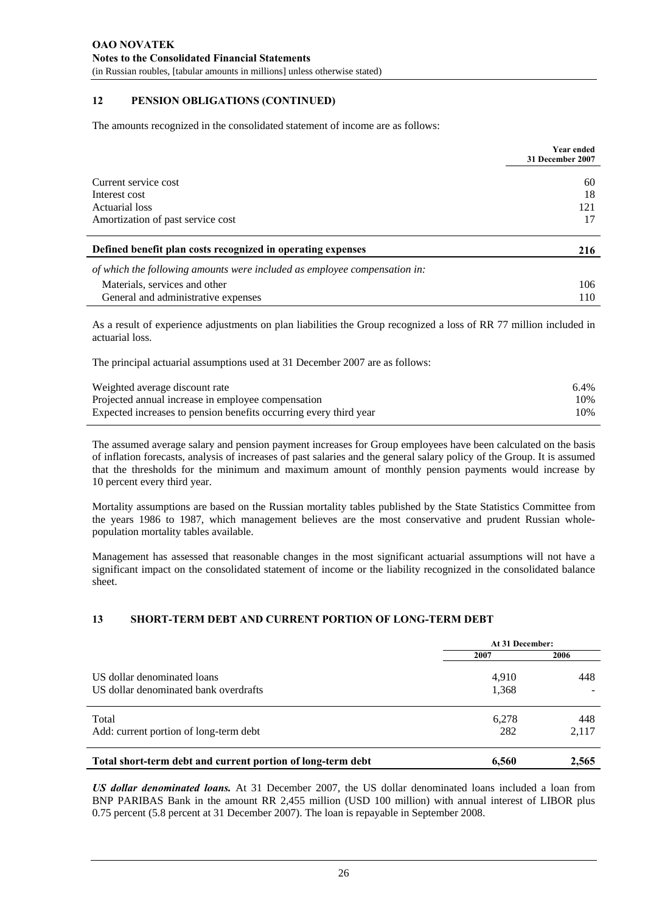## 12 PENSION OBLIGATIONS (CONTINUED)

The amounts recognized in the consolidated statement of income are as follows:

| | Year ended 31 December 2007 |
|---|---|
| Current service cost | 60 |
| Interest cost | 18 |
| Actuarial loss | 121 |
| Amortization of past service cost | 17 |
| **Defined benefit plan costs recognized in operating expenses** | **216** |
| *of which the following amounts were included as employee compensation in:* | |
| Materials, services and other | 106 |
| General and administrative expenses | 110 |

As a result of experience adjustments on plan liabilities the Group recognized a loss of RR 77 million included in actuarial loss.

The principal actuarial assumptions used at 31 December 2007 are as follows:

| | |
|---|---|
| Weighted average discount rate | 6.4% |
| Projected annual increase in employee compensation | 10% |
| Expected increases to pension benefits occurring every third year | 10% |

The assumed average salary and pension payment increases for Group employees have been calculated on the basis of inflation forecasts, analysis of increases of past salaries and the general salary policy of the Group. It is assumed that the thresholds for the minimum and maximum amount of monthly pension payments would increase by 10 percent every third year.

Mortality assumptions are based on the Russian mortality tables published by the State Statistics Committee from the years 1986 to 1987, which management believes are the most conservative and prudent Russian whole-population mortality tables available.

Management has assessed that reasonable changes in the most significant actuarial assumptions will not have a significant impact on the consolidated statement of income or the liability recognized in the consolidated balance sheet.

## 13 SHORT-TERM DEBT AND CURRENT PORTION OF LONG-TERM DEBT

| | At 31 December: | |
|---|---|---|
| | 2007 | 2006 |
| US dollar denominated loans | 4,910 | 448 |
| US dollar denominated bank overdrafts | 1,368 | - |
| Total | 6,278 | 448 |
| Add: current portion of long-term debt | 282 | 2,117 |
| **Total short-term debt and current portion of long-term debt** | **6,560** | **2,565** |

***US dollar denominated loans.*** At 31 December 2007, the US dollar denominated loans included a loan from BNP PARIBAS Bank in the amount RR 2,455 million (USD 100 million) with annual interest of LIBOR plus 0.75 percent (5.8 percent at 31 December 2007). The loan is repayable in September 2008.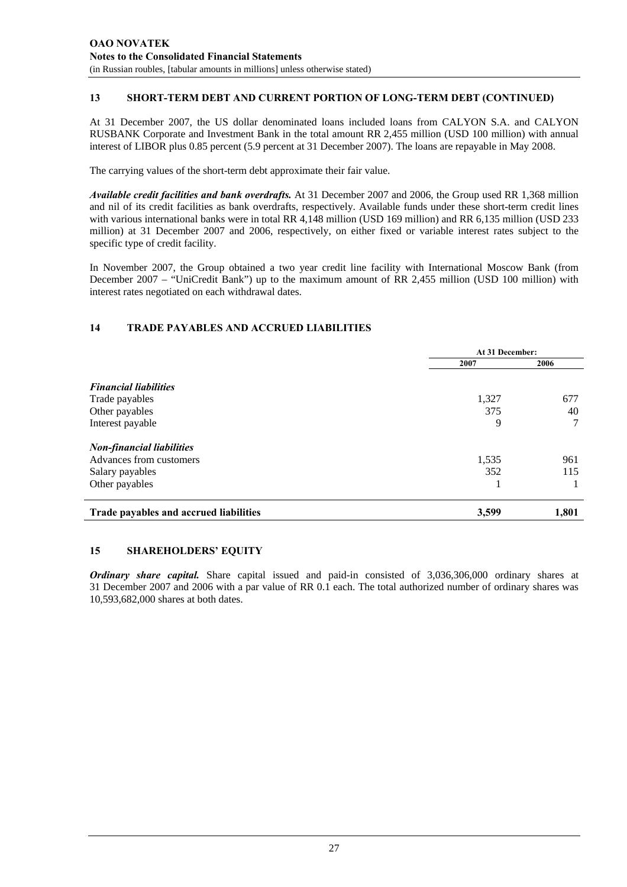## 13 SHORT-TERM DEBT AND CURRENT PORTION OF LONG-TERM DEBT (CONTINUED)

At 31 December 2007, the US dollar denominated loans included loans from CALYON S.A. and CALYON RUSBANK Corporate and Investment Bank in the total amount RR 2,455 million (USD 100 million) with annual interest of LIBOR plus 0.85 percent (5.9 percent at 31 December 2007). The loans are repayable in May 2008.

The carrying values of the short-term debt approximate their fair value.

***Available credit facilities and bank overdrafts.*** At 31 December 2007 and 2006, the Group used RR 1,368 million and nil of its credit facilities as bank overdrafts, respectively. Available funds under these short-term credit lines with various international banks were in total RR 4,148 million (USD 169 million) and RR 6,135 million (USD 233 million) at 31 December 2007 and 2006, respectively, on either fixed or variable interest rates subject to the specific type of credit facility.

In November 2007, the Group obtained a two year credit line facility with International Moscow Bank (from December 2007 – "UniCredit Bank") up to the maximum amount of RR 2,455 million (USD 100 million) with interest rates negotiated on each withdrawal dates.

## 14 TRADE PAYABLES AND ACCRUED LIABILITIES

| | At 31 December: | |
|---|---|---|
| | **2007** | **2006** |
| ***Financial liabilities*** | | |
| Trade payables | 1,327 | 677 |
| Other payables | 375 | 40 |
| Interest payable | 9 | 7 |
| ***Non-financial liabilities*** | | |
| Advances from customers | 1,535 | 961 |
| Salary payables | 352 | 115 |
| Other payables | 1 | 1 |
| **Trade payables and accrued liabilities** | **3,599** | **1,801** |

## 15 SHAREHOLDERS' EQUITY

***Ordinary share capital.*** Share capital issued and paid-in consisted of 3,036,306,000 ordinary shares at 31 December 2007 and 2006 with a par value of RR 0.1 each. The total authorized number of ordinary shares was 10,593,682,000 shares at both dates.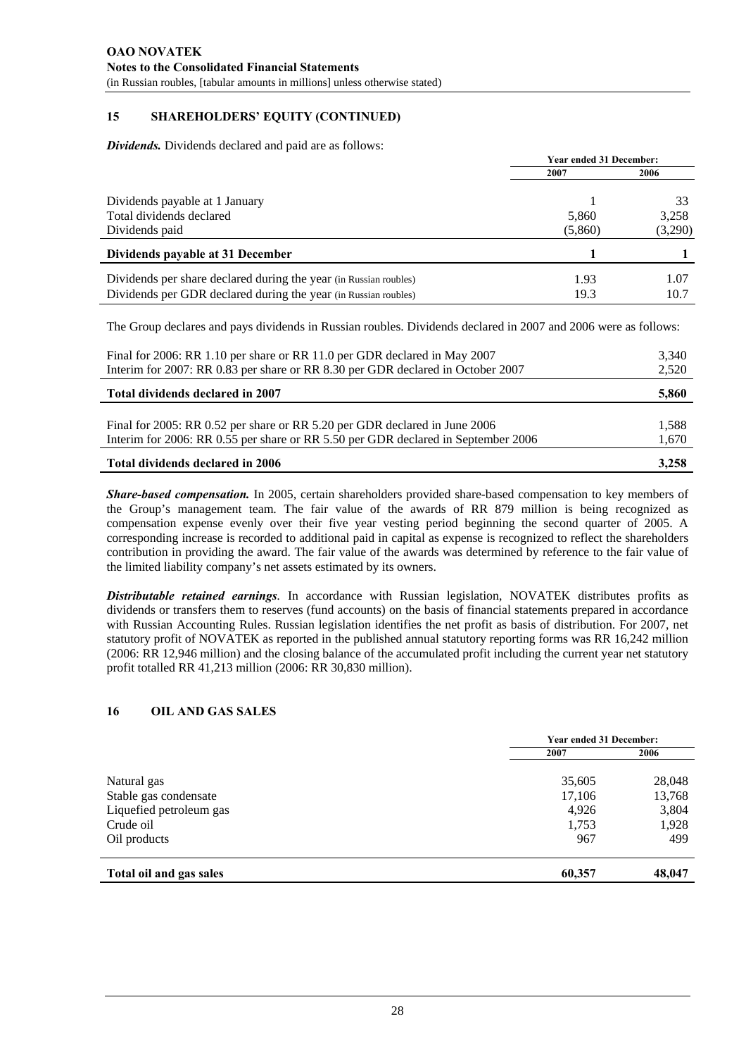**OAO NOVATEK**
**Notes to the Consolidated Financial Statements**
(in Russian roubles, [tabular amounts in millions] unless otherwise stated)

## 15 SHAREHOLDERS' EQUITY (CONTINUED)

***Dividends.*** Dividends declared and paid are as follows:

| | Year ended 31 December: | |
|---|---|---|
| | 2007 | 2006 |
| Dividends payable at 1 January | 1 | 33 |
| Total dividends declared | 5,860 | 3,258 |
| Dividends paid | (5,860) | (3,290) |
| **Dividends payable at 31 December** | **1** | **1** |
| Dividends per share declared during the year (in Russian roubles) | 1.93 | 1.07 |
| Dividends per GDR declared during the year (in Russian roubles) | 19.3 | 10.7 |

The Group declares and pays dividends in Russian roubles. Dividends declared in 2007 and 2006 were as follows:

| | |
|---|---|
| Final for 2006: RR 1.10 per share or RR 11.0 per GDR declared in May 2007 | 3,340 |
| Interim for 2007: RR 0.83 per share or RR 8.30 per GDR declared in October 2007 | 2,520 |
| **Total dividends declared in 2007** | **5,860** |
| Final for 2005: RR 0.52 per share or RR 5.20 per GDR declared in June 2006 | 1,588 |
| Interim for 2006: RR 0.55 per share or RR 5.50 per GDR declared in September 2006 | 1,670 |
| **Total dividends declared in 2006** | **3,258** |

***Share-based compensation.*** In 2005, certain shareholders provided share-based compensation to key members of the Group's management team. The fair value of the awards of RR 879 million is being recognized as compensation expense evenly over their five year vesting period beginning the second quarter of 2005. A corresponding increase is recorded to additional paid in capital as expense is recognized to reflect the shareholders contribution in providing the award. The fair value of the awards was determined by reference to the fair value of the limited liability company's net assets estimated by its owners.

***Distributable retained earnings***. In accordance with Russian legislation, NOVATEK distributes profits as dividends or transfers them to reserves (fund accounts) on the basis of financial statements prepared in accordance with Russian Accounting Rules. Russian legislation identifies the net profit as basis of distribution. For 2007, net statutory profit of NOVATEK as reported in the published annual statutory reporting forms was RR 16,242 million (2006: RR 12,946 million) and the closing balance of the accumulated profit including the current year net statutory profit totalled RR 41,213 million (2006: RR 30,830 million).

## 16 OIL AND GAS SALES

| | Year ended 31 December: | |
|---|---|---|
| | 2007 | 2006 |
| Natural gas | 35,605 | 28,048 |
| Stable gas condensate | 17,106 | 13,768 |
| Liquefied petroleum gas | 4,926 | 3,804 |
| Crude oil | 1,753 | 1,928 |
| Oil products | 967 | 499 |
| **Total oil and gas sales** | **60,357** | **48,047** |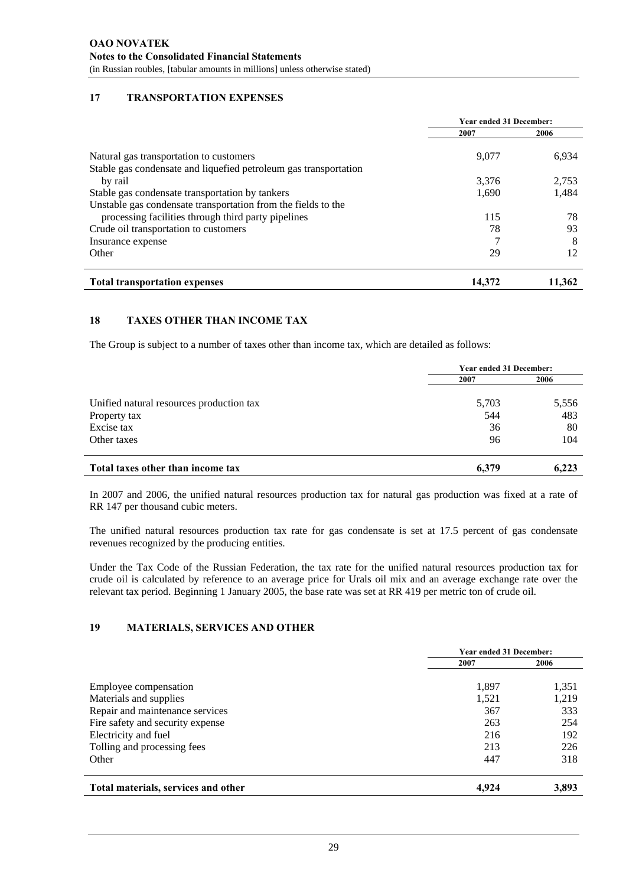## 17 TRANSPORTATION EXPENSES

| | Year ended 31 December: | |
|---|---|---|
| | 2007 | 2006 |
| Natural gas transportation to customers | 9,077 | 6,934 |
| Stable gas condensate and liquefied petroleum gas transportation by rail | 3,376 | 2,753 |
| Stable gas condensate transportation by tankers | 1,690 | 1,484 |
| Unstable gas condensate transportation from the fields to the processing facilities through third party pipelines | 115 | 78 |
| Crude oil transportation to customers | 78 | 93 |
| Insurance expense | 7 | 8 |
| Other | 29 | 12 |
| **Total transportation expenses** | **14,372** | **11,362** |

## 18 TAXES OTHER THAN INCOME TAX

The Group is subject to a number of taxes other than income tax, which are detailed as follows:

| | Year ended 31 December: | |
|---|---|---|
| | 2007 | 2006 |
| Unified natural resources production tax | 5,703 | 5,556 |
| Property tax | 544 | 483 |
| Excise tax | 36 | 80 |
| Other taxes | 96 | 104 |
| **Total taxes other than income tax** | **6,379** | **6,223** |

In 2007 and 2006, the unified natural resources production tax for natural gas production was fixed at a rate of RR 147 per thousand cubic meters.

The unified natural resources production tax rate for gas condensate is set at 17.5 percent of gas condensate revenues recognized by the producing entities.

Under the Tax Code of the Russian Federation, the tax rate for the unified natural resources production tax for crude oil is calculated by reference to an average price for Urals oil mix and an average exchange rate over the relevant tax period. Beginning 1 January 2005, the base rate was set at RR 419 per metric ton of crude oil.

## 19 MATERIALS, SERVICES AND OTHER

| | Year ended 31 December: | |
|---|---|---|
| | 2007 | 2006 |
| Employee compensation | 1,897 | 1,351 |
| Materials and supplies | 1,521 | 1,219 |
| Repair and maintenance services | 367 | 333 |
| Fire safety and security expense | 263 | 254 |
| Electricity and fuel | 216 | 192 |
| Tolling and processing fees | 213 | 226 |
| Other | 447 | 318 |
| **Total materials, services and other** | **4,924** | **3,893** |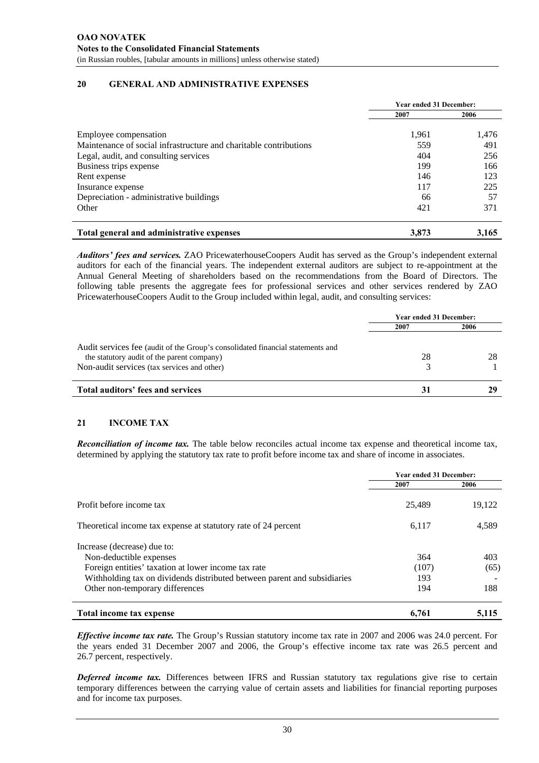## 20 GENERAL AND ADMINISTRATIVE EXPENSES

| | Year ended 31 December: | |
|---|---|---|
| | 2007 | 2006 |
| Employee compensation | 1,961 | 1,476 |
| Maintenance of social infrastructure and charitable contributions | 559 | 491 |
| Legal, audit, and consulting services | 404 | 256 |
| Business trips expense | 199 | 166 |
| Rent expense | 146 | 123 |
| Insurance expense | 117 | 225 |
| Depreciation - administrative buildings | 66 | 57 |
| Other | 421 | 371 |
| **Total general and administrative expenses** | **3,873** | **3,165** |

***Auditors' fees and services.*** ZAO PricewaterhouseCoopers Audit has served as the Group's independent external auditors for each of the financial years. The independent external auditors are subject to re-appointment at the Annual General Meeting of shareholders based on the recommendations from the Board of Directors. The following table presents the aggregate fees for professional services and other services rendered by ZAO PricewaterhouseCoopers Audit to the Group included within legal, audit, and consulting services:

| | Year ended 31 December: | |
|---|---|---|
| | 2007 | 2006 |
| Audit services fee (audit of the Group's consolidated financial statements and the statutory audit of the parent company) | 28 | 28 |
| Non-audit services (tax services and other) | 3 | 1 |
| **Total auditors' fees and services** | **31** | **29** |

## 21 INCOME TAX

***Reconciliation of income tax.*** The table below reconciles actual income tax expense and theoretical income tax, determined by applying the statutory tax rate to profit before income tax and share of income in associates.

| | Year ended 31 December: | |
|---|---|---|
| | 2007 | 2006 |
| Profit before income tax | 25,489 | 19,122 |
| Theoretical income tax expense at statutory rate of 24 percent | 6,117 | 4,589 |
| Increase (decrease) due to: | | |
| Non-deductible expenses | 364 | 403 |
| Foreign entities' taxation at lower income tax rate | (107) | (65) |
| Withholding tax on dividends distributed between parent and subsidiaries | 193 | - |
| Other non-temporary differences | 194 | 188 |
| **Total income tax expense** | **6,761** | **5,115** |

***Effective income tax rate.*** The Group's Russian statutory income tax rate in 2007 and 2006 was 24.0 percent. For the years ended 31 December 2007 and 2006, the Group's effective income tax rate was 26.5 percent and 26.7 percent, respectively.

***Deferred income tax.*** Differences between IFRS and Russian statutory tax regulations give rise to certain temporary differences between the carrying value of certain assets and liabilities for financial reporting purposes and for income tax purposes.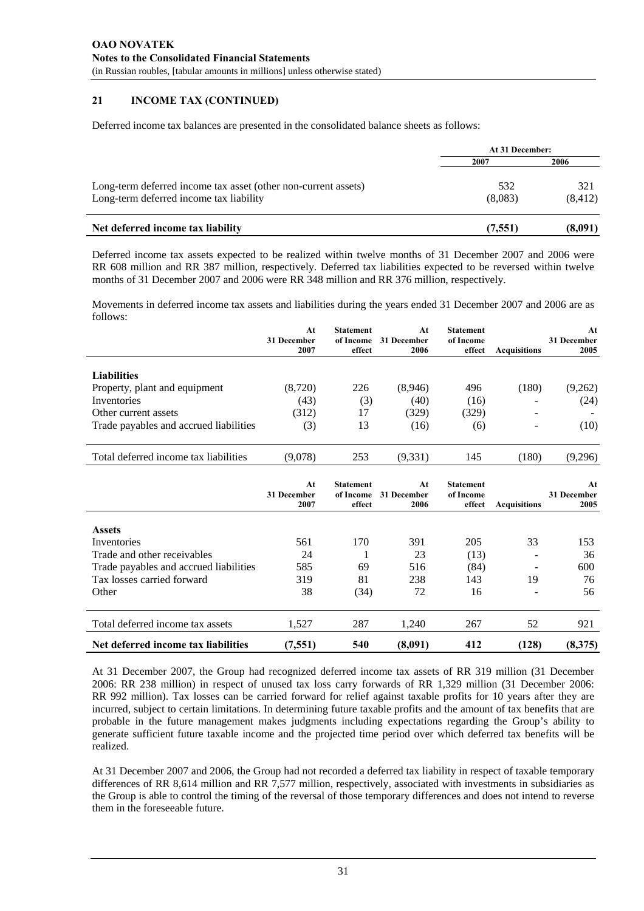## 21 INCOME TAX (CONTINUED)

Deferred income tax balances are presented in the consolidated balance sheets as follows:

| | At 31 December: | |
|---|---|---|
| | 2007 | 2006 |
| Long-term deferred income tax asset (other non-current assets) | 532 | 321 |
| Long-term deferred income tax liability | (8,083) | (8,412) |
| **Net deferred income tax liability** | **(7,551)** | **(8,091)** |

Deferred income tax assets expected to be realized within twelve months of 31 December 2007 and 2006 were RR 608 million and RR 387 million, respectively. Deferred tax liabilities expected to be reversed within twelve months of 31 December 2007 and 2006 were RR 348 million and RR 376 million, respectively.

Movements in deferred income tax assets and liabilities during the years ended 31 December 2007 and 2006 are as follows:

| | At 31 December 2007 | Statement of Income effect | At 31 December 2006 | Statement of Income effect | Acquisitions | At 31 December 2005 |
|---|---|---|---|---|---|---|
| **Liabilities** | | | | | | |
| Property, plant and equipment | (8,720) | 226 | (8,946) | 496 | (180) | (9,262) |
| Inventories | (43) | (3) | (40) | (16) | - | (24) |
| Other current assets | (312) | 17 | (329) | (329) | - | - |
| Trade payables and accrued liabilities | (3) | 13 | (16) | (6) | - | (10) |
| Total deferred income tax liabilities | (9,078) | 253 | (9,331) | 145 | (180) | (9,296) |

| | At 31 December 2007 | Statement of Income effect | At 31 December 2006 | Statement of Income effect | Acquisitions | At 31 December 2005 |
|---|---|---|---|---|---|---|
| **Assets** | | | | | | |
| Inventories | 561 | 170 | 391 | 205 | 33 | 153 |
| Trade and other receivables | 24 | 1 | 23 | (13) | - | 36 |
| Trade payables and accrued liabilities | 585 | 69 | 516 | (84) | - | 600 |
| Tax losses carried forward | 319 | 81 | 238 | 143 | 19 | 76 |
| Other | 38 | (34) | 72 | 16 | - | 56 |
| Total deferred income tax assets | 1,527 | 287 | 1,240 | 267 | 52 | 921 |
| **Net deferred income tax liabilities** | **(7,551)** | **540** | **(8,091)** | **412** | **(128)** | **(8,375)** |

At 31 December 2007, the Group had recognized deferred income tax assets of RR 319 million (31 December 2006: RR 238 million) in respect of unused tax loss carry forwards of RR 1,329 million (31 December 2006: RR 992 million). Tax losses can be carried forward for relief against taxable profits for 10 years after they are incurred, subject to certain limitations. In determining future taxable profits and the amount of tax benefits that are probable in the future management makes judgments including expectations regarding the Group's ability to generate sufficient future taxable income and the projected time period over which deferred tax benefits will be realized.

At 31 December 2007 and 2006, the Group had not recorded a deferred tax liability in respect of taxable temporary differences of RR 8,614 million and RR 7,577 million, respectively, associated with investments in subsidiaries as the Group is able to control the timing of the reversal of those temporary differences and does not intend to reverse them in the foreseeable future.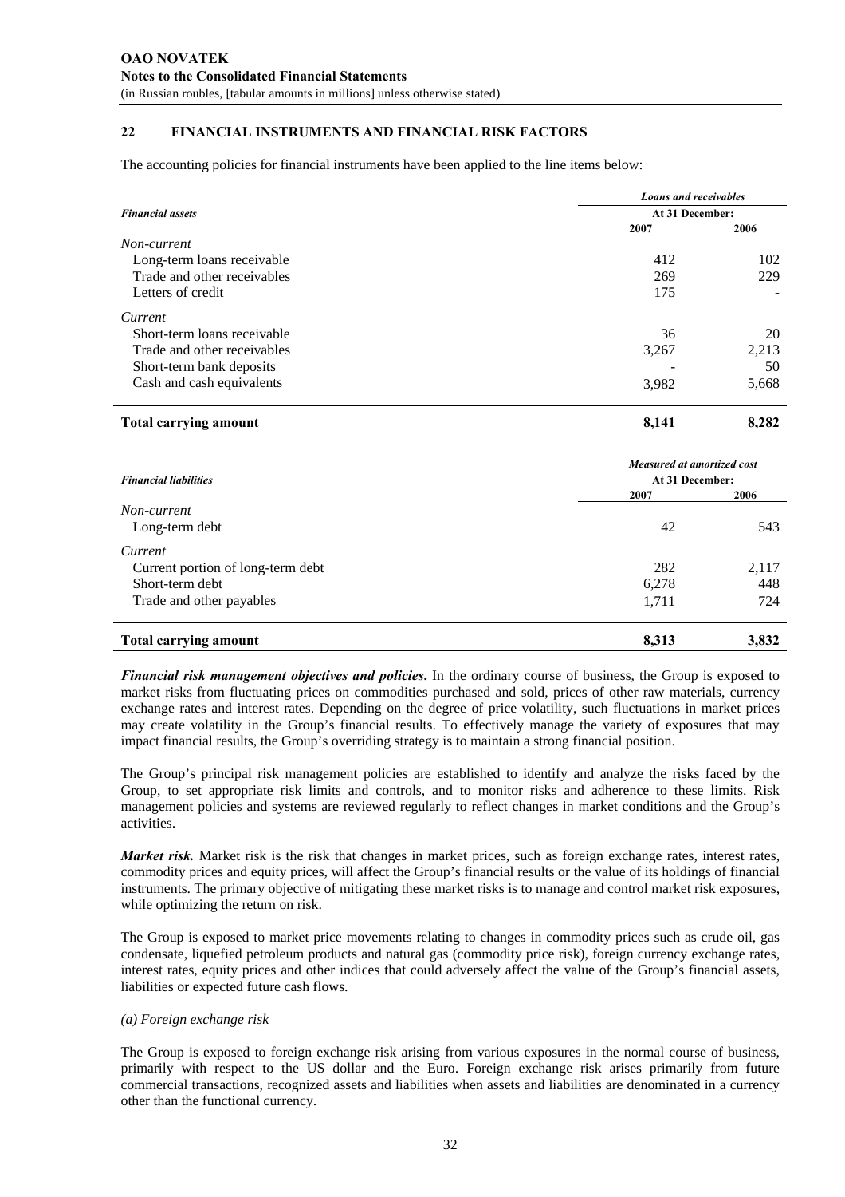## 22 FINANCIAL INSTRUMENTS AND FINANCIAL RISK FACTORS

The accounting policies for financial instruments have been applied to the line items below:

| *Financial assets* | *Loans and receivables* | |
|---|---|---|
| | **At 31 December:** | |
| | **2007** | **2006** |
| *Non-current* | | |
| Long-term loans receivable | 412 | 102 |
| Trade and other receivables | 269 | 229 |
| Letters of credit | 175 | - |
| *Current* | | |
| Short-term loans receivable | 36 | 20 |
| Trade and other receivables | 3,267 | 2,213 |
| Short-term bank deposits | - | 50 |
| Cash and cash equivalents | 3,982 | 5,668 |
| **Total carrying amount** | **8,141** | **8,282** |

| *Financial liabilities* | *Measured at amortized cost* | |
|---|---|---|
| | **At 31 December:** | |
| | **2007** | **2006** |
| *Non-current* | | |
| Long-term debt | 42 | 543 |
| *Current* | | |
| Current portion of long-term debt | 282 | 2,117 |
| Short-term debt | 6,278 | 448 |
| Trade and other payables | 1,711 | 724 |
| **Total carrying amount** | **8,313** | **3,832** |

***Financial risk management objectives and policies.*** In the ordinary course of business, the Group is exposed to market risks from fluctuating prices on commodities purchased and sold, prices of other raw materials, currency exchange rates and interest rates. Depending on the degree of price volatility, such fluctuations in market prices may create volatility in the Group's financial results. To effectively manage the variety of exposures that may impact financial results, the Group's overriding strategy is to maintain a strong financial position.

The Group's principal risk management policies are established to identify and analyze the risks faced by the Group, to set appropriate risk limits and controls, and to monitor risks and adherence to these limits. Risk management policies and systems are reviewed regularly to reflect changes in market conditions and the Group's activities.

***Market risk.*** Market risk is the risk that changes in market prices, such as foreign exchange rates, interest rates, commodity prices and equity prices, will affect the Group's financial results or the value of its holdings of financial instruments. The primary objective of mitigating these market risks is to manage and control market risk exposures, while optimizing the return on risk.

The Group is exposed to market price movements relating to changes in commodity prices such as crude oil, gas condensate, liquefied petroleum products and natural gas (commodity price risk), foreign currency exchange rates, interest rates, equity prices and other indices that could adversely affect the value of the Group's financial assets, liabilities or expected future cash flows.

*(a) Foreign exchange risk*

The Group is exposed to foreign exchange risk arising from various exposures in the normal course of business, primarily with respect to the US dollar and the Euro. Foreign exchange risk arises primarily from future commercial transactions, recognized assets and liabilities when assets and liabilities are denominated in a currency other than the functional currency.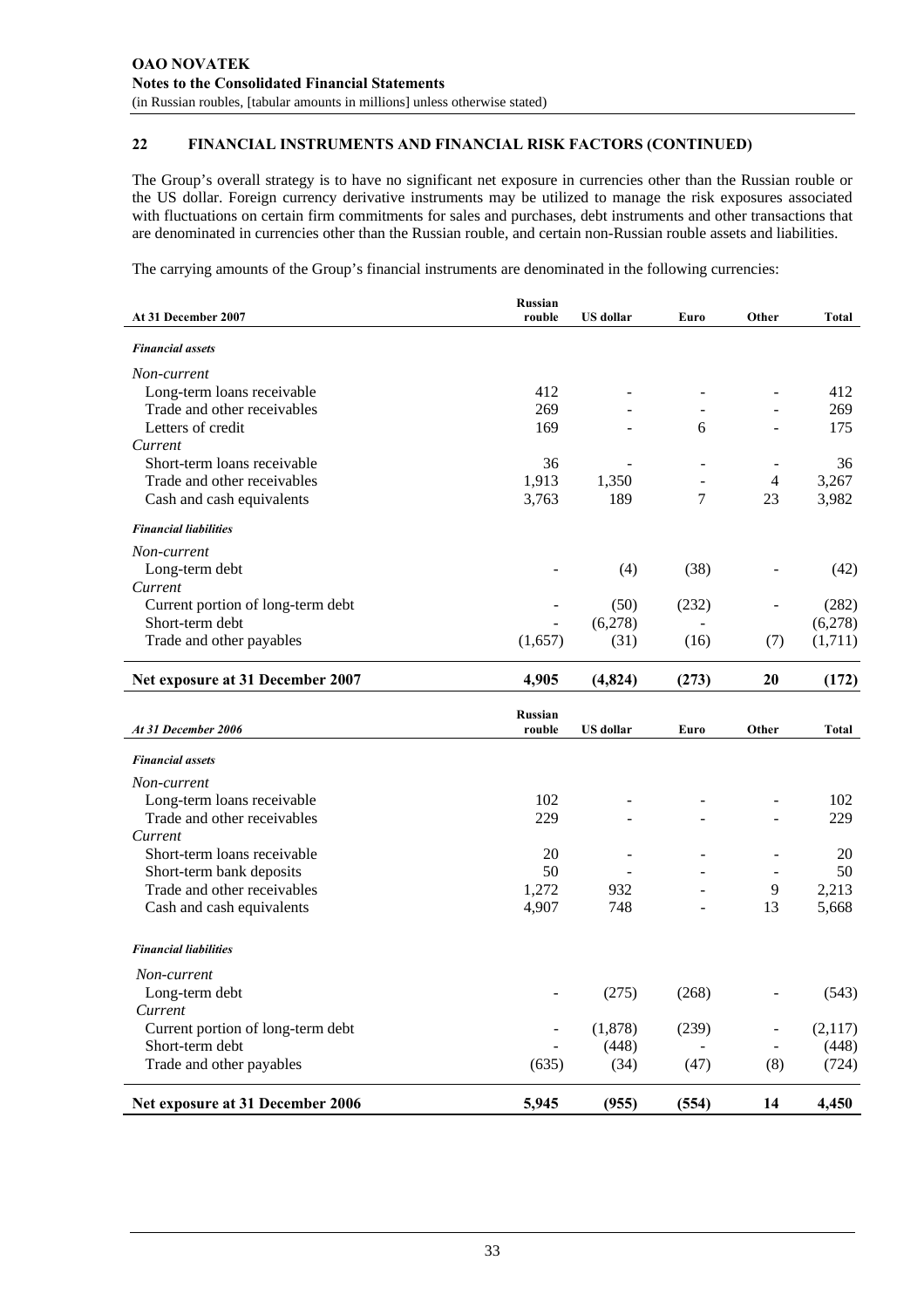## 22 FINANCIAL INSTRUMENTS AND FINANCIAL RISK FACTORS (CONTINUED)

The Group's overall strategy is to have no significant net exposure in currencies other than the Russian rouble or the US dollar. Foreign currency derivative instruments may be utilized to manage the risk exposures associated with fluctuations on certain firm commitments for sales and purchases, debt instruments and other transactions that are denominated in currencies other than the Russian rouble, and certain non-Russian rouble assets and liabilities.

The carrying amounts of the Group's financial instruments are denominated in the following currencies:

| At 31 December 2007 | Russian rouble | US dollar | Euro | Other | Total |
|---|---|---|---|---|---|
| *Financial assets* | | | | | |
| *Non-current* | | | | | |
| Long-term loans receivable | 412 | - | - | - | 412 |
| Trade and other receivables | 269 | - | - | - | 269 |
| Letters of credit | 169 | - | 6 | - | 175 |
| *Current* | | | | | |
| Short-term loans receivable | 36 | - | - | - | 36 |
| Trade and other receivables | 1,913 | 1,350 | - | 4 | 3,267 |
| Cash and cash equivalents | 3,763 | 189 | 7 | 23 | 3,982 |
| *Financial liabilities* | | | | | |
| *Non-current* | | | | | |
| Long-term debt | - | (4) | (38) | - | (42) |
| *Current* | | | | | |
| Current portion of long-term debt | - | (50) | (232) | - | (282) |
| Short-term debt | - | (6,278) | - | | (6,278) |
| Trade and other payables | (1,657) | (31) | (16) | (7) | (1,711) |
| **Net exposure at 31 December 2007** | **4,905** | **(4,824)** | **(273)** | **20** | **(172)** |

| *At 31 December 2006* | Russian rouble | US dollar | Euro | Other | Total |
|---|---|---|---|---|---|
| *Financial assets* | | | | | |
| *Non-current* | | | | | |
| Long-term loans receivable | 102 | - | - | - | 102 |
| Trade and other receivables | 229 | - | - | - | 229 |
| *Current* | | | | | |
| Short-term loans receivable | 20 | - | - | - | 20 |
| Short-term bank deposits | 50 | - | - | - | 50 |
| Trade and other receivables | 1,272 | 932 | - | 9 | 2,213 |
| Cash and cash equivalents | 4,907 | 748 | - | 13 | 5,668 |
| *Financial liabilities* | | | | | |
| *Non-current* | | | | | |
| Long-term debt | - | (275) | (268) | - | (543) |
| *Current* | | | | | |
| Current portion of long-term debt | - | (1,878) | (239) | - | (2,117) |
| Short-term debt | - | (448) | - | - | (448) |
| Trade and other payables | (635) | (34) | (47) | (8) | (724) |
| **Net exposure at 31 December 2006** | **5,945** | **(955)** | **(554)** | **14** | **4,450** |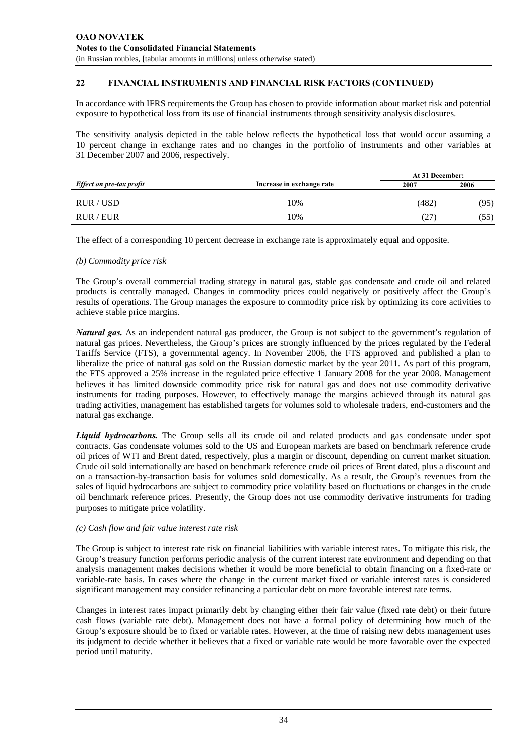## 22 FINANCIAL INSTRUMENTS AND FINANCIAL RISK FACTORS (CONTINUED)

In accordance with IFRS requirements the Group has chosen to provide information about market risk and potential exposure to hypothetical loss from its use of financial instruments through sensitivity analysis disclosures.

The sensitivity analysis depicted in the table below reflects the hypothetical loss that would occur assuming a 10 percent change in exchange rates and no changes in the portfolio of instruments and other variables at 31 December 2007 and 2006, respectively.

| *Effect on pre-tax profit* | Increase in exchange rate | At 31 December: | |
|---|---|---|---|
| | | 2007 | 2006 |
| RUR / USD | 10% | (482) | (95) |
| RUR / EUR | 10% | (27) | (55) |

The effect of a corresponding 10 percent decrease in exchange rate is approximately equal and opposite.

*(b) Commodity price risk*

The Group's overall commercial trading strategy in natural gas, stable gas condensate and crude oil and related products is centrally managed. Changes in commodity prices could negatively or positively affect the Group's results of operations. The Group manages the exposure to commodity price risk by optimizing its core activities to achieve stable price margins.

***Natural gas.*** As an independent natural gas producer, the Group is not subject to the government's regulation of natural gas prices. Nevertheless, the Group's prices are strongly influenced by the prices regulated by the Federal Tariffs Service (FTS), a governmental agency. In November 2006, the FTS approved and published a plan to liberalize the price of natural gas sold on the Russian domestic market by the year 2011. As part of this program, the FTS approved a 25% increase in the regulated price effective 1 January 2008 for the year 2008. Management believes it has limited downside commodity price risk for natural gas and does not use commodity derivative instruments for trading purposes. However, to effectively manage the margins achieved through its natural gas trading activities, management has established targets for volumes sold to wholesale traders, end-customers and the natural gas exchange.

***Liquid hydrocarbons.*** The Group sells all its crude oil and related products and gas condensate under spot contracts. Gas condensate volumes sold to the US and European markets are based on benchmark reference crude oil prices of WTI and Brent dated, respectively, plus a margin or discount, depending on current market situation. Crude oil sold internationally are based on benchmark reference crude oil prices of Brent dated, plus a discount and on a transaction-by-transaction basis for volumes sold domestically. As a result, the Group's revenues from the sales of liquid hydrocarbons are subject to commodity price volatility based on fluctuations or changes in the crude oil benchmark reference prices. Presently, the Group does not use commodity derivative instruments for trading purposes to mitigate price volatility.

*(c) Cash flow and fair value interest rate risk*

The Group is subject to interest rate risk on financial liabilities with variable interest rates. To mitigate this risk, the Group's treasury function performs periodic analysis of the current interest rate environment and depending on that analysis management makes decisions whether it would be more beneficial to obtain financing on a fixed-rate or variable-rate basis. In cases where the change in the current market fixed or variable interest rates is considered significant management may consider refinancing a particular debt on more favorable interest rate terms.

Changes in interest rates impact primarily debt by changing either their fair value (fixed rate debt) or their future cash flows (variable rate debt). Management does not have a formal policy of determining how much of the Group's exposure should be to fixed or variable rates. However, at the time of raising new debts management uses its judgment to decide whether it believes that a fixed or variable rate would be more favorable over the expected period until maturity.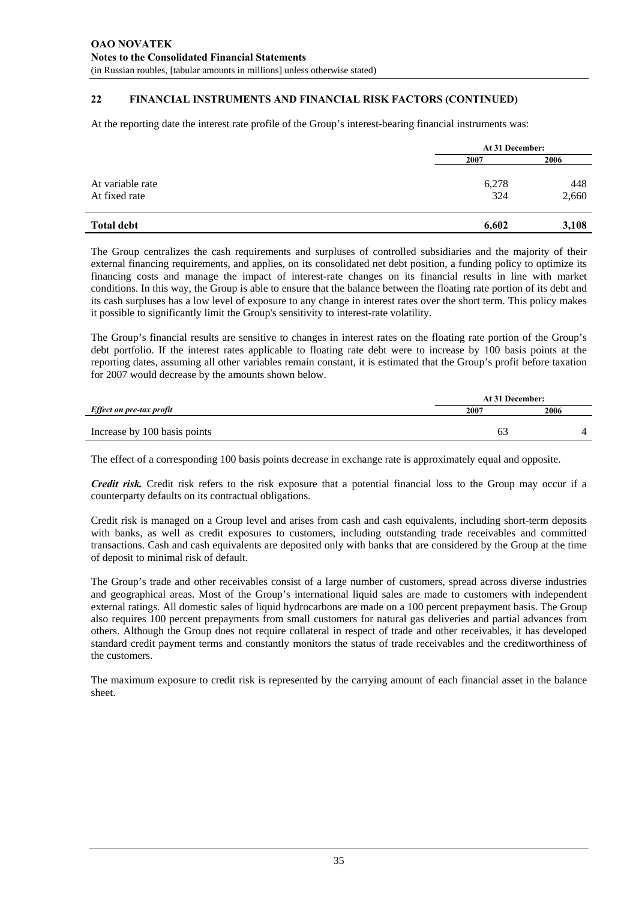## 22 FINANCIAL INSTRUMENTS AND FINANCIAL RISK FACTORS (CONTINUED)

At the reporting date the interest rate profile of the Group's interest-bearing financial instruments was:

| | At 31 December: | |
|---|---|---|
| | 2007 | 2006 |
| At variable rate | 6,278 | 448 |
| At fixed rate | 324 | 2,660 |
| **Total debt** | **6,602** | **3,108** |

The Group centralizes the cash requirements and surpluses of controlled subsidiaries and the majority of their external financing requirements, and applies, on its consolidated net debt position, a funding policy to optimize its financing costs and manage the impact of interest-rate changes on its financial results in line with market conditions. In this way, the Group is able to ensure that the balance between the floating rate portion of its debt and its cash surpluses has a low level of exposure to any change in interest rates over the short term. This policy makes it possible to significantly limit the Group's sensitivity to interest-rate volatility.

The Group's financial results are sensitive to changes in interest rates on the floating rate portion of the Group's debt portfolio. If the interest rates applicable to floating rate debt were to increase by 100 basis points at the reporting dates, assuming all other variables remain constant, it is estimated that the Group's profit before taxation for 2007 would decrease by the amounts shown below.

| | At 31 December: | |
|---|---|---|
| ***Effect on pre-tax profit*** | **2007** | **2006** |
| Increase by 100 basis points | 63 | 4 |

The effect of a corresponding 100 basis points decrease in exchange rate is approximately equal and opposite.

***Credit risk.*** Credit risk refers to the risk exposure that a potential financial loss to the Group may occur if a counterparty defaults on its contractual obligations.

Credit risk is managed on a Group level and arises from cash and cash equivalents, including short-term deposits with banks, as well as credit exposures to customers, including outstanding trade receivables and committed transactions. Cash and cash equivalents are deposited only with banks that are considered by the Group at the time of deposit to minimal risk of default.

The Group's trade and other receivables consist of a large number of customers, spread across diverse industries and geographical areas. Most of the Group's international liquid sales are made to customers with independent external ratings. All domestic sales of liquid hydrocarbons are made on a 100 percent prepayment basis. The Group also requires 100 percent prepayments from small customers for natural gas deliveries and partial advances from others. Although the Group does not require collateral in respect of trade and other receivables, it has developed standard credit payment terms and constantly monitors the status of trade receivables and the creditworthiness of the customers.

The maximum exposure to credit risk is represented by the carrying amount of each financial asset in the balance sheet.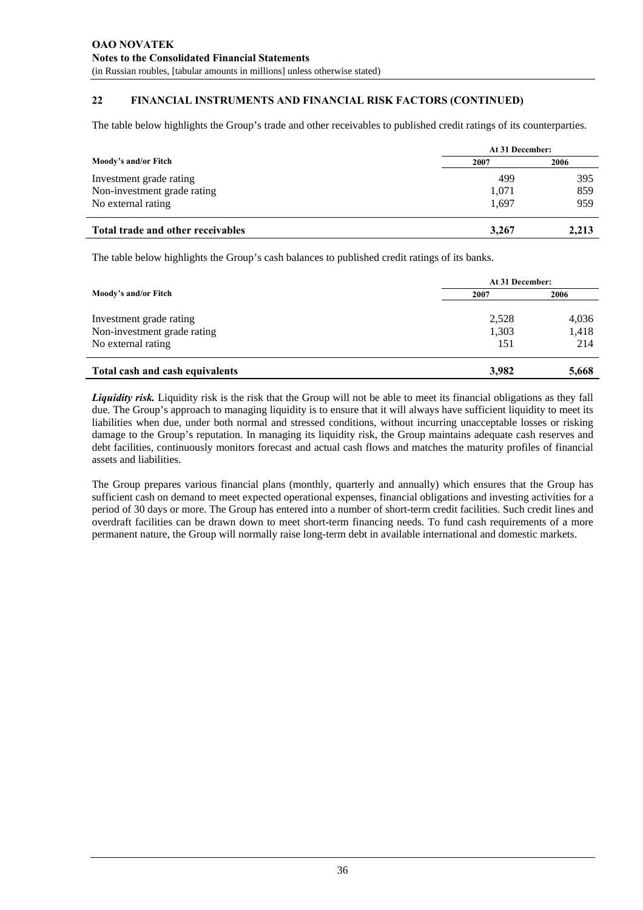## 22 FINANCIAL INSTRUMENTS AND FINANCIAL RISK FACTORS (CONTINUED)

The table below highlights the Group's trade and other receivables to published credit ratings of its counterparties.

| | At 31 December: | |
|---|---|---|
| **Moody's and/or Fitch** | **2007** | **2006** |
| Investment grade rating | 499 | 395 |
| Non-investment grade rating | 1,071 | 859 |
| No external rating | 1,697 | 959 |
| **Total trade and other receivables** | **3,267** | **2,213** |

The table below highlights the Group's cash balances to published credit ratings of its banks.

| | At 31 December: | |
|---|---|---|
| **Moody's and/or Fitch** | **2007** | **2006** |
| Investment grade rating | 2,528 | 4,036 |
| Non-investment grade rating | 1,303 | 1,418 |
| No external rating | 151 | 214 |
| **Total cash and cash equivalents** | **3,982** | **5,668** |

***Liquidity risk.*** Liquidity risk is the risk that the Group will not be able to meet its financial obligations as they fall due. The Group's approach to managing liquidity is to ensure that it will always have sufficient liquidity to meet its liabilities when due, under both normal and stressed conditions, without incurring unacceptable losses or risking damage to the Group's reputation. In managing its liquidity risk, the Group maintains adequate cash reserves and debt facilities, continuously monitors forecast and actual cash flows and matches the maturity profiles of financial assets and liabilities.

The Group prepares various financial plans (monthly, quarterly and annually) which ensures that the Group has sufficient cash on demand to meet expected operational expenses, financial obligations and investing activities for a period of 30 days or more. The Group has entered into a number of short-term credit facilities. Such credit lines and overdraft facilities can be drawn down to meet short-term financing needs. To fund cash requirements of a more permanent nature, the Group will normally raise long-term debt in available international and domestic markets.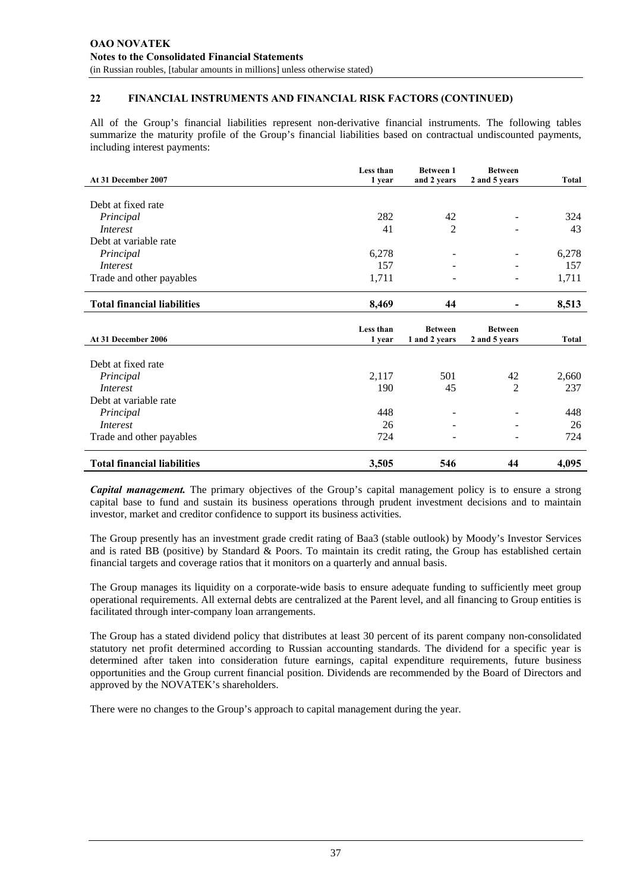## 22 FINANCIAL INSTRUMENTS AND FINANCIAL RISK FACTORS (CONTINUED)

All of the Group's financial liabilities represent non-derivative financial instruments. The following tables summarize the maturity profile of the Group's financial liabilities based on contractual undiscounted payments, including interest payments:

| At 31 December 2007 | Less than 1 year | Between 1 and 2 years | Between 2 and 5 years | Total |
|---|---|---|---|---|
| Debt at fixed rate | | | | |
| *Principal* | 282 | 42 | - | 324 |
| *Interest* | 41 | 2 | - | 43 |
| Debt at variable rate | | | | |
| *Principal* | 6,278 | - | - | 6,278 |
| *Interest* | 157 | - | - | 157 |
| Trade and other payables | 1,711 | - | - | 1,711 |
| **Total financial liabilities** | **8,469** | **44** | **-** | **8,513** |

| At 31 December 2006 | Less than 1 year | Between 1 and 2 years | Between 2 and 5 years | Total |
|---|---|---|---|---|
| Debt at fixed rate | | | | |
| *Principal* | 2,117 | 501 | 42 | 2,660 |
| *Interest* | 190 | 45 | 2 | 237 |
| Debt at variable rate | | | | |
| *Principal* | 448 | - | - | 448 |
| *Interest* | 26 | - | - | 26 |
| Trade and other payables | 724 | - | - | 724 |
| **Total financial liabilities** | **3,505** | **546** | **44** | **4,095** |

***Capital management.*** The primary objectives of the Group's capital management policy is to ensure a strong capital base to fund and sustain its business operations through prudent investment decisions and to maintain investor, market and creditor confidence to support its business activities.

The Group presently has an investment grade credit rating of Baa3 (stable outlook) by Moody's Investor Services and is rated BB (positive) by Standard & Poors. To maintain its credit rating, the Group has established certain financial targets and coverage ratios that it monitors on a quarterly and annual basis.

The Group manages its liquidity on a corporate-wide basis to ensure adequate funding to sufficiently meet group operational requirements. All external debts are centralized at the Parent level, and all financing to Group entities is facilitated through inter-company loan arrangements.

The Group has a stated dividend policy that distributes at least 30 percent of its parent company non-consolidated statutory net profit determined according to Russian accounting standards. The dividend for a specific year is determined after taken into consideration future earnings, capital expenditure requirements, future business opportunities and the Group current financial position. Dividends are recommended by the Board of Directors and approved by the NOVATEK's shareholders.

There were no changes to the Group's approach to capital management during the year.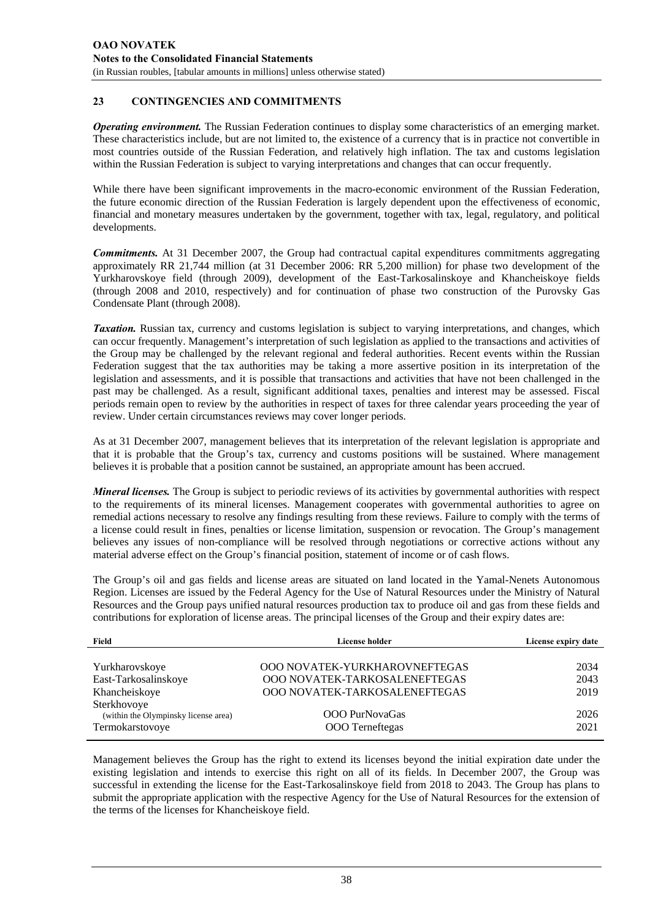## 23 CONTINGENCIES AND COMMITMENTS

***Operating environment.*** The Russian Federation continues to display some characteristics of an emerging market. These characteristics include, but are not limited to, the existence of a currency that is in practice not convertible in most countries outside of the Russian Federation, and relatively high inflation. The tax and customs legislation within the Russian Federation is subject to varying interpretations and changes that can occur frequently.

While there have been significant improvements in the macro-economic environment of the Russian Federation, the future economic direction of the Russian Federation is largely dependent upon the effectiveness of economic, financial and monetary measures undertaken by the government, together with tax, legal, regulatory, and political developments.

***Commitments.*** At 31 December 2007, the Group had contractual capital expenditures commitments aggregating approximately RR 21,744 million (at 31 December 2006: RR 5,200 million) for phase two development of the Yurkharovskoye field (through 2009), development of the East-Tarkosalinskoye and Khancheiskoye fields (through 2008 and 2010, respectively) and for continuation of phase two construction of the Purovsky Gas Condensate Plant (through 2008).

***Taxation.*** Russian tax, currency and customs legislation is subject to varying interpretations, and changes, which can occur frequently. Management's interpretation of such legislation as applied to the transactions and activities of the Group may be challenged by the relevant regional and federal authorities. Recent events within the Russian Federation suggest that the tax authorities may be taking a more assertive position in its interpretation of the legislation and assessments, and it is possible that transactions and activities that have not been challenged in the past may be challenged. As a result, significant additional taxes, penalties and interest may be assessed. Fiscal periods remain open to review by the authorities in respect of taxes for three calendar years proceeding the year of review. Under certain circumstances reviews may cover longer periods.

As at 31 December 2007, management believes that its interpretation of the relevant legislation is appropriate and that it is probable that the Group's tax, currency and customs positions will be sustained. Where management believes it is probable that a position cannot be sustained, an appropriate amount has been accrued.

***Mineral licenses.*** The Group is subject to periodic reviews of its activities by governmental authorities with respect to the requirements of its mineral licenses. Management cooperates with governmental authorities to agree on remedial actions necessary to resolve any findings resulting from these reviews. Failure to comply with the terms of a license could result in fines, penalties or license limitation, suspension or revocation. The Group's management believes any issues of non-compliance will be resolved through negotiations or corrective actions without any material adverse effect on the Group's financial position, statement of income or of cash flows.

The Group's oil and gas fields and license areas are situated on land located in the Yamal-Nenets Autonomous Region. Licenses are issued by the Federal Agency for the Use of Natural Resources under the Ministry of Natural Resources and the Group pays unified natural resources production tax to produce oil and gas from these fields and contributions for exploration of license areas. The principal licenses of the Group and their expiry dates are:

| Field | License holder | License expiry date |
|---|---|---|
| Yurkharovskoye | OOO NOVATEK-YURKHAROVNEFTEGAS | 2034 |
| East-Tarkosalinskoye | OOO NOVATEK-TARKOSALENEFTEGAS | 2043 |
| Khancheiskoye | OOO NOVATEK-TARKOSALENEFTEGAS | 2019 |
| Sterkhovoye (within the Olympinsky license area) | OOO PurNovaGas | 2026 |
| Termokarstovoye | OOO Terneftegas | 2021 |

Management believes the Group has the right to extend its licenses beyond the initial expiration date under the existing legislation and intends to exercise this right on all of its fields. In December 2007, the Group was successful in extending the license for the East-Tarkosalinskoye field from 2018 to 2043. The Group has plans to submit the appropriate application with the respective Agency for the Use of Natural Resources for the extension of the terms of the licenses for Khancheiskoye field.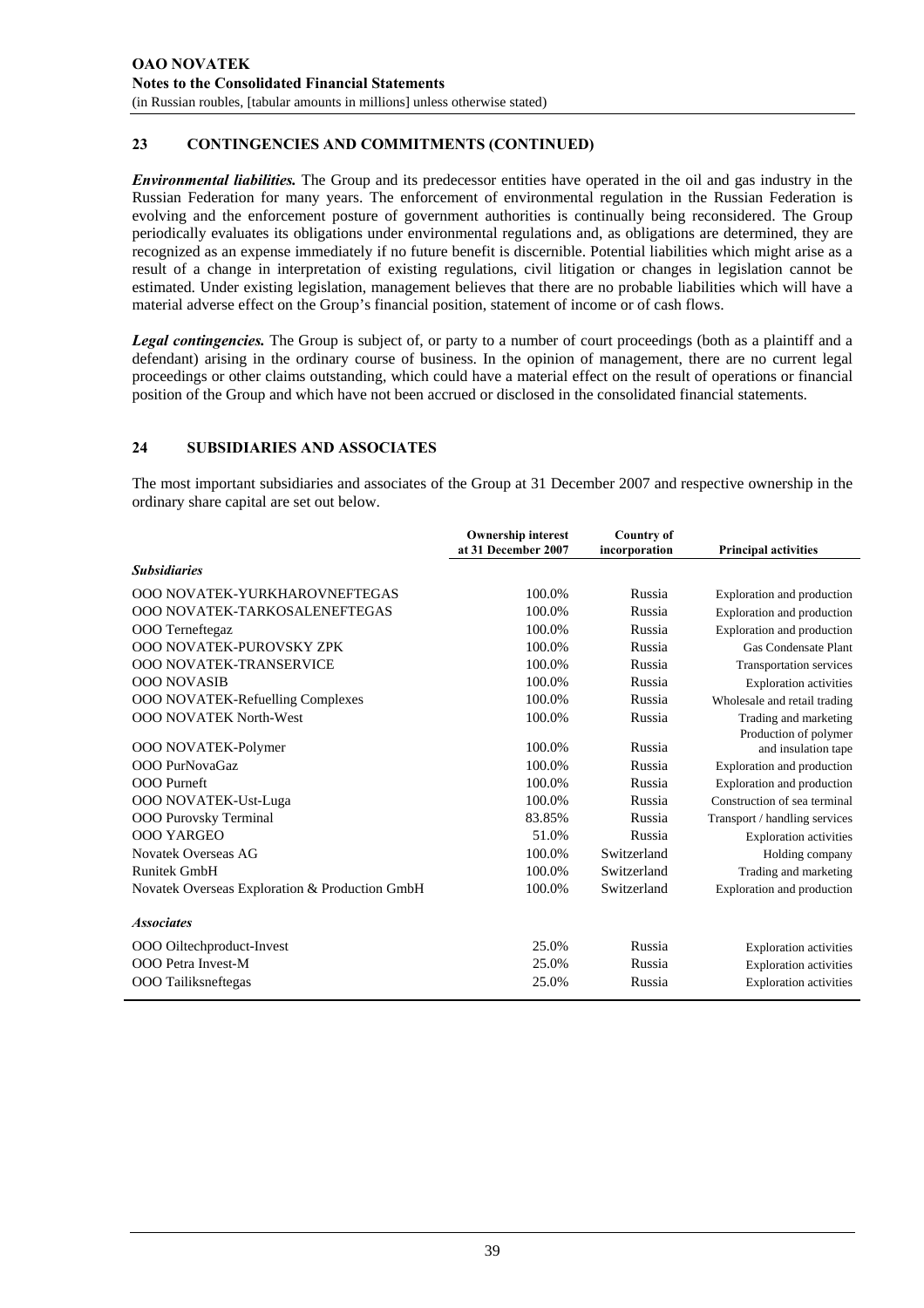## 23 CONTINGENCIES AND COMMITMENTS (CONTINUED)

***Environmental liabilities.*** The Group and its predecessor entities have operated in the oil and gas industry in the Russian Federation for many years. The enforcement of environmental regulation in the Russian Federation is evolving and the enforcement posture of government authorities is continually being reconsidered. The Group periodically evaluates its obligations under environmental regulations and, as obligations are determined, they are recognized as an expense immediately if no future benefit is discernible. Potential liabilities which might arise as a result of a change in interpretation of existing regulations, civil litigation or changes in legislation cannot be estimated. Under existing legislation, management believes that there are no probable liabilities which will have a material adverse effect on the Group's financial position, statement of income or of cash flows.

***Legal contingencies.*** The Group is subject of, or party to a number of court proceedings (both as a plaintiff and a defendant) arising in the ordinary course of business. In the opinion of management, there are no current legal proceedings or other claims outstanding, which could have a material effect on the result of operations or financial position of the Group and which have not been accrued or disclosed in the consolidated financial statements.

## 24 SUBSIDIARIES AND ASSOCIATES

The most important subsidiaries and associates of the Group at 31 December 2007 and respective ownership in the ordinary share capital are set out below.

| | Ownership interest at 31 December 2007 | Country of incorporation | Principal activities |
|---|---|---|---|
| ***Subsidiaries*** | | | |
| OOO NOVATEK-YURKHAROVNEFTEGAS | 100.0% | Russia | Exploration and production |
| OOO NOVATEK-TARKOSALENEFTEGAS | 100.0% | Russia | Exploration and production |
| OOO Terneftegaz | 100.0% | Russia | Exploration and production |
| OOO NOVATEK-PUROVSKY ZPK | 100.0% | Russia | Gas Condensate Plant |
| OOO NOVATEK-TRANSERVICE | 100.0% | Russia | Transportation services |
| OOO NOVASIB | 100.0% | Russia | Exploration activities |
| OOO NOVATEK-Refuelling Complexes | 100.0% | Russia | Wholesale and retail trading |
| OOO NOVATEK North-West | 100.0% | Russia | Trading and marketing |
| OOO NOVATEK-Polymer | 100.0% | Russia | Production of polymer and insulation tape |
| OOO PurNovaGaz | 100.0% | Russia | Exploration and production |
| OOO Purneft | 100.0% | Russia | Exploration and production |
| OOO NOVATEK-Ust-Luga | 100.0% | Russia | Construction of sea terminal |
| OOO Purovsky Terminal | 83.85% | Russia | Transport / handling services |
| OOO YARGEO | 51.0% | Russia | Exploration activities |
| Novatek Overseas AG | 100.0% | Switzerland | Holding company |
| Runitek GmbH | 100.0% | Switzerland | Trading and marketing |
| Novatek Overseas Exploration & Production GmbH | 100.0% | Switzerland | Exploration and production |
| ***Associates*** | | | |
| OOO Oiltechproduct-Invest | 25.0% | Russia | Exploration activities |
| OOO Petra Invest-M | 25.0% | Russia | Exploration activities |
| OOO Tailiksneftegas | 25.0% | Russia | Exploration activities |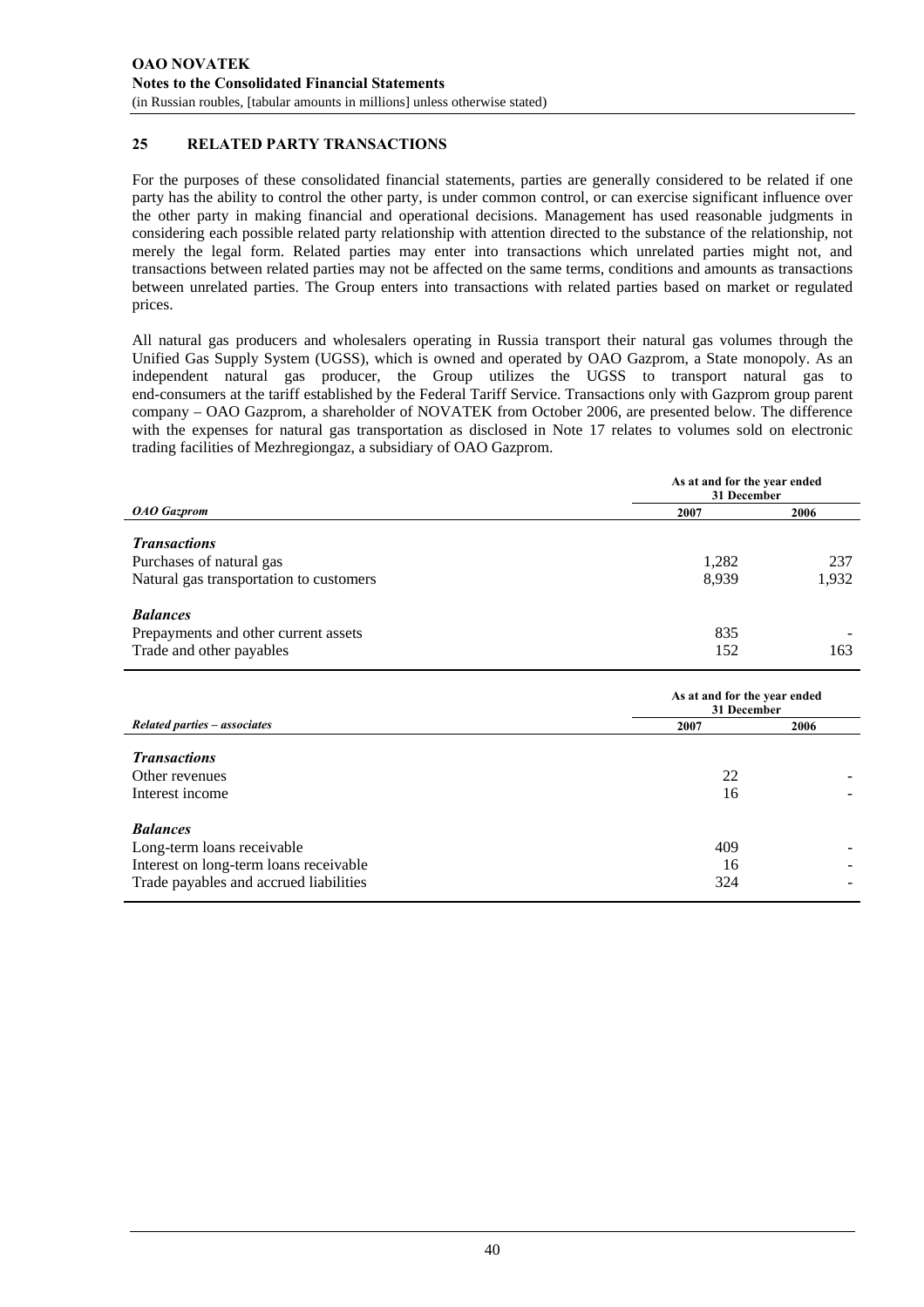## 25 RELATED PARTY TRANSACTIONS

For the purposes of these consolidated financial statements, parties are generally considered to be related if one party has the ability to control the other party, is under common control, or can exercise significant influence over the other party in making financial and operational decisions. Management has used reasonable judgments in considering each possible related party relationship with attention directed to the substance of the relationship, not merely the legal form. Related parties may enter into transactions which unrelated parties might not, and transactions between related parties may not be affected on the same terms, conditions and amounts as transactions between unrelated parties. The Group enters into transactions with related parties based on market or regulated prices.

All natural gas producers and wholesalers operating in Russia transport their natural gas volumes through the Unified Gas Supply System (UGSS), which is owned and operated by OAO Gazprom, a State monopoly. As an independent natural gas producer, the Group utilizes the UGSS to transport natural gas to end-consumers at the tariff established by the Federal Tariff Service. Transactions only with Gazprom group parent company – OAO Gazprom, a shareholder of NOVATEK from October 2006, are presented below. The difference with the expenses for natural gas transportation as disclosed in Note 17 relates to volumes sold on electronic trading facilities of Mezhregiongaz, a subsidiary of OAO Gazprom.

| | As at and for the year ended 31 December | |
|---|---|---|
| ***OAO Gazprom*** | **2007** | **2006** |
| ***Transactions*** | | |
| Purchases of natural gas | 1,282 | 237 |
| Natural gas transportation to customers | 8,939 | 1,932 |
| ***Balances*** | | |
| Prepayments and other current assets | 835 | - |
| Trade and other payables | 152 | 163 |

| | As at and for the year ended 31 December | |
|---|---|---|
| ***Related parties – associates*** | **2007** | **2006** |
| ***Transactions*** | | |
| Other revenues | 22 | - |
| Interest income | 16 | - |
| ***Balances*** | | |
| Long-term loans receivable | 409 | - |
| Interest on long-term loans receivable | 16 | - |
| Trade payables and accrued liabilities | 324 | - |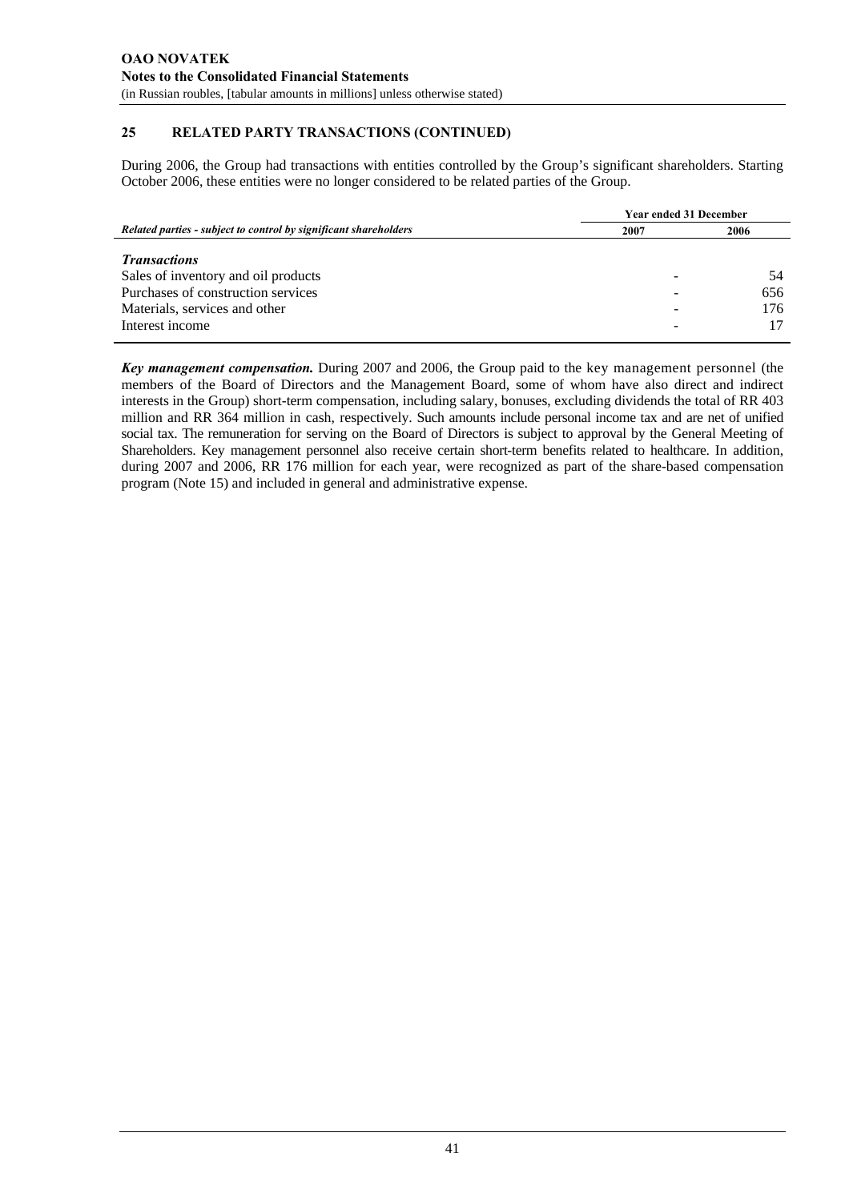## 25 RELATED PARTY TRANSACTIONS (CONTINUED)

During 2006, the Group had transactions with entities controlled by the Group's significant shareholders. Starting October 2006, these entities were no longer considered to be related parties of the Group.

| *Related parties - subject to control by significant shareholders* | Year ended 31 December | |
|---|---|---|
| | 2007 | 2006 |
| ***Transactions*** | | |
| Sales of inventory and oil products | - | 54 |
| Purchases of construction services | - | 656 |
| Materials, services and other | - | 176 |
| Interest income | - | 17 |

***Key management compensation.*** During 2007 and 2006, the Group paid to the key management personnel (the members of the Board of Directors and the Management Board, some of whom have also direct and indirect interests in the Group) short-term compensation, including salary, bonuses, excluding dividends the total of RR 403 million and RR 364 million in cash, respectively. Such amounts include personal income tax and are net of unified social tax. The remuneration for serving on the Board of Directors is subject to approval by the General Meeting of Shareholders. Key management personnel also receive certain short-term benefits related to healthcare. In addition, during 2007 and 2006, RR 176 million for each year, were recognized as part of the share-based compensation program (Note 15) and included in general and administrative expense.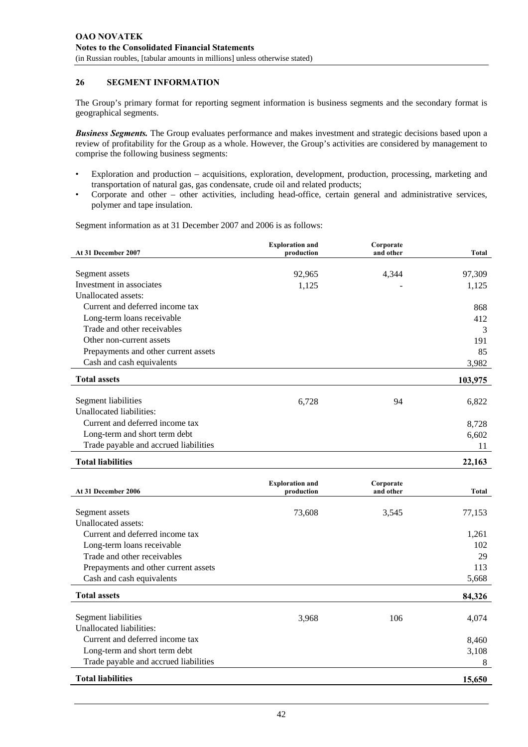## 26 SEGMENT INFORMATION

The Group's primary format for reporting segment information is business segments and the secondary format is geographical segments.

***Business Segments.*** The Group evaluates performance and makes investment and strategic decisions based upon a review of profitability for the Group as a whole. However, the Group's activities are considered by management to comprise the following business segments:

- Exploration and production – acquisitions, exploration, development, production, processing, marketing and transportation of natural gas, gas condensate, crude oil and related products;
- Corporate and other – other activities, including head-office, certain general and administrative services, polymer and tape insulation.

Segment information as at 31 December 2007 and 2006 is as follows:

| At 31 December 2007 | Exploration and production | Corporate and other | Total |
|---|---|---|---|
| Segment assets | 92,965 | 4,344 | 97,309 |
| Investment in associates | 1,125 | - | 1,125 |
| Unallocated assets: | | | |
| Current and deferred income tax | | | 868 |
| Long-term loans receivable | | | 412 |
| Trade and other receivables | | | 3 |
| Other non-current assets | | | 191 |
| Prepayments and other current assets | | | 85 |
| Cash and cash equivalents | | | 3,982 |
| **Total assets** | | | **103,975** |
| Segment liabilities | 6,728 | 94 | 6,822 |
| Unallocated liabilities: | | | |
| Current and deferred income tax | | | 8,728 |
| Long-term and short term debt | | | 6,602 |
| Trade payable and accrued liabilities | | | 11 |
| **Total liabilities** | | | **22,163** |

| At 31 December 2006 | Exploration and production | Corporate and other | Total |
|---|---|---|---|
| Segment assets | 73,608 | 3,545 | 77,153 |
| Unallocated assets: | | | |
| Current and deferred income tax | | | 1,261 |
| Long-term loans receivable | | | 102 |
| Trade and other receivables | | | 29 |
| Prepayments and other current assets | | | 113 |
| Cash and cash equivalents | | | 5,668 |
| **Total assets** | | | **84,326** |
| Segment liabilities | 3,968 | 106 | 4,074 |
| Unallocated liabilities: | | | |
| Current and deferred income tax | | | 8,460 |
| Long-term and short term debt | | | 3,108 |
| Trade payable and accrued liabilities | | | 8 |
| **Total liabilities** | | | **15,650** |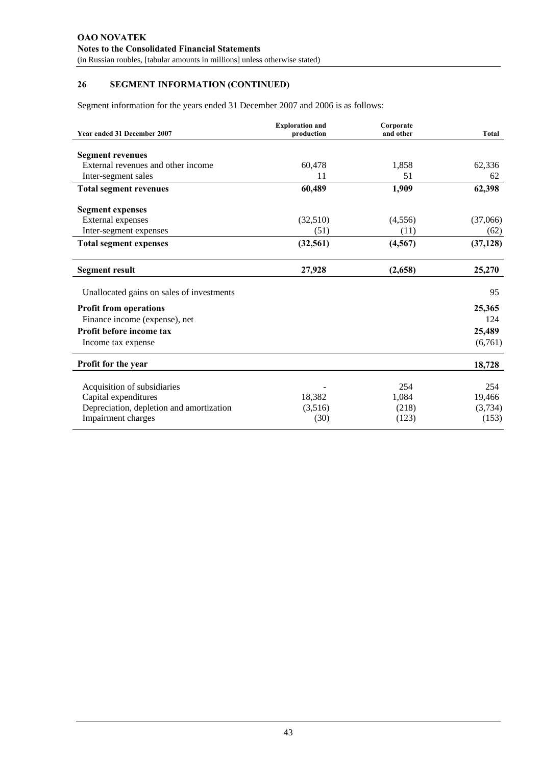## 26 SEGMENT INFORMATION (CONTINUED)

Segment information for the years ended 31 December 2007 and 2006 is as follows:

| Year ended 31 December 2007 | Exploration and production | Corporate and other | Total |
|---|---|---|---|
| **Segment revenues** | | | |
| External revenues and other income | 60,478 | 1,858 | 62,336 |
| Inter-segment sales | 11 | 51 | 62 |
| **Total segment revenues** | **60,489** | **1,909** | **62,398** |
| **Segment expenses** | | | |
| External expenses | (32,510) | (4,556) | (37,066) |
| Inter-segment expenses | (51) | (11) | (62) |
| **Total segment expenses** | **(32,561)** | **(4,567)** | **(37,128)** |
| **Segment result** | **27,928** | **(2,658)** | **25,270** |
| Unallocated gains on sales of investments | | | 95 |
| **Profit from operations** | | | **25,365** |
| Finance income (expense), net | | | 124 |
| **Profit before income tax** | | | **25,489** |
| Income tax expense | | | (6,761) |
| **Profit for the year** | | | **18,728** |
| Acquisition of subsidiaries | - | 254 | 254 |
| Capital expenditures | 18,382 | 1,084 | 19,466 |
| Depreciation, depletion and amortization | (3,516) | (218) | (3,734) |
| Impairment charges | (30) | (123) | (153) |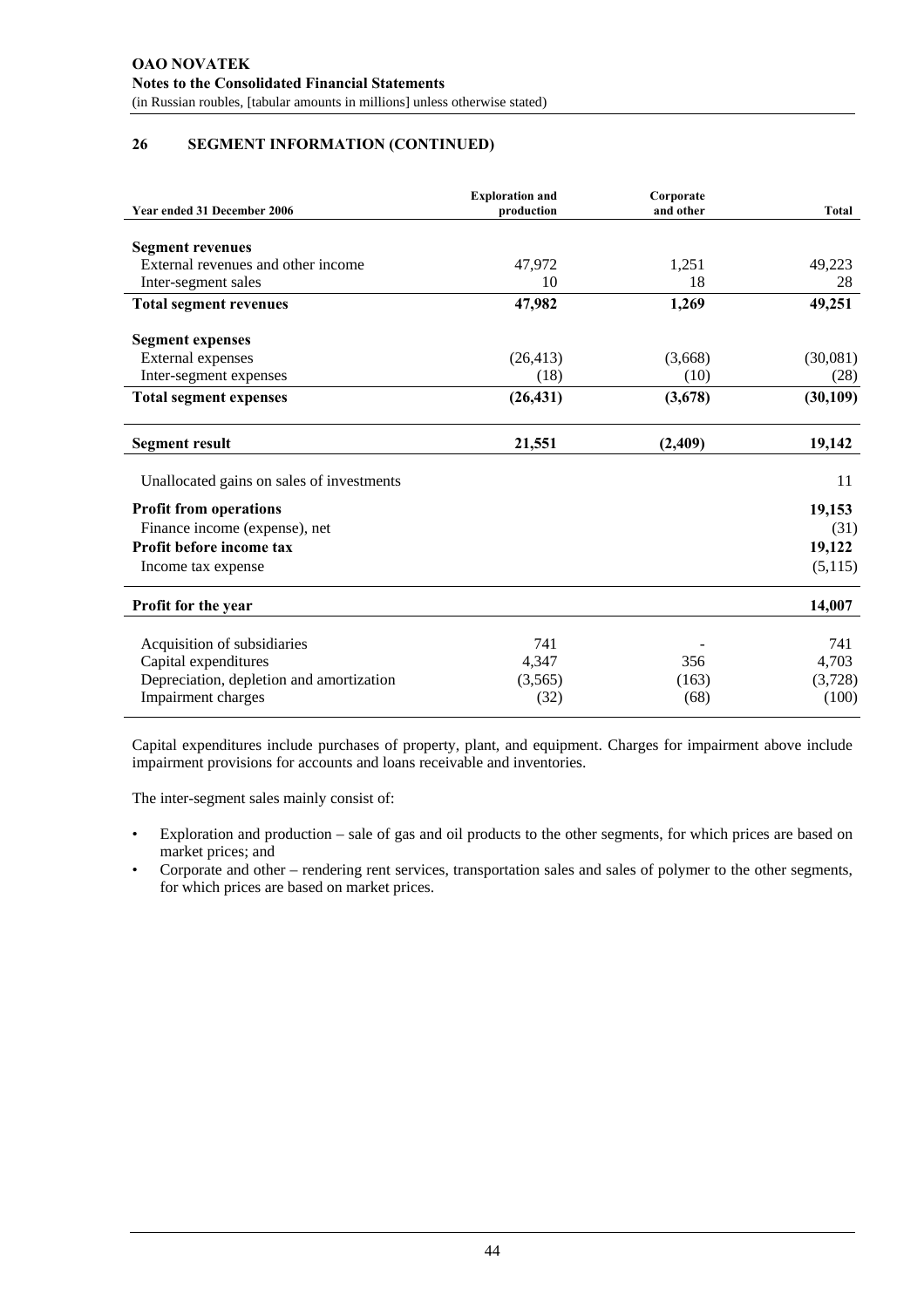**OAO NOVATEK**
**Notes to the Consolidated Financial Statements**
(in Russian roubles, [tabular amounts in millions] unless otherwise stated)

## 26 SEGMENT INFORMATION (CONTINUED)

| Year ended 31 December 2006 | Exploration and production | Corporate and other | Total |
|---|---|---|---|
| **Segment revenues** | | | |
| External revenues and other income | 47,972 | 1,251 | 49,223 |
| Inter-segment sales | 10 | 18 | 28 |
| **Total segment revenues** | **47,982** | **1,269** | **49,251** |
| **Segment expenses** | | | |
| External expenses | (26,413) | (3,668) | (30,081) |
| Inter-segment expenses | (18) | (10) | (28) |
| **Total segment expenses** | **(26,431)** | **(3,678)** | **(30,109)** |
| **Segment result** | **21,551** | **(2,409)** | **19,142** |
| Unallocated gains on sales of investments | | | 11 |
| **Profit from operations** | | | **19,153** |
| Finance income (expense), net | | | (31) |
| **Profit before income tax** | | | **19,122** |
| Income tax expense | | | (5,115) |
| **Profit for the year** | | | **14,007** |
| Acquisition of subsidiaries | 741 | - | 741 |
| Capital expenditures | 4,347 | 356 | 4,703 |
| Depreciation, depletion and amortization | (3,565) | (163) | (3,728) |
| Impairment charges | (32) | (68) | (100) |

Capital expenditures include purchases of property, plant, and equipment. Charges for impairment above include impairment provisions for accounts and loans receivable and inventories.

The inter-segment sales mainly consist of:

- Exploration and production – sale of gas and oil products to the other segments, for which prices are based on market prices; and
- Corporate and other – rendering rent services, transportation sales and sales of polymer to the other segments, for which prices are based on market prices.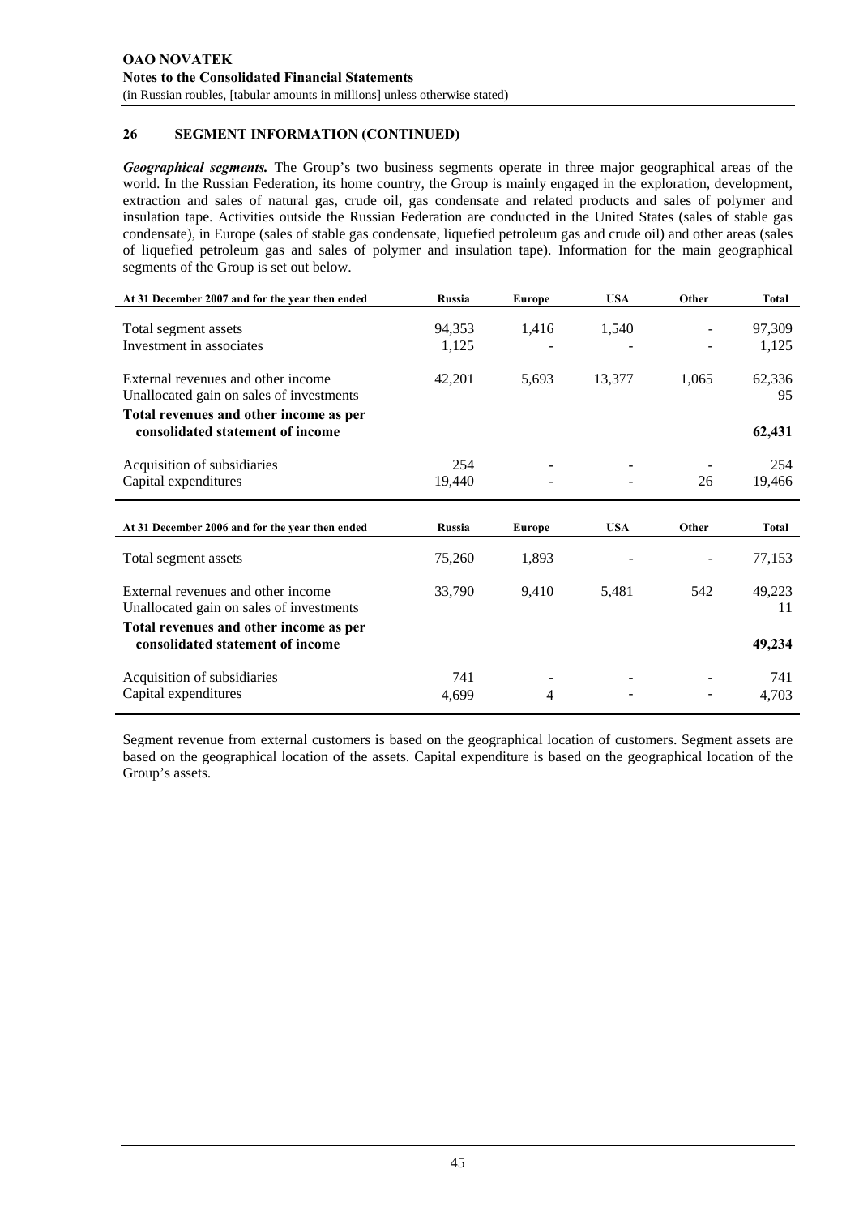## 26 SEGMENT INFORMATION (CONTINUED)

***Geographical segments.*** The Group's two business segments operate in three major geographical areas of the world. In the Russian Federation, its home country, the Group is mainly engaged in the exploration, development, extraction and sales of natural gas, crude oil, gas condensate and related products and sales of polymer and insulation tape. Activities outside the Russian Federation are conducted in the United States (sales of stable gas condensate), in Europe (sales of stable gas condensate, liquefied petroleum gas and crude oil) and other areas (sales of liquefied petroleum gas and sales of polymer and insulation tape). Information for the main geographical segments of the Group is set out below.

| At 31 December 2007 and for the year then ended | Russia | Europe | USA | Other | Total |
|---|---|---|---|---|---|
| Total segment assets | 94,353 | 1,416 | 1,540 | - | 97,309 |
| Investment in associates | 1,125 | - | - | - | 1,125 |
| External revenues and other income | 42,201 | 5,693 | 13,377 | 1,065 | 62,336 |
| Unallocated gain on sales of investments | | | | | 95 |
| **Total revenues and other income as per consolidated statement of income** | | | | | **62,431** |
| Acquisition of subsidiaries | 254 | - | - | - | 254 |
| Capital expenditures | 19,440 | - | - | 26 | 19,466 |

| At 31 December 2006 and for the year then ended | Russia | Europe | USA | Other | Total |
|---|---|---|---|---|---|
| Total segment assets | 75,260 | 1,893 | - | - | 77,153 |
| External revenues and other income | 33,790 | 9,410 | 5,481 | 542 | 49,223 |
| Unallocated gain on sales of investments | | | | | 11 |
| **Total revenues and other income as per consolidated statement of income** | | | | | **49,234** |
| Acquisition of subsidiaries | 741 | - | - | - | 741 |
| Capital expenditures | 4,699 | 4 | - | - | 4,703 |

Segment revenue from external customers is based on the geographical location of customers. Segment assets are based on the geographical location of the assets. Capital expenditure is based on the geographical location of the Group's assets.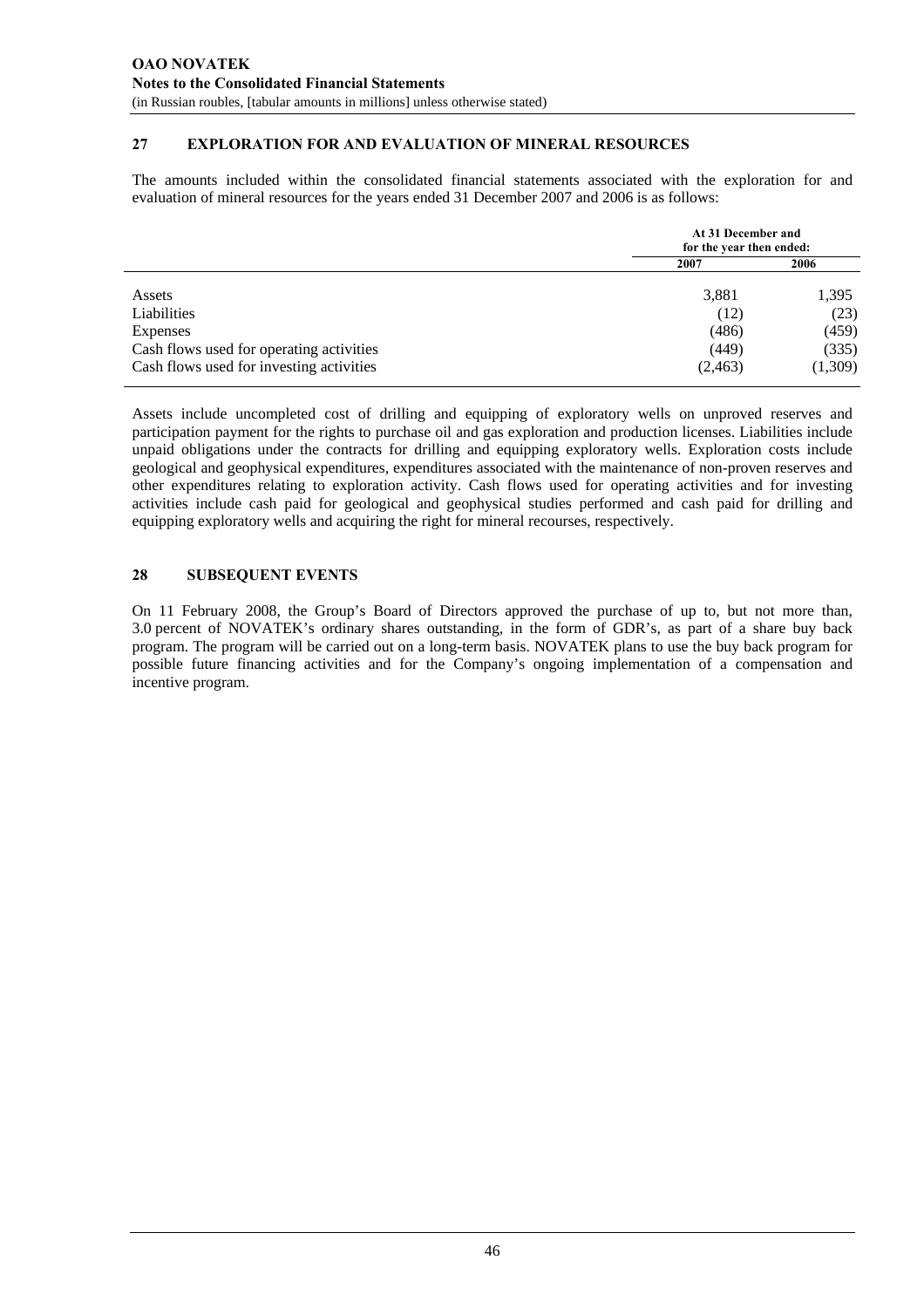## 27 EXPLORATION FOR AND EVALUATION OF MINERAL RESOURCES

The amounts included within the consolidated financial statements associated with the exploration for and evaluation of mineral resources for the years ended 31 December 2007 and 2006 is as follows:

| | At 31 December and for the year then ended: | |
|---|---|---|
| | 2007 | 2006 |
| Assets | 3,881 | 1,395 |
| Liabilities | (12) | (23) |
| Expenses | (486) | (459) |
| Cash flows used for operating activities | (449) | (335) |
| Cash flows used for investing activities | (2,463) | (1,309) |

Assets include uncompleted cost of drilling and equipping of exploratory wells on unproved reserves and participation payment for the rights to purchase oil and gas exploration and production licenses. Liabilities include unpaid obligations under the contracts for drilling and equipping exploratory wells. Exploration costs include geological and geophysical expenditures, expenditures associated with the maintenance of non-proven reserves and other expenditures relating to exploration activity. Cash flows used for operating activities and for investing activities include cash paid for geological and geophysical studies performed and cash paid for drilling and equipping exploratory wells and acquiring the right for mineral recourses, respectively.

## 28 SUBSEQUENT EVENTS

On 11 February 2008, the Group's Board of Directors approved the purchase of up to, but not more than, 3.0 percent of NOVATEK's ordinary shares outstanding, in the form of GDR's, as part of a share buy back program. The program will be carried out on a long-term basis. NOVATEK plans to use the buy back program for possible future financing activities and for the Company's ongoing implementation of a compensation and incentive program.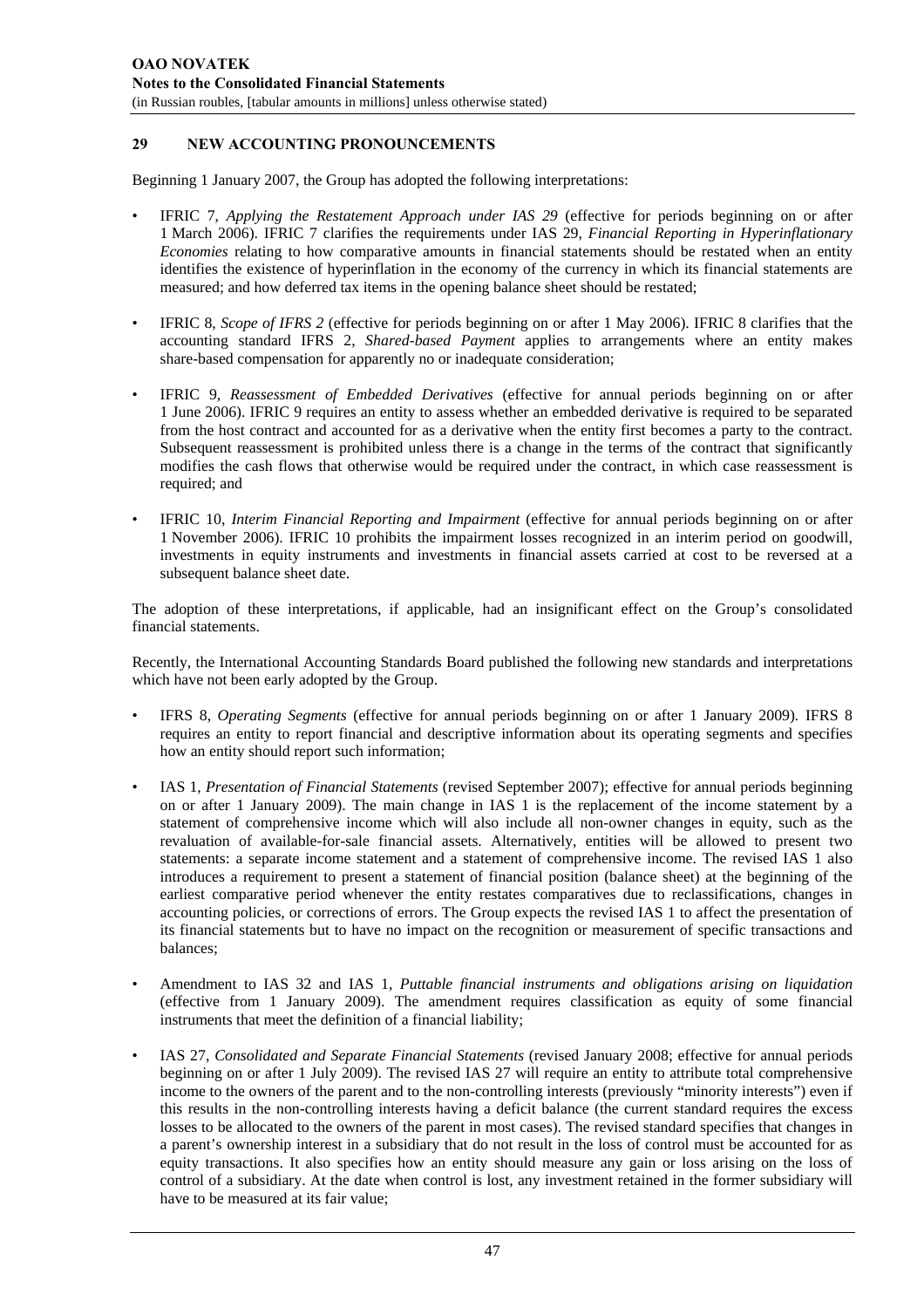## 29 NEW ACCOUNTING PRONOUNCEMENTS

Beginning 1 January 2007, the Group has adopted the following interpretations:

- IFRIC 7, *Applying the Restatement Approach under IAS 29* (effective for periods beginning on or after 1 March 2006). IFRIC 7 clarifies the requirements under IAS 29, *Financial Reporting in Hyperinflationary Economies* relating to how comparative amounts in financial statements should be restated when an entity identifies the existence of hyperinflation in the economy of the currency in which its financial statements are measured; and how deferred tax items in the opening balance sheet should be restated;

- IFRIC 8, *Scope of IFRS 2* (effective for periods beginning on or after 1 May 2006). IFRIC 8 clarifies that the accounting standard IFRS 2, *Shared-based Payment* applies to arrangements where an entity makes share-based compensation for apparently no or inadequate consideration;

- IFRIC 9, *Reassessment of Embedded Derivatives* (effective for annual periods beginning on or after 1 June 2006). IFRIC 9 requires an entity to assess whether an embedded derivative is required to be separated from the host contract and accounted for as a derivative when the entity first becomes a party to the contract. Subsequent reassessment is prohibited unless there is a change in the terms of the contract that significantly modifies the cash flows that otherwise would be required under the contract, in which case reassessment is required; and

- IFRIC 10, *Interim Financial Reporting and Impairment* (effective for annual periods beginning on or after 1 November 2006). IFRIC 10 prohibits the impairment losses recognized in an interim period on goodwill, investments in equity instruments and investments in financial assets carried at cost to be reversed at a subsequent balance sheet date.

The adoption of these interpretations, if applicable, had an insignificant effect on the Group's consolidated financial statements.

Recently, the International Accounting Standards Board published the following new standards and interpretations which have not been early adopted by the Group.

- IFRS 8, *Operating Segments* (effective for annual periods beginning on or after 1 January 2009). IFRS 8 requires an entity to report financial and descriptive information about its operating segments and specifies how an entity should report such information;

- IAS 1, *Presentation of Financial Statements* (revised September 2007); effective for annual periods beginning on or after 1 January 2009). The main change in IAS 1 is the replacement of the income statement by a statement of comprehensive income which will also include all non-owner changes in equity, such as the revaluation of available-for-sale financial assets. Alternatively, entities will be allowed to present two statements: a separate income statement and a statement of comprehensive income. The revised IAS 1 also introduces a requirement to present a statement of financial position (balance sheet) at the beginning of the earliest comparative period whenever the entity restates comparatives due to reclassifications, changes in accounting policies, or corrections of errors. The Group expects the revised IAS 1 to affect the presentation of its financial statements but to have no impact on the recognition or measurement of specific transactions and balances;

- Amendment to IAS 32 and IAS 1, *Puttable financial instruments and obligations arising on liquidation* (effective from 1 January 2009). The amendment requires classification as equity of some financial instruments that meet the definition of a financial liability;

- IAS 27, *Consolidated and Separate Financial Statements* (revised January 2008; effective for annual periods beginning on or after 1 July 2009). The revised IAS 27 will require an entity to attribute total comprehensive income to the owners of the parent and to the non-controlling interests (previously "minority interests") even if this results in the non-controlling interests having a deficit balance (the current standard requires the excess losses to be allocated to the owners of the parent in most cases). The revised standard specifies that changes in a parent's ownership interest in a subsidiary that do not result in the loss of control must be accounted for as equity transactions. It also specifies how an entity should measure any gain or loss arising on the loss of control of a subsidiary. At the date when control is lost, any investment retained in the former subsidiary will have to be measured at its fair value;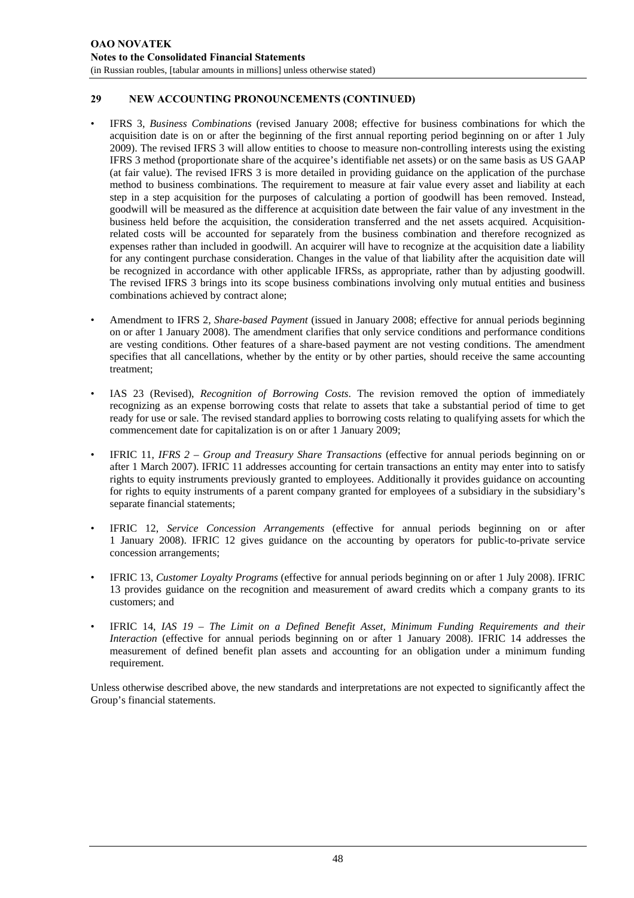## 29 NEW ACCOUNTING PRONOUNCEMENTS (CONTINUED)

- IFRS 3, *Business Combinations* (revised January 2008; effective for business combinations for which the acquisition date is on or after the beginning of the first annual reporting period beginning on or after 1 July 2009). The revised IFRS 3 will allow entities to choose to measure non-controlling interests using the existing IFRS 3 method (proportionate share of the acquiree's identifiable net assets) or on the same basis as US GAAP (at fair value). The revised IFRS 3 is more detailed in providing guidance on the application of the purchase method to business combinations. The requirement to measure at fair value every asset and liability at each step in a step acquisition for the purposes of calculating a portion of goodwill has been removed. Instead, goodwill will be measured as the difference at acquisition date between the fair value of any investment in the business held before the acquisition, the consideration transferred and the net assets acquired. Acquisition-related costs will be accounted for separately from the business combination and therefore recognized as expenses rather than included in goodwill. An acquirer will have to recognize at the acquisition date a liability for any contingent purchase consideration. Changes in the value of that liability after the acquisition date will be recognized in accordance with other applicable IFRSs, as appropriate, rather than by adjusting goodwill. The revised IFRS 3 brings into its scope business combinations involving only mutual entities and business combinations achieved by contract alone;

- Amendment to IFRS 2, *Share-based Payment* (issued in January 2008; effective for annual periods beginning on or after 1 January 2008). The amendment clarifies that only service conditions and performance conditions are vesting conditions. Other features of a share-based payment are not vesting conditions. The amendment specifies that all cancellations, whether by the entity or by other parties, should receive the same accounting treatment;

- IAS 23 (Revised), *Recognition of Borrowing Costs*. The revision removed the option of immediately recognizing as an expense borrowing costs that relate to assets that take a substantial period of time to get ready for use or sale. The revised standard applies to borrowing costs relating to qualifying assets for which the commencement date for capitalization is on or after 1 January 2009;

- IFRIC 11, *IFRS 2 – Group and Treasury Share Transactions* (effective for annual periods beginning on or after 1 March 2007). IFRIC 11 addresses accounting for certain transactions an entity may enter into to satisfy rights to equity instruments previously granted to employees. Additionally it provides guidance on accounting for rights to equity instruments of a parent company granted for employees of a subsidiary in the subsidiary's separate financial statements;

- IFRIC 12, *Service Concession Arrangements* (effective for annual periods beginning on or after 1 January 2008). IFRIC 12 gives guidance on the accounting by operators for public-to-private service concession arrangements;

- IFRIC 13, *Customer Loyalty Programs* (effective for annual periods beginning on or after 1 July 2008). IFRIC 13 provides guidance on the recognition and measurement of award credits which a company grants to its customers; and

- IFRIC 14, *IAS 19 – The Limit on a Defined Benefit Asset, Minimum Funding Requirements and their Interaction* (effective for annual periods beginning on or after 1 January 2008). IFRIC 14 addresses the measurement of defined benefit plan assets and accounting for an obligation under a minimum funding requirement.

Unless otherwise described above, the new standards and interpretations are not expected to significantly affect the Group's financial statements.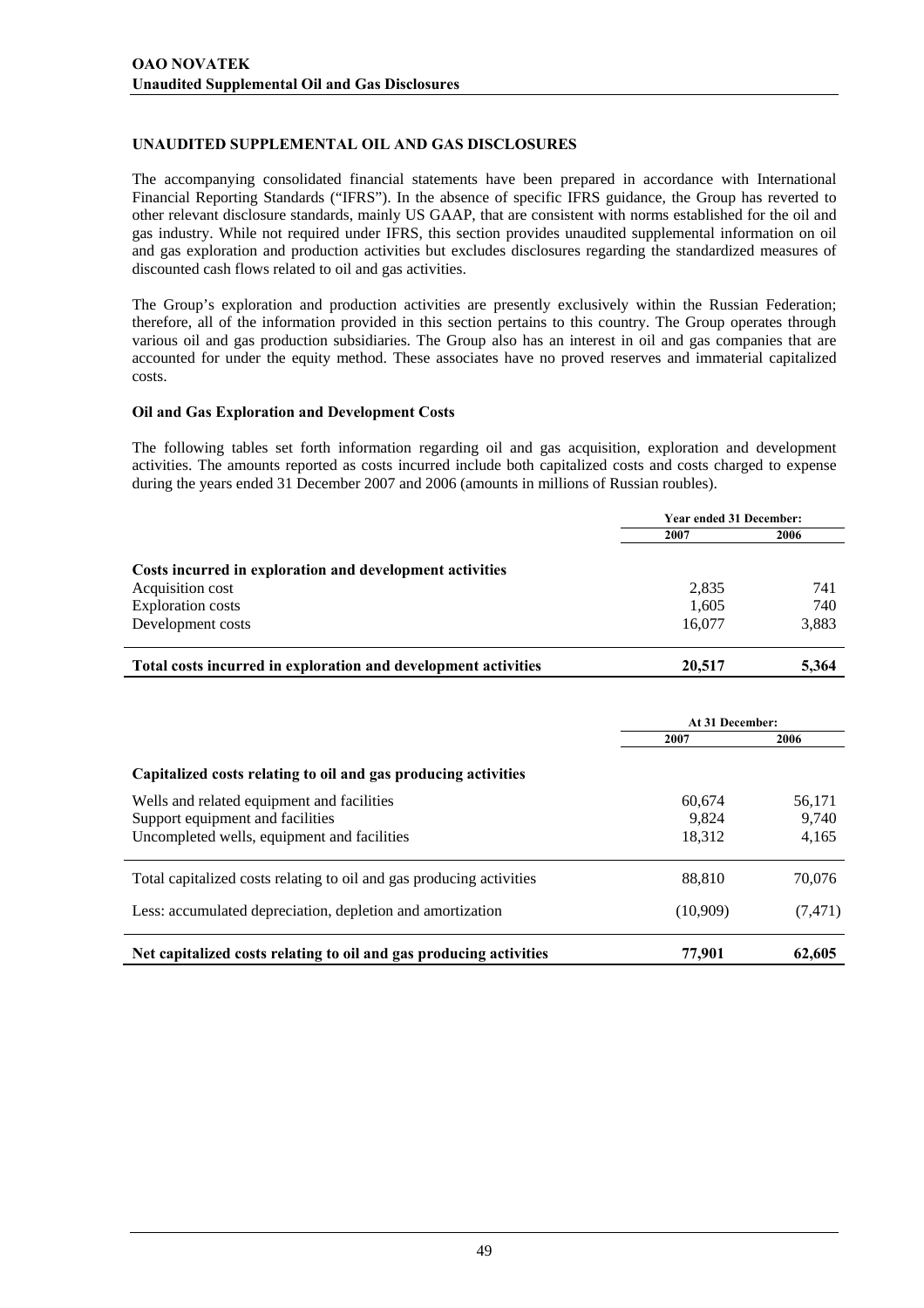## UNAUDITED SUPPLEMENTAL OIL AND GAS DISCLOSURES

The accompanying consolidated financial statements have been prepared in accordance with International Financial Reporting Standards ("IFRS"). In the absence of specific IFRS guidance, the Group has reverted to other relevant disclosure standards, mainly US GAAP, that are consistent with norms established for the oil and gas industry. While not required under IFRS, this section provides unaudited supplemental information on oil and gas exploration and production activities but excludes disclosures regarding the standardized measures of discounted cash flows related to oil and gas activities.

The Group's exploration and production activities are presently exclusively within the Russian Federation; therefore, all of the information provided in this section pertains to this country. The Group operates through various oil and gas production subsidiaries. The Group also has an interest in oil and gas companies that are accounted for under the equity method. These associates have no proved reserves and immaterial capitalized costs.

### Oil and Gas Exploration and Development Costs

The following tables set forth information regarding oil and gas acquisition, exploration and development activities. The amounts reported as costs incurred include both capitalized costs and costs charged to expense during the years ended 31 December 2007 and 2006 (amounts in millions of Russian roubles).

| | Year ended 31 December: | |
|---|---|---|
| | 2007 | 2006 |
| **Costs incurred in exploration and development activities** | | |
| Acquisition cost | 2,835 | 741 |
| Exploration costs | 1,605 | 740 |
| Development costs | 16,077 | 3,883 |
| **Total costs incurred in exploration and development activities** | **20,517** | **5,364** |

| | At 31 December: | |
|---|---|---|
| | 2007 | 2006 |
| **Capitalized costs relating to oil and gas producing activities** | | |
| Wells and related equipment and facilities | 60,674 | 56,171 |
| Support equipment and facilities | 9,824 | 9,740 |
| Uncompleted wells, equipment and facilities | 18,312 | 4,165 |
| Total capitalized costs relating to oil and gas producing activities | 88,810 | 70,076 |
| Less: accumulated depreciation, depletion and amortization | (10,909) | (7,471) |
| **Net capitalized costs relating to oil and gas producing activities** | **77,901** | **62,605** |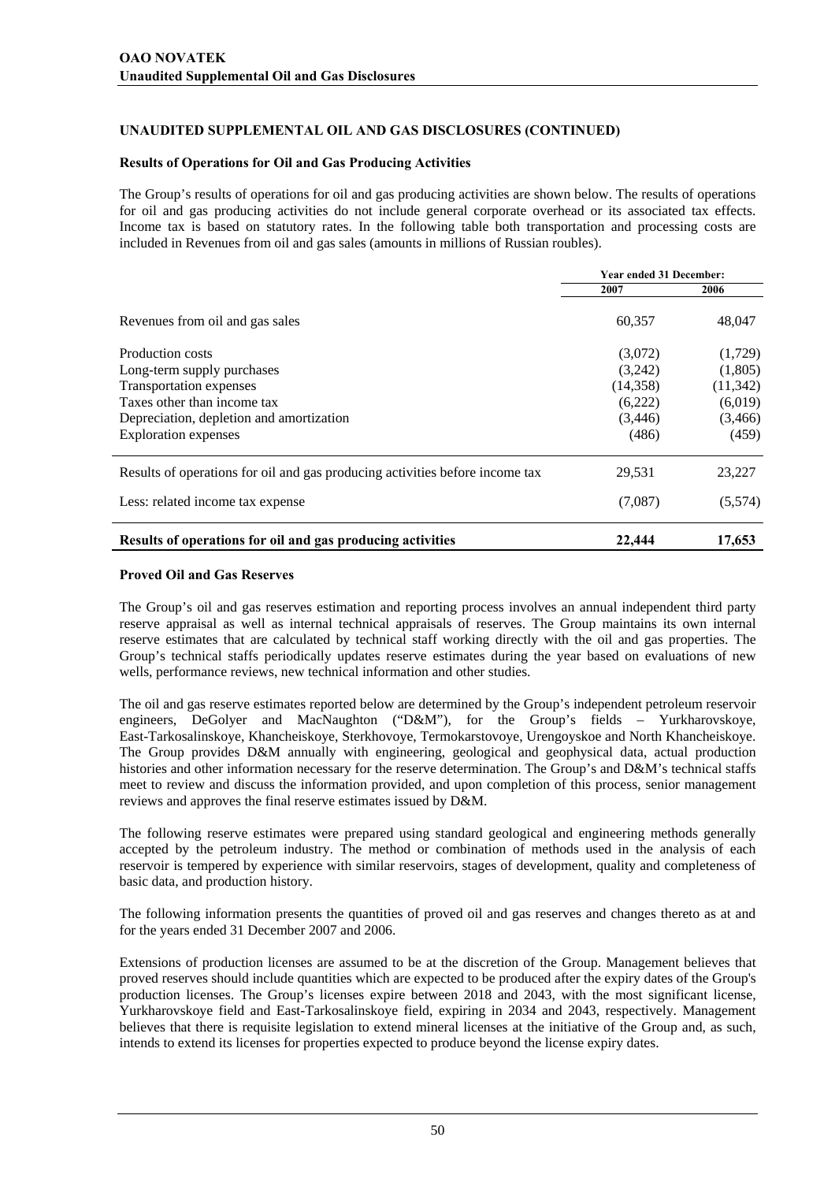## UNAUDITED SUPPLEMENTAL OIL AND GAS DISCLOSURES (CONTINUED)

### Results of Operations for Oil and Gas Producing Activities

The Group's results of operations for oil and gas producing activities are shown below. The results of operations for oil and gas producing activities do not include general corporate overhead or its associated tax effects. Income tax is based on statutory rates. In the following table both transportation and processing costs are included in Revenues from oil and gas sales (amounts in millions of Russian roubles).

| | Year ended 31 December: | |
|---|---|---|
| | **2007** | **2006** |
| Revenues from oil and gas sales | 60,357 | 48,047 |
| Production costs | (3,072) | (1,729) |
| Long-term supply purchases | (3,242) | (1,805) |
| Transportation expenses | (14,358) | (11,342) |
| Taxes other than income tax | (6,222) | (6,019) |
| Depreciation, depletion and amortization | (3,446) | (3,466) |
| Exploration expenses | (486) | (459) |
| Results of operations for oil and gas producing activities before income tax | 29,531 | 23,227 |
| Less: related income tax expense | (7,087) | (5,574) |
| **Results of operations for oil and gas producing activities** | **22,444** | **17,653** |

### Proved Oil and Gas Reserves

The Group's oil and gas reserves estimation and reporting process involves an annual independent third party reserve appraisal as well as internal technical appraisals of reserves. The Group maintains its own internal reserve estimates that are calculated by technical staff working directly with the oil and gas properties. The Group's technical staffs periodically updates reserve estimates during the year based on evaluations of new wells, performance reviews, new technical information and other studies.

The oil and gas reserve estimates reported below are determined by the Group's independent petroleum reservoir engineers, DeGolyer and MacNaughton ("D&M"), for the Group's fields – Yurkharovskoye, East-Tarkosalinskoye, Khancheiskoye, Sterkhovoye, Termokarstovoye, Urengoyskoe and North Khancheiskoye. The Group provides D&M annually with engineering, geological and geophysical data, actual production histories and other information necessary for the reserve determination. The Group's and D&M's technical staffs meet to review and discuss the information provided, and upon completion of this process, senior management reviews and approves the final reserve estimates issued by D&M.

The following reserve estimates were prepared using standard geological and engineering methods generally accepted by the petroleum industry. The method or combination of methods used in the analysis of each reservoir is tempered by experience with similar reservoirs, stages of development, quality and completeness of basic data, and production history.

The following information presents the quantities of proved oil and gas reserves and changes thereto as at and for the years ended 31 December 2007 and 2006.

Extensions of production licenses are assumed to be at the discretion of the Group. Management believes that proved reserves should include quantities which are expected to be produced after the expiry dates of the Group's production licenses. The Group's licenses expire between 2018 and 2043, with the most significant license, Yurkharovskoye field and East-Tarkosalinskoye field, expiring in 2034 and 2043, respectively. Management believes that there is requisite legislation to extend mineral licenses at the initiative of the Group and, as such, intends to extend its licenses for properties expected to produce beyond the license expiry dates.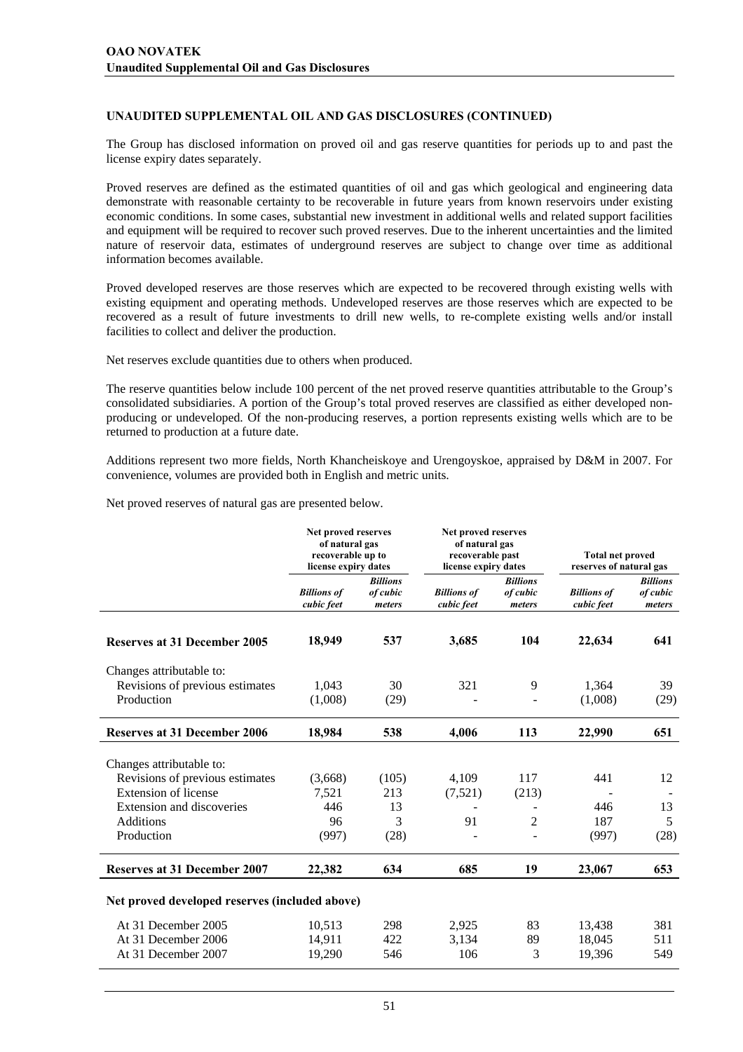### UNAUDITED SUPPLEMENTAL OIL AND GAS DISCLOSURES (CONTINUED)

The Group has disclosed information on proved oil and gas reserve quantities for periods up to and past the license expiry dates separately.

Proved reserves are defined as the estimated quantities of oil and gas which geological and engineering data demonstrate with reasonable certainty to be recoverable in future years from known reservoirs under existing economic conditions. In some cases, substantial new investment in additional wells and related support facilities and equipment will be required to recover such proved reserves. Due to the inherent uncertainties and the limited nature of reservoir data, estimates of underground reserves are subject to change over time as additional information becomes available.

Proved developed reserves are those reserves which are expected to be recovered through existing wells with existing equipment and operating methods. Undeveloped reserves are those reserves which are expected to be recovered as a result of future investments to drill new wells, to re-complete existing wells and/or install facilities to collect and deliver the production.

Net reserves exclude quantities due to others when produced.

The reserve quantities below include 100 percent of the net proved reserve quantities attributable to the Group's consolidated subsidiaries. A portion of the Group's total proved reserves are classified as either developed non-producing or undeveloped. Of the non-producing reserves, a portion represents existing wells which are to be returned to production at a future date.

Additions represent two more fields, North Khancheiskoye and Urengoyskoe, appraised by D&M in 2007. For convenience, volumes are provided both in English and metric units.

Net proved reserves of natural gas are presented below.

| | Net proved reserves of natural gas recoverable up to license expiry dates | | Net proved reserves of natural gas recoverable past license expiry dates | | Total net proved reserves of natural gas | |
|---|---|---|---|---|---|---|
| | *Billions of cubic feet* | *Billions of cubic meters* | *Billions of cubic feet* | *Billions of cubic meters* | *Billions of cubic feet* | *Billions of cubic meters* |
| **Reserves at 31 December 2005** | **18,949** | **537** | **3,685** | **104** | **22,634** | **641** |
| Changes attributable to: | | | | | | |
| Revisions of previous estimates | 1,043 | 30 | 321 | 9 | 1,364 | 39 |
| Production | (1,008) | (29) | - | - | (1,008) | (29) |
| **Reserves at 31 December 2006** | **18,984** | **538** | **4,006** | **113** | **22,990** | **651** |
| Changes attributable to: | | | | | | |
| Revisions of previous estimates | (3,668) | (105) | 4,109 | 117 | 441 | 12 |
| Extension of license | 7,521 | 213 | (7,521) | (213) | - | - |
| Extension and discoveries | 446 | 13 | - | - | 446 | 13 |
| Additions | 96 | 3 | 91 | 2 | 187 | 5 |
| Production | (997) | (28) | - | - | (997) | (28) |
| **Reserves at 31 December 2007** | **22,382** | **634** | **685** | **19** | **23,067** | **653** |
| **Net proved developed reserves (included above)** | | | | | | |
| At 31 December 2005 | 10,513 | 298 | 2,925 | 83 | 13,438 | 381 |
| At 31 December 2006 | 14,911 | 422 | 3,134 | 89 | 18,045 | 511 |
| At 31 December 2007 | 19,290 | 546 | 106 | 3 | 19,396 | 549 |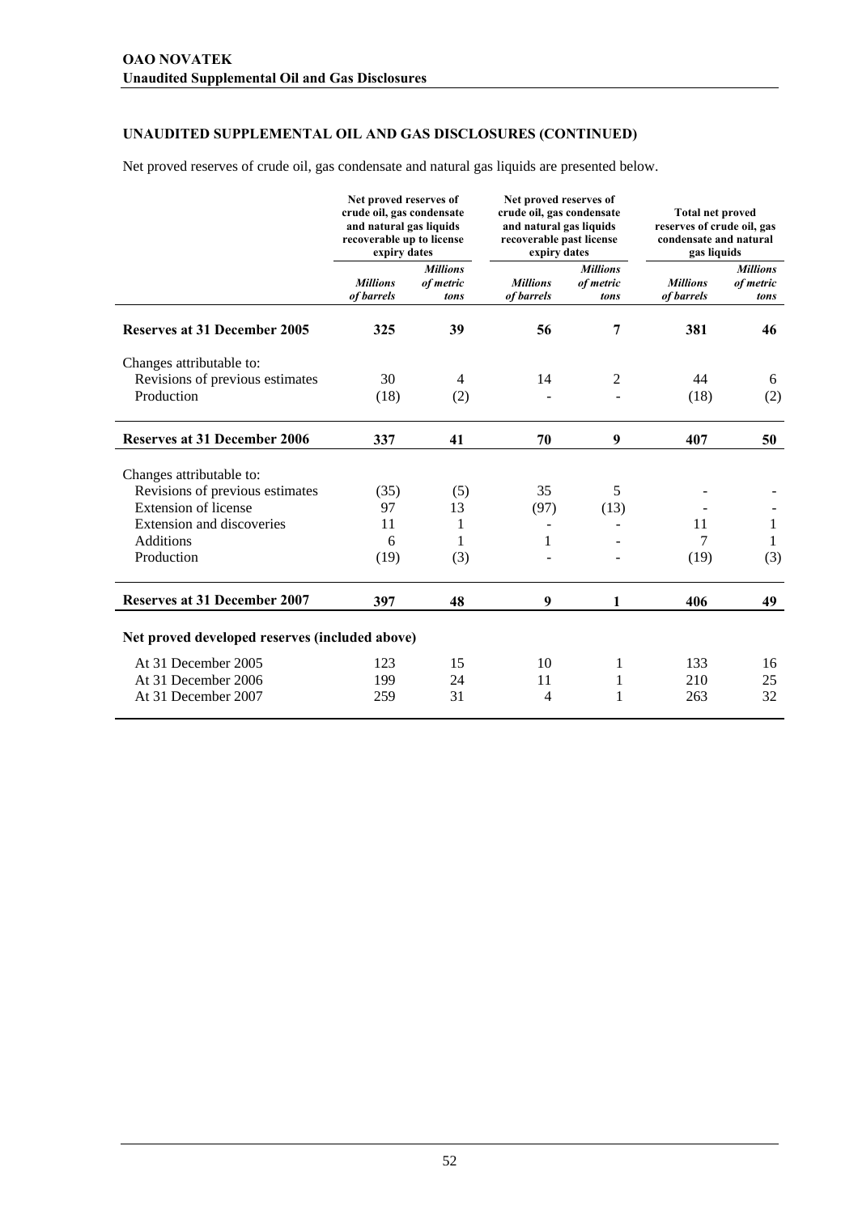## UNAUDITED SUPPLEMENTAL OIL AND GAS DISCLOSURES (CONTINUED)

Net proved reserves of crude oil, gas condensate and natural gas liquids are presented below.

| | Net proved reserves of crude oil, gas condensate and natural gas liquids recoverable up to license expiry dates | | Net proved reserves of crude oil, gas condensate and natural gas liquids recoverable past license expiry dates | | Total net proved reserves of crude oil, gas condensate and natural gas liquids | |
|---|---|---|---|---|---|---|
| | *Millions of barrels* | *Millions of metric tons* | *Millions of barrels* | *Millions of metric tons* | *Millions of barrels* | *Millions of metric tons* |
| **Reserves at 31 December 2005** | **325** | **39** | **56** | **7** | **381** | **46** |
| Changes attributable to: | | | | | | |
| Revisions of previous estimates | 30 | 4 | 14 | 2 | 44 | 6 |
| Production | (18) | (2) | - | - | (18) | (2) |
| **Reserves at 31 December 2006** | **337** | **41** | **70** | **9** | **407** | **50** |
| Changes attributable to: | | | | | | |
| Revisions of previous estimates | (35) | (5) | 35 | 5 | - | - |
| Extension of license | 97 | 13 | (97) | (13) | - | - |
| Extension and discoveries | 11 | 1 | - | - | 11 | 1 |
| Additions | 6 | 1 | 1 | - | 7 | 1 |
| Production | (19) | (3) | - | - | (19) | (3) |
| **Reserves at 31 December 2007** | **397** | **48** | **9** | **1** | **406** | **49** |
| **Net proved developed reserves (included above)** | | | | | | |
| At 31 December 2005 | 123 | 15 | 10 | 1 | 133 | 16 |
| At 31 December 2006 | 199 | 24 | 11 | 1 | 210 | 25 |
| At 31 December 2007 | 259 | 31 | 4 | 1 | 263 | 32 |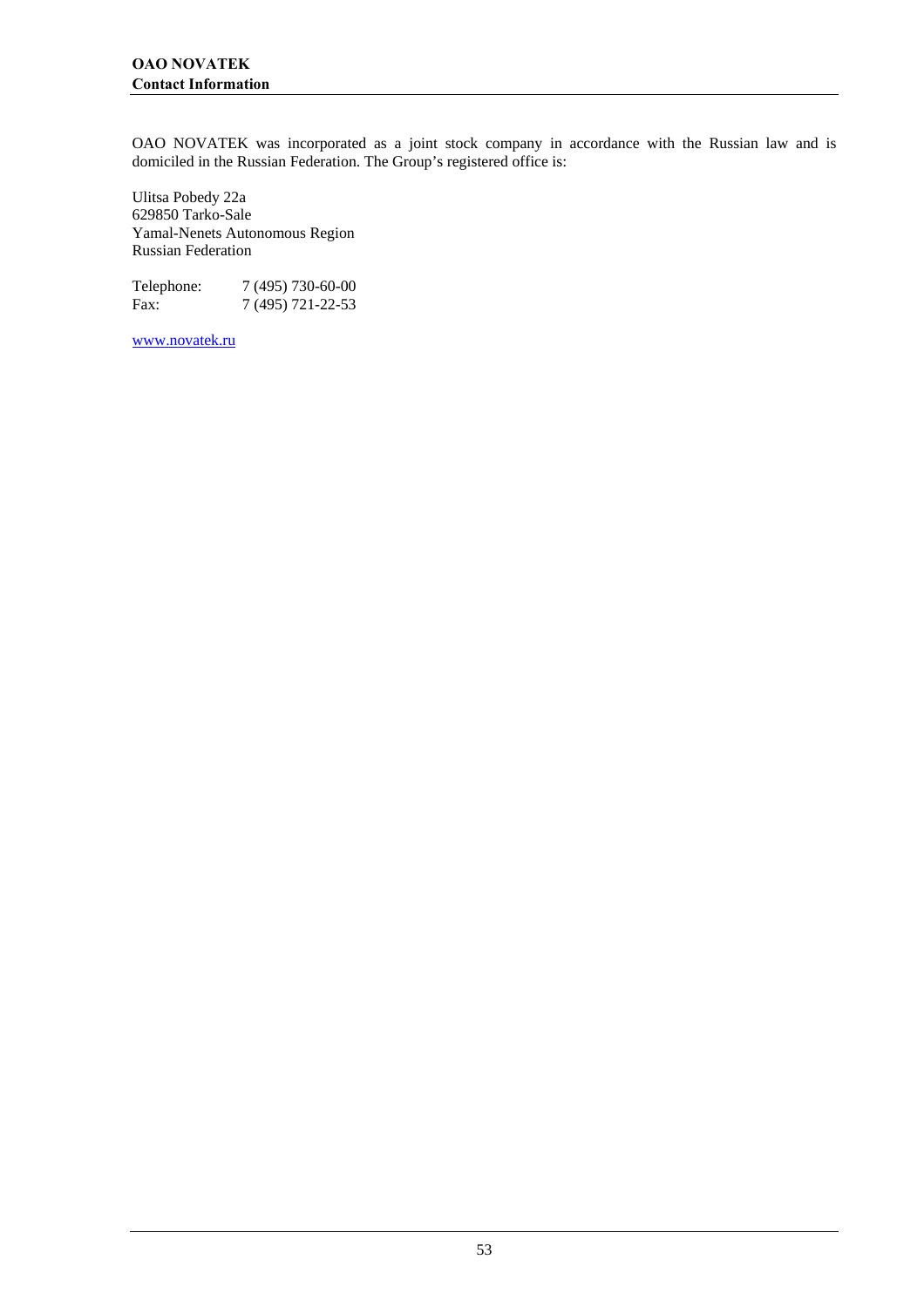**OAO NOVATEK**
**Contact Information**

OAO NOVATEK was incorporated as a joint stock company in accordance with the Russian law and is domiciled in the Russian Federation. The Group's registered office is:

Ulitsa Pobedy 22a
629850 Tarko-Sale
Yamal-Nenets Autonomous Region
Russian Federation

| | |
|---|---|
| Telephone: | 7 (495) 730-60-00 |
| Fax: | 7 (495) 721-22-53 |

www.novatek.ru